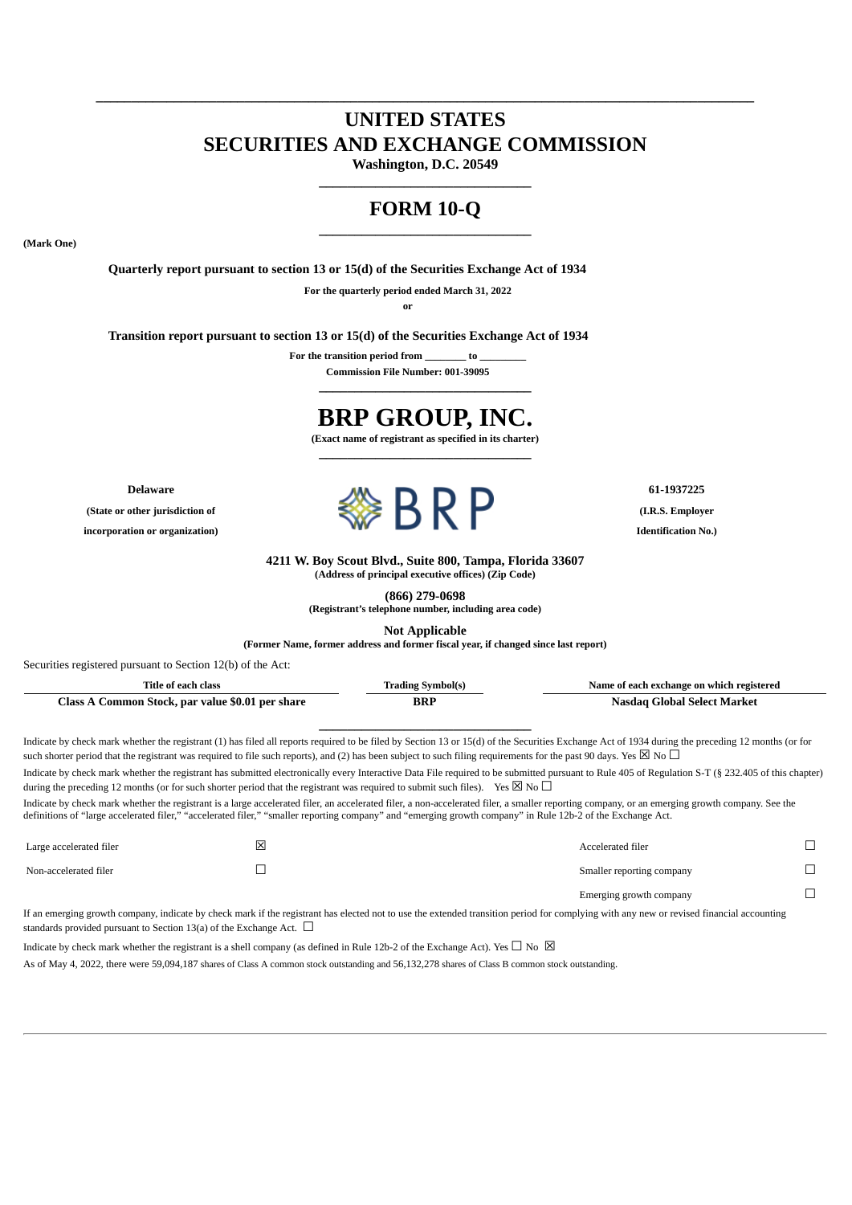# UNITED STATES
# SECURITIES AND EXCHANGE COMMISSION

**Washington, D.C. 20549**

## FORM 10-Q

**(Mark One)**

**Quarterly report pursuant to section 13 or 15(d) of the Securities Exchange Act of 1934**

**For the quarterly period ended March 31, 2022**

**or**

**Transition report pursuant to section 13 or 15(d) of the Securities Exchange Act of 1934**

**For the transition period from \_\_\_\_\_\_\_\_ to \_\_\_\_\_\_\_\_\_**

**Commission File Number: 001-39095**

# BRP GROUP, INC.

**(Exact name of registrant as specified in its charter)**

| **Delaware** | **61-1937225** |
|---|---|
| **(State or other jurisdiction of incorporation or organization)** | **(I.R.S. Employer Identification No.)** |

**4211 W. Boy Scout Blvd., Suite 800, Tampa, Florida 33607**
**(Address of principal executive offices) (Zip Code)**

**(866) 279-0698**
**(Registrant's telephone number, including area code)**

**Not Applicable**
**(Former Name, former address and former fiscal year, if changed since last report)**

Securities registered pursuant to Section 12(b) of the Act:

| Title of each class | Trading Symbol(s) | Name of each exchange on which registered |
|---|---|---|
| **Class A Common Stock, par value $0.01 per share** | **BRP** | **Nasdaq Global Select Market** |

Indicate by check mark whether the registrant (1) has filed all reports required to be filed by Section 13 or 15(d) of the Securities Exchange Act of 1934 during the preceding 12 months (or for such shorter period that the registrant was required to file such reports), and (2) has been subject to such filing requirements for the past 90 days. Yes ☒ No ☐

Indicate by check mark whether the registrant has submitted electronically every Interactive Data File required to be submitted pursuant to Rule 405 of Regulation S-T (§ 232.405 of this chapter) during the preceding 12 months (or for such shorter period that the registrant was required to submit such files). Yes ☒ No ☐

Indicate by check mark whether the registrant is a large accelerated filer, an accelerated filer, a non-accelerated filer, a smaller reporting company, or an emerging growth company. See the definitions of "large accelerated filer," "accelerated filer," "smaller reporting company" and "emerging growth company" in Rule 12b-2 of the Exchange Act.

| | | | |
|---|---|---|---|
| Large accelerated filer | ☒ | Accelerated filer | ☐ |
| Non-accelerated filer | ☐ | Smaller reporting company | ☐ |
| | | Emerging growth company | ☐ |

If an emerging growth company, indicate by check mark if the registrant has elected not to use the extended transition period for complying with any new or revised financial accounting standards provided pursuant to Section 13(a) of the Exchange Act. ☐

Indicate by check mark whether the registrant is a shell company (as defined in Rule 12b-2 of the Exchange Act). Yes ☐ No ☒

As of May 4, 2022, there were 59,094,187 shares of Class A common stock outstanding and 56,132,278 shares of Class B common stock outstanding.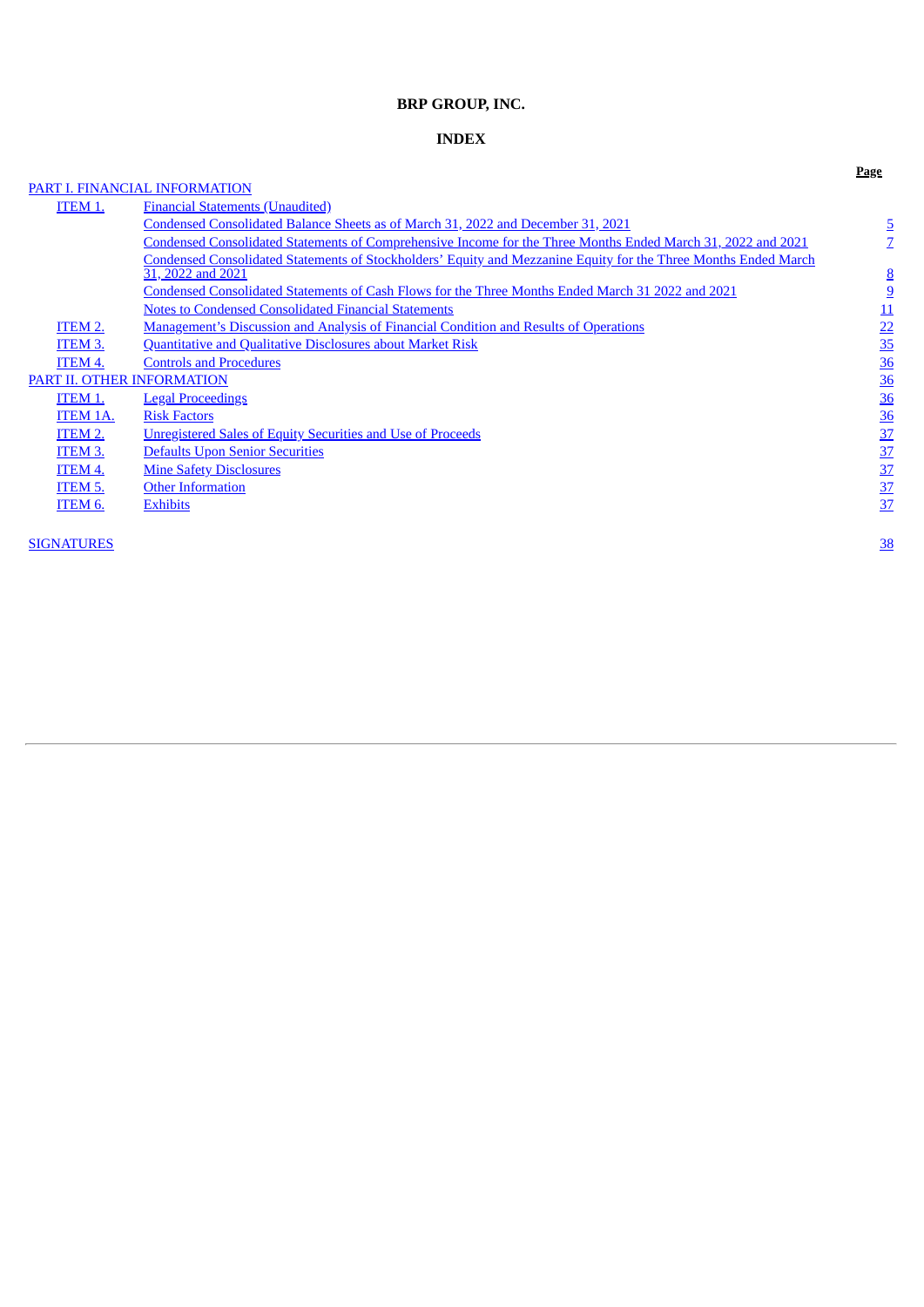**BRP GROUP, INC.**

**INDEX**

| | | Page |
|---|---|---|
| PART I. FINANCIAL INFORMATION | | |
| ITEM 1. | Financial Statements (Unaudited) | |
| | Condensed Consolidated Balance Sheets as of March 31, 2022 and December 31, 2021 | 5 |
| | Condensed Consolidated Statements of Comprehensive Income for the Three Months Ended March 31, 2022 and 2021 | 7 |
| | Condensed Consolidated Statements of Stockholders' Equity and Mezzanine Equity for the Three Months Ended March 31, 2022 and 2021 | 8 |
| | Condensed Consolidated Statements of Cash Flows for the Three Months Ended March 31 2022 and 2021 | 9 |
| | Notes to Condensed Consolidated Financial Statements | 11 |
| ITEM 2. | Management's Discussion and Analysis of Financial Condition and Results of Operations | 22 |
| ITEM 3. | Quantitative and Qualitative Disclosures about Market Risk | 35 |
| ITEM 4. | Controls and Procedures | 36 |
| PART II. OTHER INFORMATION | | 36 |
| ITEM 1. | Legal Proceedings | 36 |
| ITEM 1A. | Risk Factors | 36 |
| ITEM 2. | Unregistered Sales of Equity Securities and Use of Proceeds | 37 |
| ITEM 3. | Defaults Upon Senior Securities | 37 |
| ITEM 4. | Mine Safety Disclosures | 37 |
| ITEM 5. | Other Information | 37 |
| ITEM 6. | Exhibits | 37 |
| | | |
| SIGNATURES | | 38 |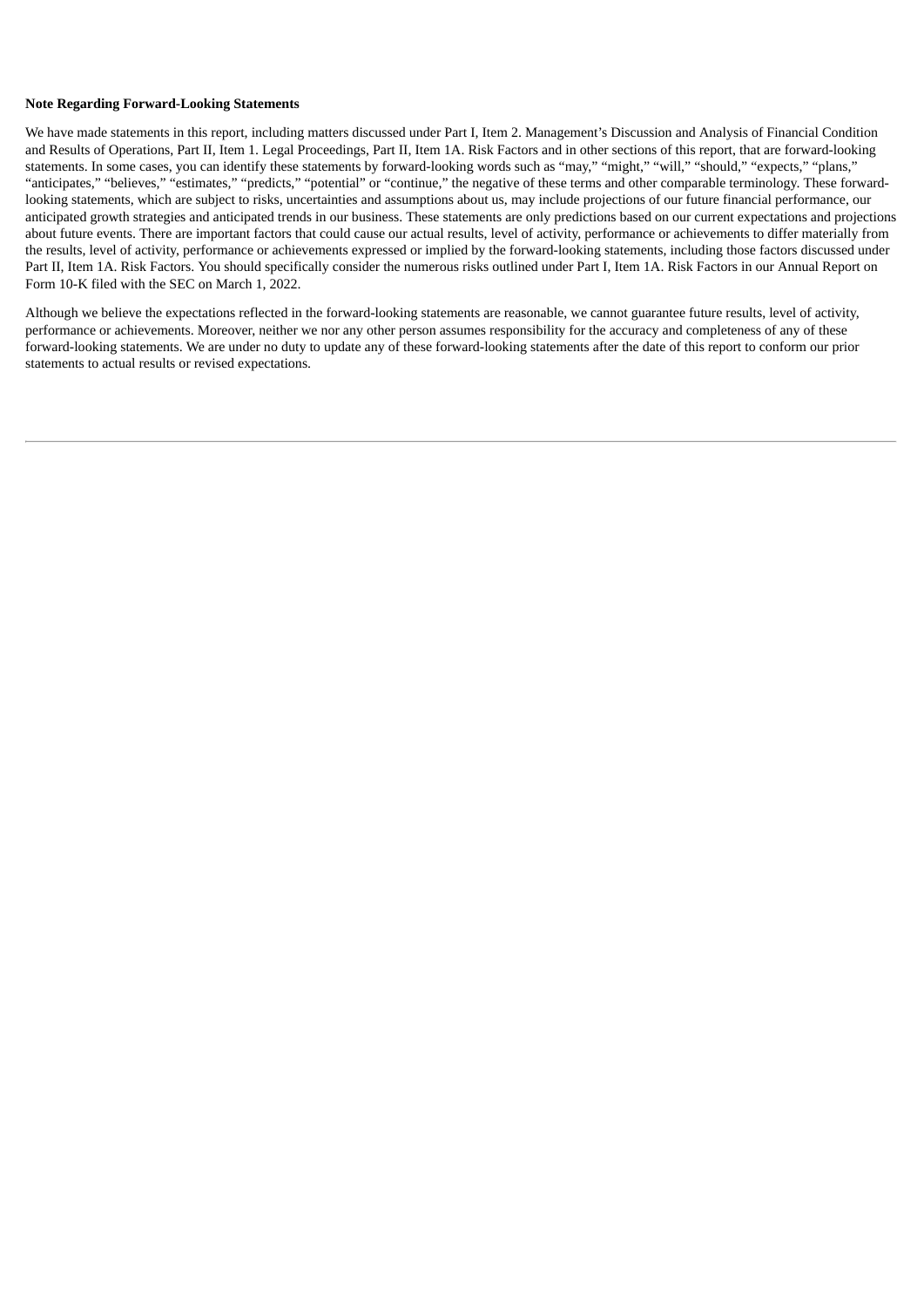**Note Regarding Forward-Looking Statements**

We have made statements in this report, including matters discussed under Part I, Item 2. Management's Discussion and Analysis of Financial Condition and Results of Operations, Part II, Item 1. Legal Proceedings, Part II, Item 1A. Risk Factors and in other sections of this report, that are forward-looking statements. In some cases, you can identify these statements by forward-looking words such as "may," "might," "will," "should," "expects," "plans," "anticipates," "believes," "estimates," "predicts," "potential" or "continue," the negative of these terms and other comparable terminology. These forward-looking statements, which are subject to risks, uncertainties and assumptions about us, may include projections of our future financial performance, our anticipated growth strategies and anticipated trends in our business. These statements are only predictions based on our current expectations and projections about future events. There are important factors that could cause our actual results, level of activity, performance or achievements to differ materially from the results, level of activity, performance or achievements expressed or implied by the forward-looking statements, including those factors discussed under Part II, Item 1A. Risk Factors. You should specifically consider the numerous risks outlined under Part I, Item 1A. Risk Factors in our Annual Report on Form 10-K filed with the SEC on March 1, 2022.

Although we believe the expectations reflected in the forward-looking statements are reasonable, we cannot guarantee future results, level of activity, performance or achievements. Moreover, neither we nor any other person assumes responsibility for the accuracy and completeness of any of these forward-looking statements. We are under no duty to update any of these forward-looking statements after the date of this report to conform our prior statements to actual results or revised expectations.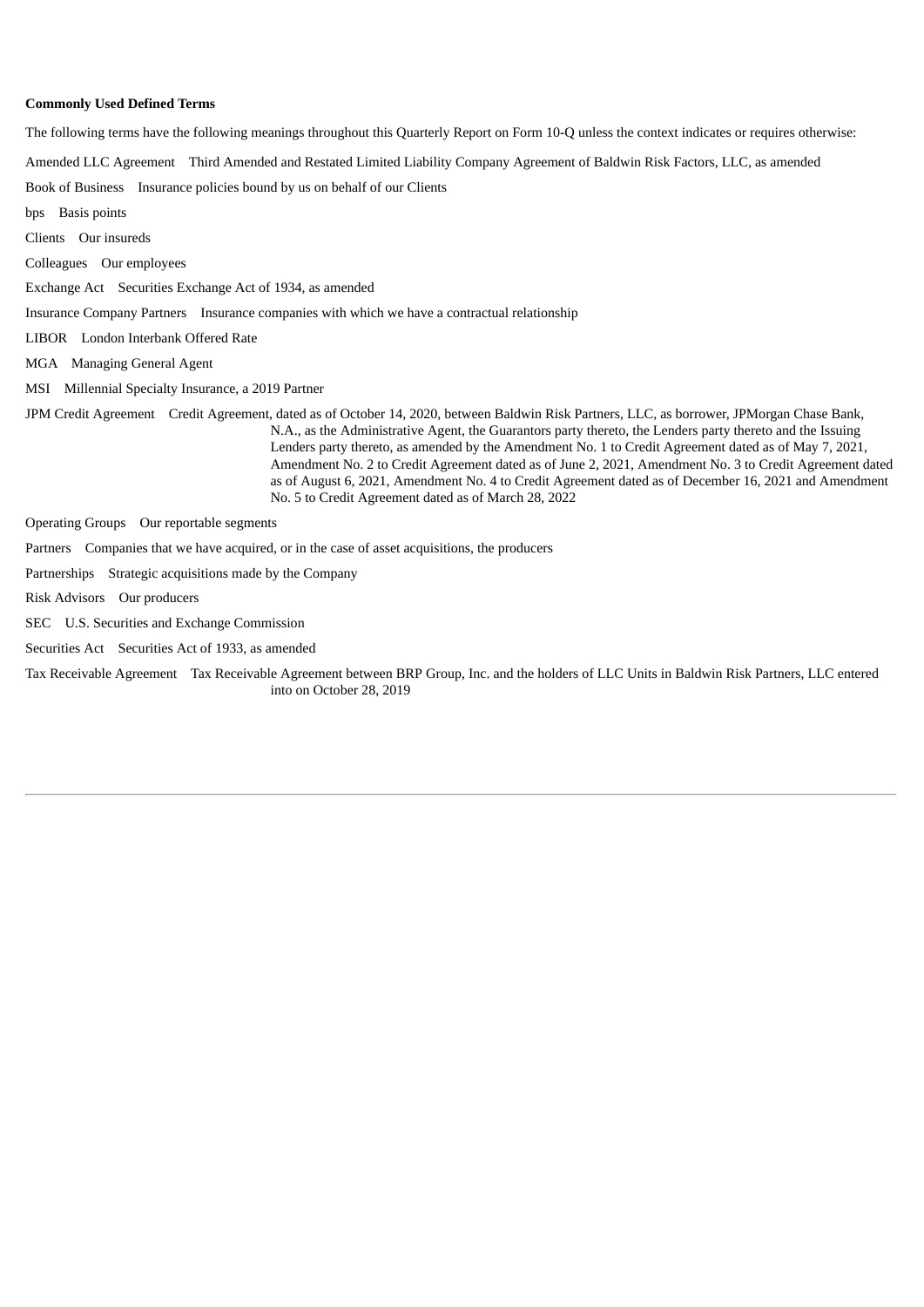**Commonly Used Defined Terms**

The following terms have the following meanings throughout this Quarterly Report on Form 10-Q unless the context indicates or requires otherwise:

| Term | Definition |
| --- | --- |
| Amended LLC Agreement | Third Amended and Restated Limited Liability Company Agreement of Baldwin Risk Factors, LLC, as amended |
| Book of Business | Insurance policies bound by us on behalf of our Clients |
| bps | Basis points |
| Clients | Our insureds |
| Colleagues | Our employees |
| Exchange Act | Securities Exchange Act of 1934, as amended |
| Insurance Company Partners | Insurance companies with which we have a contractual relationship |
| LIBOR | London Interbank Offered Rate |
| MGA | Managing General Agent |
| MSI | Millennial Specialty Insurance, a 2019 Partner |
| JPM Credit Agreement | Credit Agreement, dated as of October 14, 2020, between Baldwin Risk Partners, LLC, as borrower, JPMorgan Chase Bank, N.A., as the Administrative Agent, the Guarantors party thereto, the Lenders party thereto and the Issuing Lenders party thereto, as amended by the Amendment No. 1 to Credit Agreement dated as of May 7, 2021, Amendment No. 2 to Credit Agreement dated as of June 2, 2021, Amendment No. 3 to Credit Agreement dated as of August 6, 2021, Amendment No. 4 to Credit Agreement dated as of December 16, 2021 and Amendment No. 5 to Credit Agreement dated as of March 28, 2022 |
| Operating Groups | Our reportable segments |
| Partners | Companies that we have acquired, or in the case of asset acquisitions, the producers |
| Partnerships | Strategic acquisitions made by the Company |
| Risk Advisors | Our producers |
| SEC | U.S. Securities and Exchange Commission |
| Securities Act | Securities Act of 1933, as amended |
| Tax Receivable Agreement | Tax Receivable Agreement between BRP Group, Inc. and the holders of LLC Units in Baldwin Risk Partners, LLC entered into on October 28, 2019 |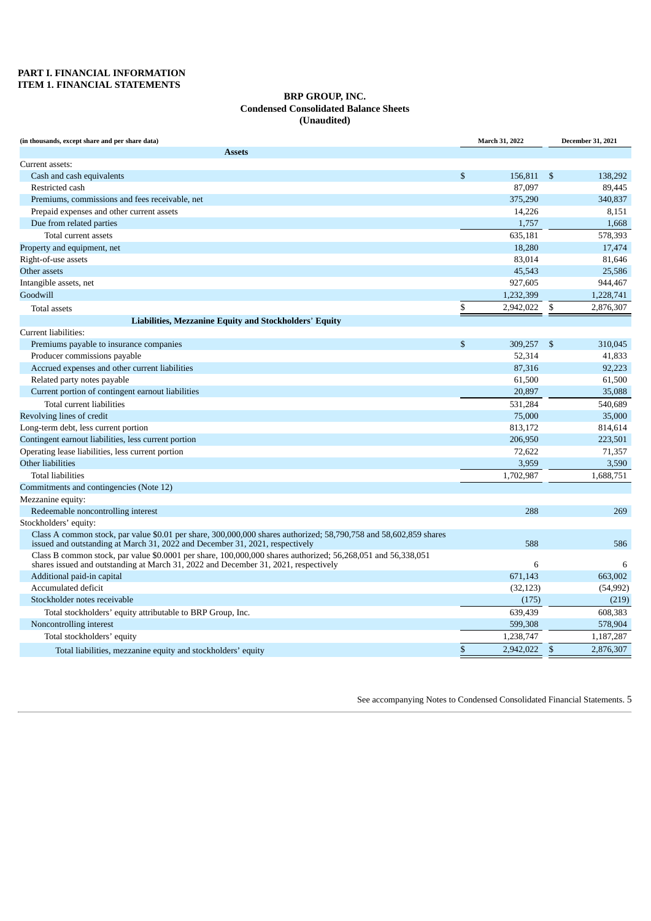**PART I. FINANCIAL INFORMATION**
**ITEM 1. FINANCIAL STATEMENTS**

**BRP GROUP, INC.**
**Condensed Consolidated Balance Sheets**
**(Unaudited)**

| (in thousands, except share and per share data) | March 31, 2022 | December 31, 2021 |
|---|---|---|
| **Assets** | | |
| Current assets: | | |
| Cash and cash equivalents | $ 156,811 | $ 138,292 |
| Restricted cash | 87,097 | 89,445 |
| Premiums, commissions and fees receivable, net | 375,290 | 340,837 |
| Prepaid expenses and other current assets | 14,226 | 8,151 |
| Due from related parties | 1,757 | 1,668 |
| Total current assets | 635,181 | 578,393 |
| Property and equipment, net | 18,280 | 17,474 |
| Right-of-use assets | 83,014 | 81,646 |
| Other assets | 45,543 | 25,586 |
| Intangible assets, net | 927,605 | 944,467 |
| Goodwill | 1,232,399 | 1,228,741 |
| Total assets | $ 2,942,022 | $ 2,876,307 |
| **Liabilities, Mezzanine Equity and Stockholders' Equity** | | |
| Current liabilities: | | |
| Premiums payable to insurance companies | $ 309,257 | $ 310,045 |
| Producer commissions payable | 52,314 | 41,833 |
| Accrued expenses and other current liabilities | 87,316 | 92,223 |
| Related party notes payable | 61,500 | 61,500 |
| Current portion of contingent earnout liabilities | 20,897 | 35,088 |
| Total current liabilities | 531,284 | 540,689 |
| Revolving lines of credit | 75,000 | 35,000 |
| Long-term debt, less current portion | 813,172 | 814,614 |
| Contingent earnout liabilities, less current portion | 206,950 | 223,501 |
| Operating lease liabilities, less current portion | 72,622 | 71,357 |
| Other liabilities | 3,959 | 3,590 |
| Total liabilities | 1,702,987 | 1,688,751 |
| Commitments and contingencies (Note 12) | | |
| Mezzanine equity: | | |
| Redeemable noncontrolling interest | 288 | 269 |
| Stockholders' equity: | | |
| Class A common stock, par value $0.01 per share, 300,000,000 shares authorized; 58,790,758 and 58,602,859 shares issued and outstanding at March 31, 2022 and December 31, 2021, respectively | 588 | 586 |
| Class B common stock, par value $0.0001 per share, 100,000,000 shares authorized; 56,268,051 and 56,338,051 shares issued and outstanding at March 31, 2022 and December 31, 2021, respectively | 6 | 6 |
| Additional paid-in capital | 671,143 | 663,002 |
| Accumulated deficit | (32,123) | (54,992) |
| Stockholder notes receivable | (175) | (219) |
| Total stockholders' equity attributable to BRP Group, Inc. | 639,439 | 608,383 |
| Noncontrolling interest | 599,308 | 578,904 |
| Total stockholders' equity | 1,238,747 | 1,187,287 |
| Total liabilities, mezzanine equity and stockholders' equity | $ 2,942,022 | $ 2,876,307 |

See accompanying Notes to Condensed Consolidated Financial Statements.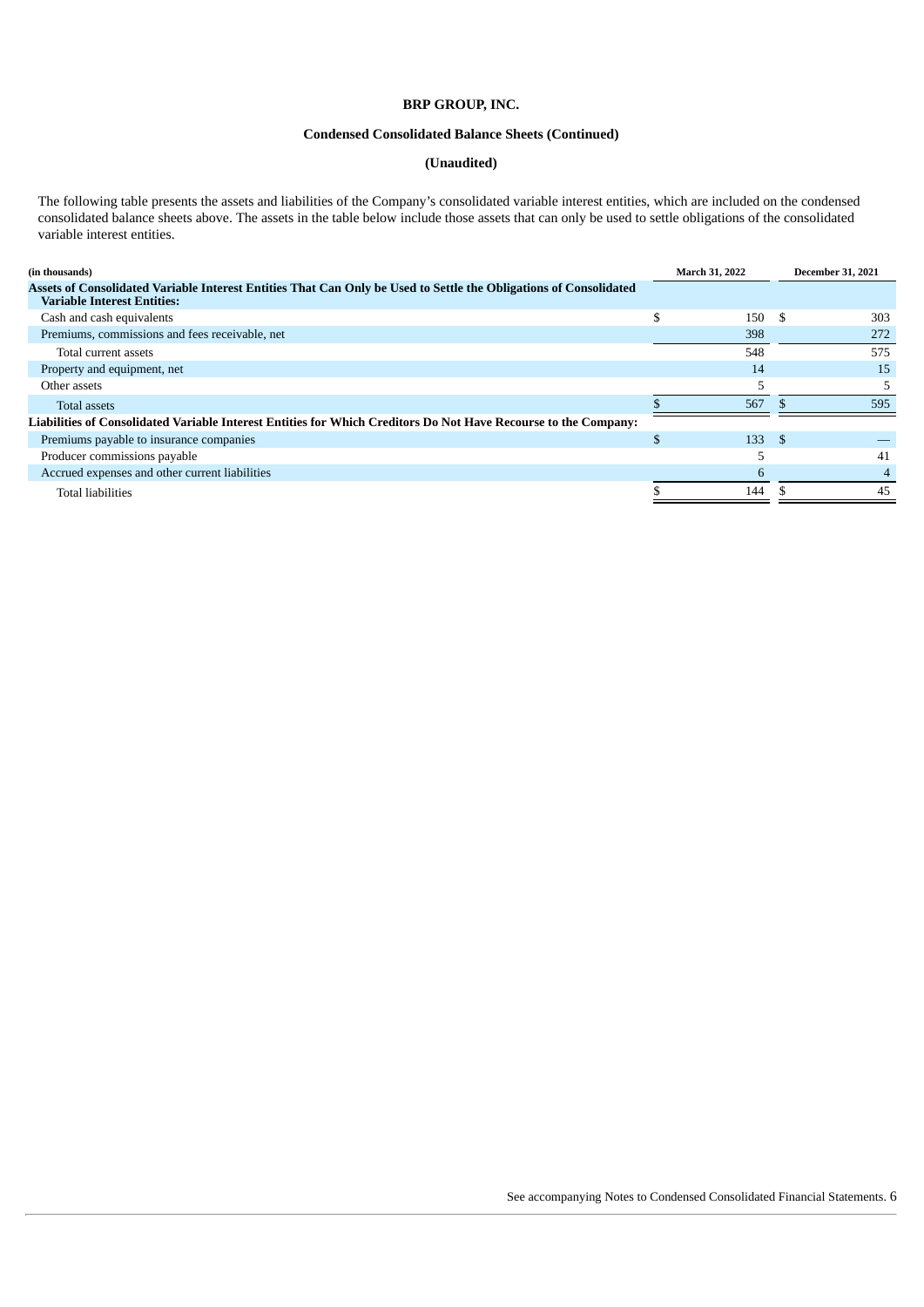# BRP GROUP, INC.

## Condensed Consolidated Balance Sheets (Continued)

### (Unaudited)

The following table presents the assets and liabilities of the Company's consolidated variable interest entities, which are included on the condensed consolidated balance sheets above. The assets in the table below include those assets that can only be used to settle obligations of the consolidated variable interest entities.

| (in thousands) | March 31, 2022 | December 31, 2021 |
|---|---|---|
| **Assets of Consolidated Variable Interest Entities That Can Only be Used to Settle the Obligations of Consolidated Variable Interest Entities:** | | |
| Cash and cash equivalents | $ 150 | $ 303 |
| Premiums, commissions and fees receivable, net | 398 | 272 |
| Total current assets | 548 | 575 |
| Property and equipment, net | 14 | 15 |
| Other assets | 5 | 5 |
| Total assets | $ 567 | $ 595 |
| **Liabilities of Consolidated Variable Interest Entities for Which Creditors Do Not Have Recourse to the Company:** | | |
| Premiums payable to insurance companies | $ 133 | $ — |
| Producer commissions payable | 5 | 41 |
| Accrued expenses and other current liabilities | 6 | 4 |
| Total liabilities | $ 144 | $ 45 |

See accompanying Notes to Condensed Consolidated Financial Statements.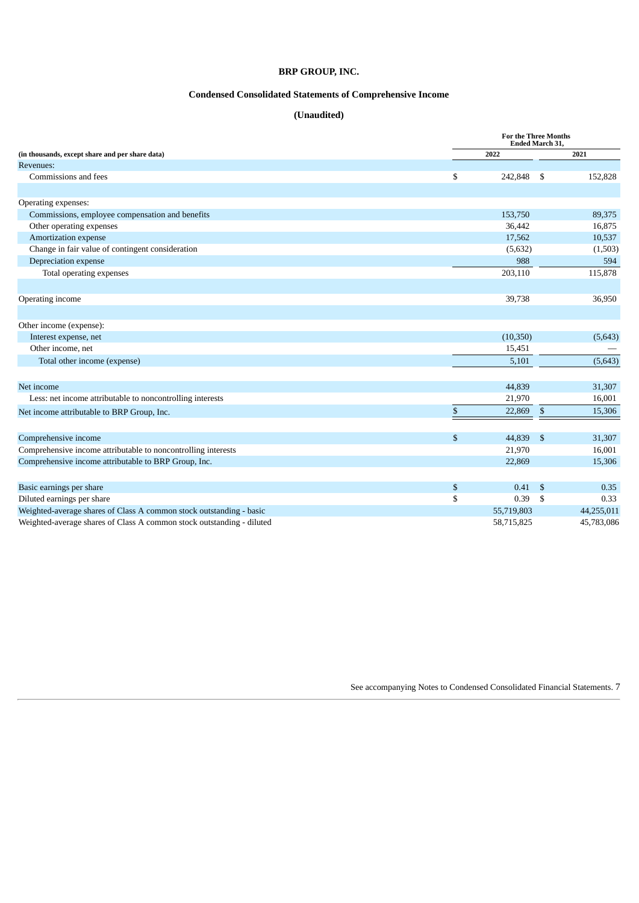# BRP GROUP, INC.

## Condensed Consolidated Statements of Comprehensive Income

## (Unaudited)

| (in thousands, except share and per share data) | For the Three Months Ended March 31, 2022 | 2021 |
|---|---|---|
| Revenues: | | |
| Commissions and fees | $ 242,848 | $ 152,828 |
| | | |
| Operating expenses: | | |
| Commissions, employee compensation and benefits | 153,750 | 89,375 |
| Other operating expenses | 36,442 | 16,875 |
| Amortization expense | 17,562 | 10,537 |
| Change in fair value of contingent consideration | (5,632) | (1,503) |
| Depreciation expense | 988 | 594 |
| Total operating expenses | 203,110 | 115,878 |
| | | |
| Operating income | 39,738 | 36,950 |
| | | |
| Other income (expense): | | |
| Interest expense, net | (10,350) | (5,643) |
| Other income, net | 15,451 | — |
| Total other income (expense) | 5,101 | (5,643) |
| | | |
| Net income | 44,839 | 31,307 |
| Less: net income attributable to noncontrolling interests | 21,970 | 16,001 |
| Net income attributable to BRP Group, Inc. | $ 22,869 | $ 15,306 |
| | | |
| Comprehensive income | $ 44,839 | $ 31,307 |
| Comprehensive income attributable to noncontrolling interests | 21,970 | 16,001 |
| Comprehensive income attributable to BRP Group, Inc. | 22,869 | 15,306 |
| | | |
| Basic earnings per share | $ 0.41 | $ 0.35 |
| Diluted earnings per share | $ 0.39 | $ 0.33 |
| Weighted-average shares of Class A common stock outstanding - basic | 55,719,803 | 44,255,011 |
| Weighted-average shares of Class A common stock outstanding - diluted | 58,715,825 | 45,783,086 |

See accompanying Notes to Condensed Consolidated Financial Statements.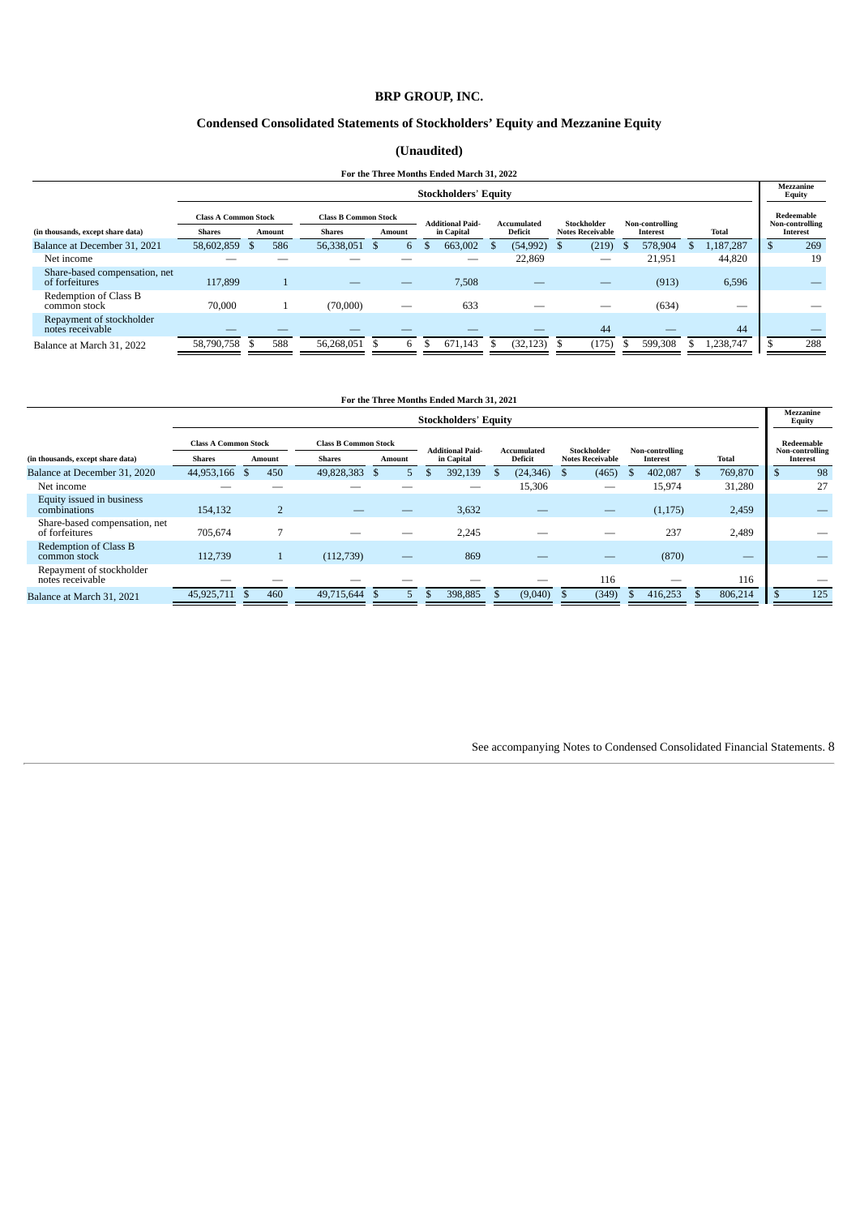# BRP GROUP, INC.

## Condensed Consolidated Statements of Stockholders' Equity and Mezzanine Equity

### (Unaudited)

**For the Three Months Ended March 31, 2022**

| | Stockholders' Equity | | | | | | | | | Mezzanine Equity |
|---|---|---|---|---|---|---|---|---|---|---|
| | Class A Common Stock | | Class B Common Stock | | | | | | | |
| (in thousands, except share data) | Shares | Amount | Shares | Amount | Additional Paid-in Capital | Accumulated Deficit | Stockholder Notes Receivable | Non-controlling Interest | Total | Redeemable Non-controlling Interest |
| Balance at December 31, 2021 | 58,602,859 | $ 586 | 56,338,051 | $ 6 | $ 663,002 | $ (54,992) | $ (219) | $ 578,904 | $ 1,187,287 | $ 269 |
| Net income | — | — | — | — | — | 22,869 | — | 21,951 | 44,820 | 19 |
| Share-based compensation, net of forfeitures | 117,899 | 1 | — | — | 7,508 | — | — | (913) | 6,596 | — |
| Redemption of Class B common stock | 70,000 | 1 | (70,000) | — | 633 | — | — | (634) | — | — |
| Repayment of stockholder notes receivable | — | — | — | — | — | — | 44 | — | 44 | — |
| Balance at March 31, 2022 | 58,790,758 | $ 588 | 56,268,051 | $ 6 | $ 671,143 | $ (32,123) | $ (175) | $ 599,308 | $ 1,238,747 | $ 288 |

**For the Three Months Ended March 31, 2021**

| | Stockholders' Equity | | | | | | | | | Mezzanine Equity |
|---|---|---|---|---|---|---|---|---|---|---|
| | Class A Common Stock | | Class B Common Stock | | | | | | | |
| (in thousands, except share data) | Shares | Amount | Shares | Amount | Additional Paid-in Capital | Accumulated Deficit | Stockholder Notes Receivable | Non-controlling Interest | Total | Redeemable Non-controlling Interest |
| Balance at December 31, 2020 | 44,953,166 | $ 450 | 49,828,383 | $ 5 | $ 392,139 | $ (24,346) | $ (465) | $ 402,087 | $ 769,870 | $ 98 |
| Net income | — | — | — | — | — | 15,306 | — | 15,974 | 31,280 | 27 |
| Equity issued in business combinations | 154,132 | 2 | — | — | 3,632 | — | — | (1,175) | 2,459 | — |
| Share-based compensation, net of forfeitures | 705,674 | 7 | — | — | 2,245 | — | — | 237 | 2,489 | — |
| Redemption of Class B common stock | 112,739 | 1 | (112,739) | — | 869 | — | — | (870) | — | — |
| Repayment of stockholder notes receivable | — | — | — | — | — | — | 116 | — | 116 | — |
| Balance at March 31, 2021 | 45,925,711 | $ 460 | 49,715,644 | $ 5 | $ 398,885 | $ (9,040) | $ (349) | $ 416,253 | $ 806,214 | $ 125 |

See accompanying Notes to Condensed Consolidated Financial Statements.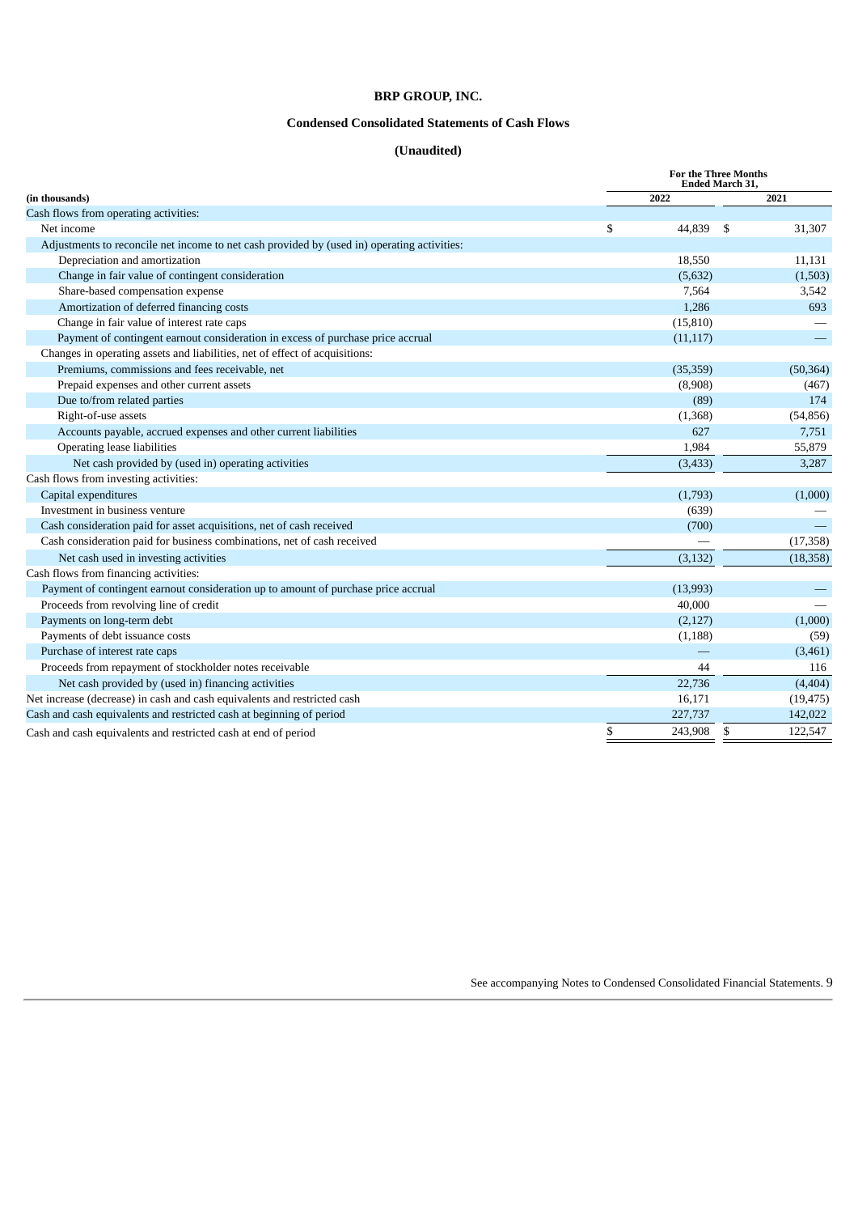# BRP GROUP, INC.

## Condensed Consolidated Statements of Cash Flows

### (Unaudited)

| (in thousands) | For the Three Months Ended March 31, 2022 | 2021 |
|---|---|---|
| Cash flows from operating activities: | | |
| Net income | $ 44,839 | $ 31,307 |
| Adjustments to reconcile net income to net cash provided by (used in) operating activities: | | |
| Depreciation and amortization | 18,550 | 11,131 |
| Change in fair value of contingent consideration | (5,632) | (1,503) |
| Share-based compensation expense | 7,564 | 3,542 |
| Amortization of deferred financing costs | 1,286 | 693 |
| Change in fair value of interest rate caps | (15,810) | — |
| Payment of contingent earnout consideration in excess of purchase price accrual | (11,117) | — |
| Changes in operating assets and liabilities, net of effect of acquisitions: | | |
| Premiums, commissions and fees receivable, net | (35,359) | (50,364) |
| Prepaid expenses and other current assets | (8,908) | (467) |
| Due to/from related parties | (89) | 174 |
| Right-of-use assets | (1,368) | (54,856) |
| Accounts payable, accrued expenses and other current liabilities | 627 | 7,751 |
| Operating lease liabilities | 1,984 | 55,879 |
| Net cash provided by (used in) operating activities | (3,433) | 3,287 |
| Cash flows from investing activities: | | |
| Capital expenditures | (1,793) | (1,000) |
| Investment in business venture | (639) | — |
| Cash consideration paid for asset acquisitions, net of cash received | (700) | — |
| Cash consideration paid for business combinations, net of cash received | — | (17,358) |
| Net cash used in investing activities | (3,132) | (18,358) |
| Cash flows from financing activities: | | |
| Payment of contingent earnout consideration up to amount of purchase price accrual | (13,993) | — |
| Proceeds from revolving line of credit | 40,000 | — |
| Payments on long-term debt | (2,127) | (1,000) |
| Payments of debt issuance costs | (1,188) | (59) |
| Purchase of interest rate caps | — | (3,461) |
| Proceeds from repayment of stockholder notes receivable | 44 | 116 |
| Net cash provided by (used in) financing activities | 22,736 | (4,404) |
| Net increase (decrease) in cash and cash equivalents and restricted cash | 16,171 | (19,475) |
| Cash and cash equivalents and restricted cash at beginning of period | 227,737 | 142,022 |
| Cash and cash equivalents and restricted cash at end of period | $ 243,908 | $ 122,547 |

See accompanying Notes to Condensed Consolidated Financial Statements.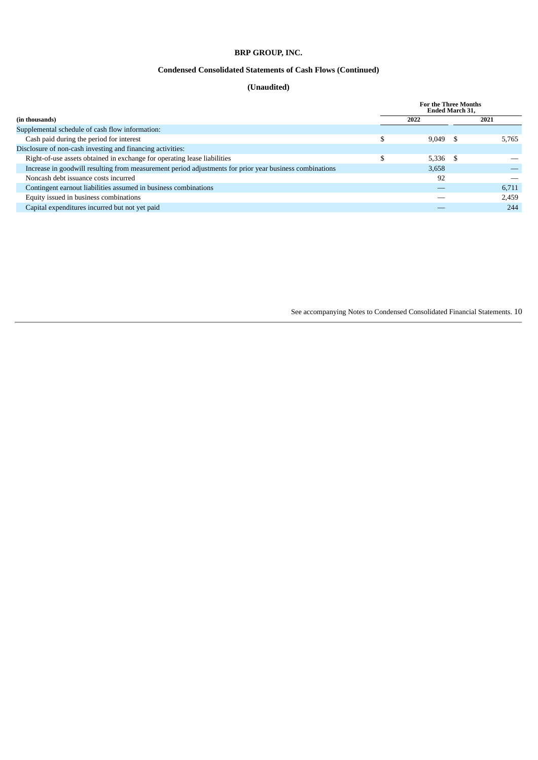# BRP GROUP, INC.

## Condensed Consolidated Statements of Cash Flows (Continued)

### (Unaudited)

| (in thousands) | For the Three Months Ended March 31, 2022 | 2021 |
|---|---|---|
| Supplemental schedule of cash flow information: | | |
| Cash paid during the period for interest | $ 9,049 | $ 5,765 |
| Disclosure of non-cash investing and financing activities: | | |
| Right-of-use assets obtained in exchange for operating lease liabilities | $ 5,336 | $ — |
| Increase in goodwill resulting from measurement period adjustments for prior year business combinations | 3,658 | — |
| Noncash debt issuance costs incurred | 92 | — |
| Contingent earnout liabilities assumed in business combinations | — | 6,711 |
| Equity issued in business combinations | — | 2,459 |
| Capital expenditures incurred but not yet paid | — | 244 |

See accompanying Notes to Condensed Consolidated Financial Statements.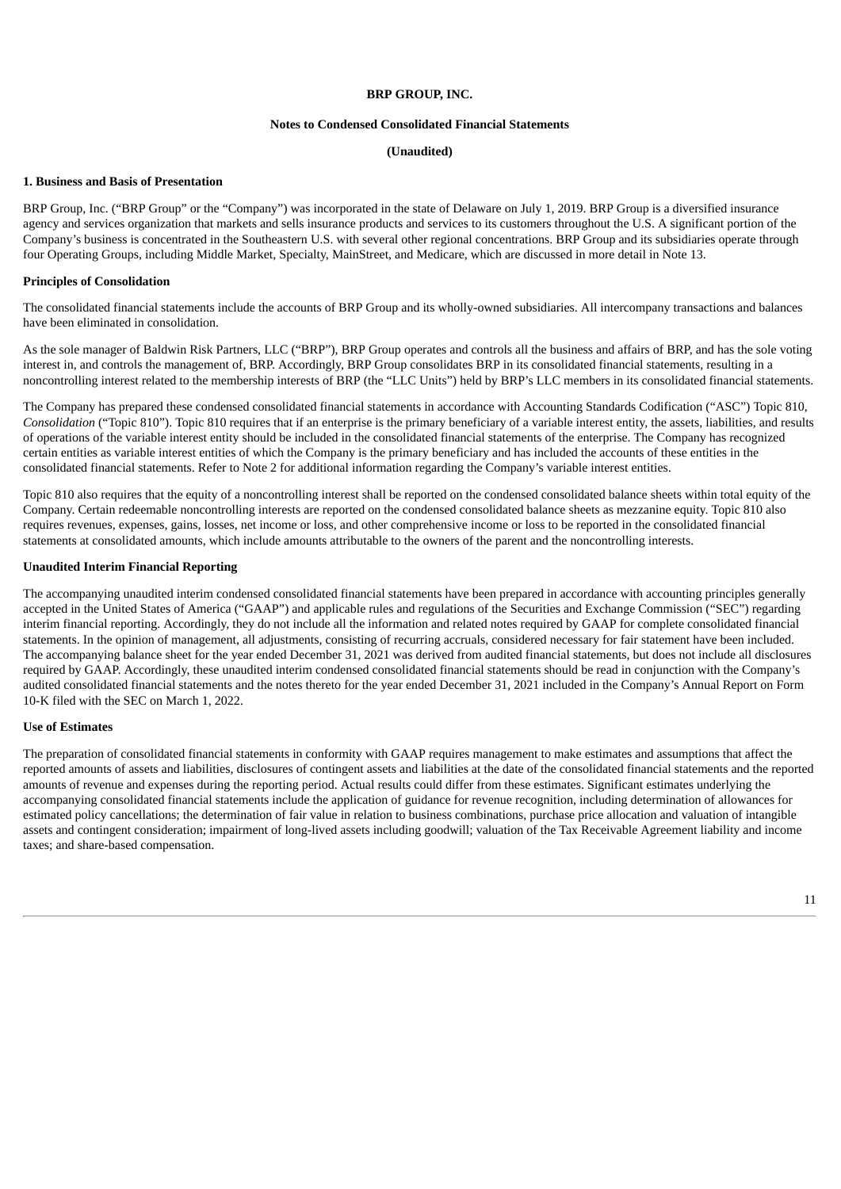**BRP GROUP, INC.**

**Notes to Condensed Consolidated Financial Statements**

**(Unaudited)**

## 1. Business and Basis of Presentation

BRP Group, Inc. ("BRP Group" or the "Company") was incorporated in the state of Delaware on July 1, 2019. BRP Group is a diversified insurance agency and services organization that markets and sells insurance products and services to its customers throughout the U.S. A significant portion of the Company's business is concentrated in the Southeastern U.S. with several other regional concentrations. BRP Group and its subsidiaries operate through four Operating Groups, including Middle Market, Specialty, MainStreet, and Medicare, which are discussed in more detail in Note 13.

### Principles of Consolidation

The consolidated financial statements include the accounts of BRP Group and its wholly-owned subsidiaries. All intercompany transactions and balances have been eliminated in consolidation.

As the sole manager of Baldwin Risk Partners, LLC ("BRP"), BRP Group operates and controls all the business and affairs of BRP, and has the sole voting interest in, and controls the management of, BRP. Accordingly, BRP Group consolidates BRP in its consolidated financial statements, resulting in a noncontrolling interest related to the membership interests of BRP (the "LLC Units") held by BRP's LLC members in its consolidated financial statements.

The Company has prepared these condensed consolidated financial statements in accordance with Accounting Standards Codification ("ASC") Topic 810, *Consolidation* ("Topic 810"). Topic 810 requires that if an enterprise is the primary beneficiary of a variable interest entity, the assets, liabilities, and results of operations of the variable interest entity should be included in the consolidated financial statements of the enterprise. The Company has recognized certain entities as variable interest entities of which the Company is the primary beneficiary and has included the accounts of these entities in the consolidated financial statements. Refer to Note 2 for additional information regarding the Company's variable interest entities.

Topic 810 also requires that the equity of a noncontrolling interest shall be reported on the condensed consolidated balance sheets within total equity of the Company. Certain redeemable noncontrolling interests are reported on the condensed consolidated balance sheets as mezzanine equity. Topic 810 also requires revenues, expenses, gains, losses, net income or loss, and other comprehensive income or loss to be reported in the consolidated financial statements at consolidated amounts, which include amounts attributable to the owners of the parent and the noncontrolling interests.

### Unaudited Interim Financial Reporting

The accompanying unaudited interim condensed consolidated financial statements have been prepared in accordance with accounting principles generally accepted in the United States of America ("GAAP") and applicable rules and regulations of the Securities and Exchange Commission ("SEC") regarding interim financial reporting. Accordingly, they do not include all the information and related notes required by GAAP for complete consolidated financial statements. In the opinion of management, all adjustments, consisting of recurring accruals, considered necessary for fair statement have been included. The accompanying balance sheet for the year ended December 31, 2021 was derived from audited financial statements, but does not include all disclosures required by GAAP. Accordingly, these unaudited interim condensed consolidated financial statements should be read in conjunction with the Company's audited consolidated financial statements and the notes thereto for the year ended December 31, 2021 included in the Company's Annual Report on Form 10-K filed with the SEC on March 1, 2022.

### Use of Estimates

The preparation of consolidated financial statements in conformity with GAAP requires management to make estimates and assumptions that affect the reported amounts of assets and liabilities, disclosures of contingent assets and liabilities at the date of the consolidated financial statements and the reported amounts of revenue and expenses during the reporting period. Actual results could differ from these estimates. Significant estimates underlying the accompanying consolidated financial statements include the application of guidance for revenue recognition, including determination of allowances for estimated policy cancellations; the determination of fair value in relation to business combinations, purchase price allocation and valuation of intangible assets and contingent consideration; impairment of long-lived assets including goodwill; valuation of the Tax Receivable Agreement liability and income taxes; and share-based compensation.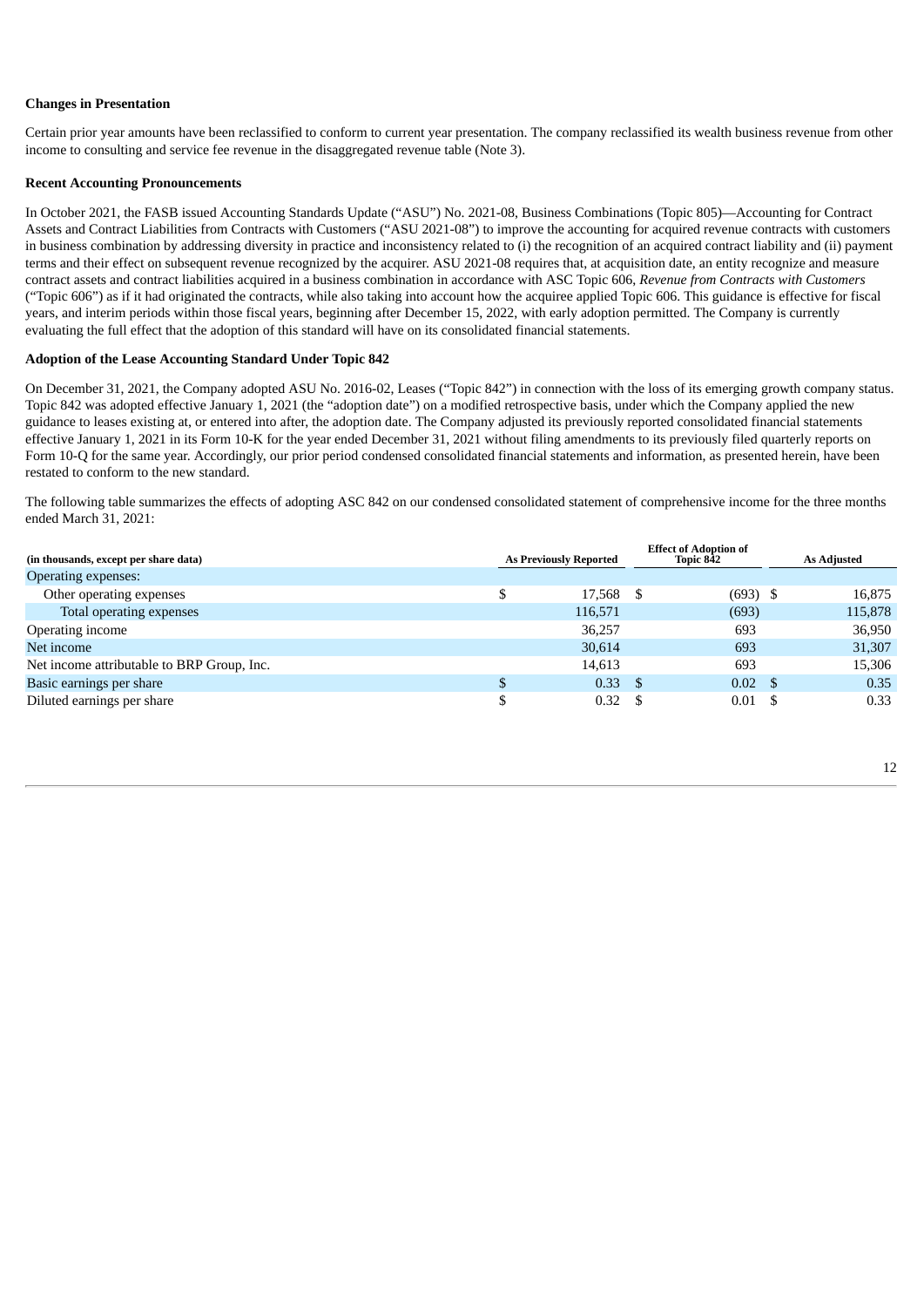**Changes in Presentation**

Certain prior year amounts have been reclassified to conform to current year presentation. The company reclassified its wealth business revenue from other income to consulting and service fee revenue in the disaggregated revenue table (Note 3).

**Recent Accounting Pronouncements**

In October 2021, the FASB issued Accounting Standards Update ("ASU") No. 2021-08, Business Combinations (Topic 805)—Accounting for Contract Assets and Contract Liabilities from Contracts with Customers ("ASU 2021-08") to improve the accounting for acquired revenue contracts with customers in business combination by addressing diversity in practice and inconsistency related to (i) the recognition of an acquired contract liability and (ii) payment terms and their effect on subsequent revenue recognized by the acquirer. ASU 2021-08 requires that, at acquisition date, an entity recognize and measure contract assets and contract liabilities acquired in a business combination in accordance with ASC Topic 606, *Revenue from Contracts with Customers* ("Topic 606") as if it had originated the contracts, while also taking into account how the acquiree applied Topic 606. This guidance is effective for fiscal years, and interim periods within those fiscal years, beginning after December 15, 2022, with early adoption permitted. The Company is currently evaluating the full effect that the adoption of this standard will have on its consolidated financial statements.

**Adoption of the Lease Accounting Standard Under Topic 842**

On December 31, 2021, the Company adopted ASU No. 2016-02, Leases ("Topic 842") in connection with the loss of its emerging growth company status. Topic 842 was adopted effective January 1, 2021 (the "adoption date") on a modified retrospective basis, under which the Company applied the new guidance to leases existing at, or entered into after, the adoption date. The Company adjusted its previously reported consolidated financial statements effective January 1, 2021 in its Form 10-K for the year ended December 31, 2021 without filing amendments to its previously filed quarterly reports on Form 10-Q for the same year. Accordingly, our prior period condensed consolidated financial statements and information, as presented herein, have been restated to conform to the new standard.

The following table summarizes the effects of adopting ASC 842 on our condensed consolidated statement of comprehensive income for the three months ended March 31, 2021:

| (in thousands, except per share data) | As Previously Reported | Effect of Adoption of Topic 842 | As Adjusted |
|---|---|---|---|
| Operating expenses: | | | |
| Other operating expenses | $ 17,568 | $ (693) | $ 16,875 |
| Total operating expenses | 116,571 | (693) | 115,878 |
| Operating income | 36,257 | 693 | 36,950 |
| Net income | 30,614 | 693 | 31,307 |
| Net income attributable to BRP Group, Inc. | 14,613 | 693 | 15,306 |
| Basic earnings per share | $ 0.33 | $ 0.02 | $ 0.35 |
| Diluted earnings per share | $ 0.32 | $ 0.01 | $ 0.33 |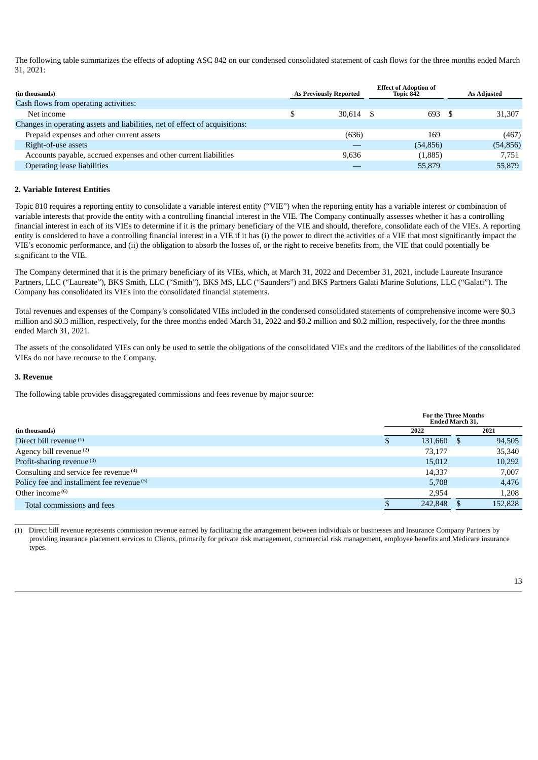The following table summarizes the effects of adopting ASC 842 on our condensed consolidated statement of cash flows for the three months ended March 31, 2021:

| (in thousands) | As Previously Reported | Effect of Adoption of Topic 842 | As Adjusted |
|---|---|---|---|
| Cash flows from operating activities: | | | |
| Net income | $ 30,614 | $ 693 | $ 31,307 |
| Changes in operating assets and liabilities, net of effect of acquisitions: | | | |
| Prepaid expenses and other current assets | (636) | 169 | (467) |
| Right-of-use assets | — | (54,856) | (54,856) |
| Accounts payable, accrued expenses and other current liabilities | 9,636 | (1,885) | 7,751 |
| Operating lease liabilities | — | 55,879 | 55,879 |

### 2. Variable Interest Entities

Topic 810 requires a reporting entity to consolidate a variable interest entity ("VIE") when the reporting entity has a variable interest or combination of variable interests that provide the entity with a controlling financial interest in the VIE. The Company continually assesses whether it has a controlling financial interest in each of its VIEs to determine if it is the primary beneficiary of the VIE and should, therefore, consolidate each of the VIEs. A reporting entity is considered to have a controlling financial interest in a VIE if it has (i) the power to direct the activities of a VIE that most significantly impact the VIE's economic performance, and (ii) the obligation to absorb the losses of, or the right to receive benefits from, the VIE that could potentially be significant to the VIE.

The Company determined that it is the primary beneficiary of its VIEs, which, at March 31, 2022 and December 31, 2021, include Laureate Insurance Partners, LLC ("Laureate"), BKS Smith, LLC ("Smith"), BKS MS, LLC ("Saunders") and BKS Partners Galati Marine Solutions, LLC ("Galati"). The Company has consolidated its VIEs into the consolidated financial statements.

Total revenues and expenses of the Company's consolidated VIEs included in the condensed consolidated statements of comprehensive income were $0.3 million and $0.3 million, respectively, for the three months ended March 31, 2022 and $0.2 million and $0.2 million, respectively, for the three months ended March 31, 2021.

The assets of the consolidated VIEs can only be used to settle the obligations of the consolidated VIEs and the creditors of the liabilities of the consolidated VIEs do not have recourse to the Company.

### 3. Revenue

The following table provides disaggregated commissions and fees revenue by major source:

| | For the Three Months Ended March 31, | |
|---|---|---|
| (in thousands) | 2022 | 2021 |
| Direct bill revenue [(1)] | $ 131,660 | $ 94,505 |
| Agency bill revenue [(2)] | 73,177 | 35,340 |
| Profit-sharing revenue [(3)] | 15,012 | 10,292 |
| Consulting and service fee revenue [(4)] | 14,337 | 7,007 |
| Policy fee and installment fee revenue [(5)] | 5,708 | 4,476 |
| Other income [(6)] | 2,954 | 1,208 |
| Total commissions and fees | $ 242,848 | $ 152,828 |

(1) Direct bill revenue represents commission revenue earned by facilitating the arrangement between individuals or businesses and Insurance Company Partners by providing insurance placement services to Clients, primarily for private risk management, commercial risk management, employee benefits and Medicare insurance types.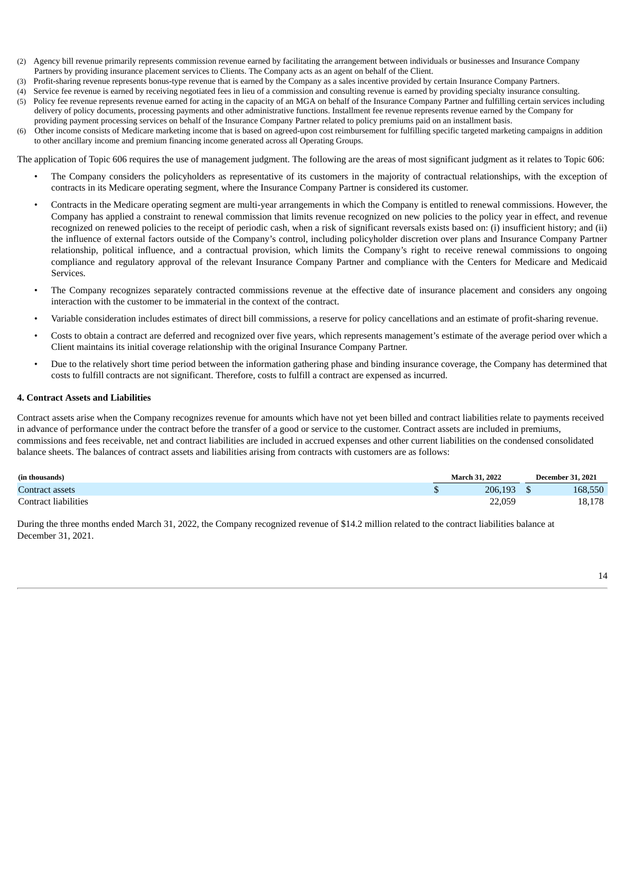(2) Agency bill revenue primarily represents commission revenue earned by facilitating the arrangement between individuals or businesses and Insurance Company Partners by providing insurance placement services to Clients. The Company acts as an agent on behalf of the Client.

(3) Profit-sharing revenue represents bonus-type revenue that is earned by the Company as a sales incentive provided by certain Insurance Company Partners.

(4) Service fee revenue is earned by receiving negotiated fees in lieu of a commission and consulting revenue is earned by providing specialty insurance consulting.

(5) Policy fee revenue represents revenue earned for acting in the capacity of an MGA on behalf of the Insurance Company Partner and fulfilling certain services including delivery of policy documents, processing payments and other administrative functions. Installment fee revenue represents revenue earned by the Company for providing payment processing services on behalf of the Insurance Company Partner related to policy premiums paid on an installment basis.

(6) Other income consists of Medicare marketing income that is based on agreed-upon cost reimbursement for fulfilling specific targeted marketing campaigns in addition to other ancillary income and premium financing income generated across all Operating Groups.

The application of Topic 606 requires the use of management judgment. The following are the areas of most significant judgment as it relates to Topic 606:

- The Company considers the policyholders as representative of its customers in the majority of contractual relationships, with the exception of contracts in its Medicare operating segment, where the Insurance Company Partner is considered its customer.
- Contracts in the Medicare operating segment are multi-year arrangements in which the Company is entitled to renewal commissions. However, the Company has applied a constraint to renewal commission that limits revenue recognized on new policies to the policy year in effect, and revenue recognized on renewed policies to the receipt of periodic cash, when a risk of significant reversals exists based on: (i) insufficient history; and (ii) the influence of external factors outside of the Company's control, including policyholder discretion over plans and Insurance Company Partner relationship, political influence, and a contractual provision, which limits the Company's right to receive renewal commissions to ongoing compliance and regulatory approval of the relevant Insurance Company Partner and compliance with the Centers for Medicare and Medicaid Services.
- The Company recognizes separately contracted commissions revenue at the effective date of insurance placement and considers any ongoing interaction with the customer to be immaterial in the context of the contract.
- Variable consideration includes estimates of direct bill commissions, a reserve for policy cancellations and an estimate of profit-sharing revenue.
- Costs to obtain a contract are deferred and recognized over five years, which represents management's estimate of the average period over which a Client maintains its initial coverage relationship with the original Insurance Company Partner.
- Due to the relatively short time period between the information gathering phase and binding insurance coverage, the Company has determined that costs to fulfill contracts are not significant. Therefore, costs to fulfill a contract are expensed as incurred.

### 4. Contract Assets and Liabilities

Contract assets arise when the Company recognizes revenue for amounts which have not yet been billed and contract liabilities relate to payments received in advance of performance under the contract before the transfer of a good or service to the customer. Contract assets are included in premiums, commissions and fees receivable, net and contract liabilities are included in accrued expenses and other current liabilities on the condensed consolidated balance sheets. The balances of contract assets and liabilities arising from contracts with customers are as follows:

| (in thousands) | March 31, 2022 | December 31, 2021 |
|---|---|---|
| Contract assets | $ 206,193 | $ 168,550 |
| Contract liabilities | 22,059 | 18,178 |

During the three months ended March 31, 2022, the Company recognized revenue of $14.2 million related to the contract liabilities balance at December 31, 2021.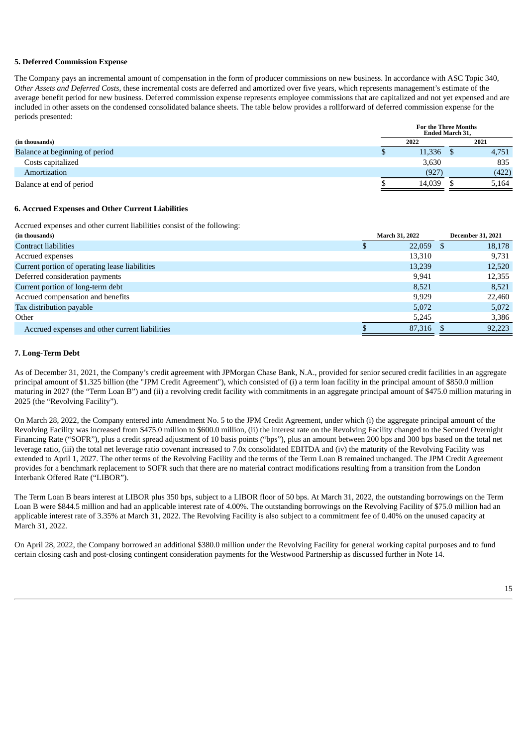### 5. Deferred Commission Expense

The Company pays an incremental amount of compensation in the form of producer commissions on new business. In accordance with ASC Topic 340, *Other Assets and Deferred Costs*, these incremental costs are deferred and amortized over five years, which represents management's estimate of the average benefit period for new business. Deferred commission expense represents employee commissions that are capitalized and not yet expensed and are included in other assets on the condensed consolidated balance sheets. The table below provides a rollforward of deferred commission expense for the periods presented:

| (in thousands) | For the Three Months Ended March 31, 2022 | For the Three Months Ended March 31, 2021 |
|---|---|---|
| Balance at beginning of period | $ 11,336 | $ 4,751 |
| Costs capitalized | 3,630 | 835 |
| Amortization | (927) | (422) |
| Balance at end of period | $ 14,039 | $ 5,164 |

### 6. Accrued Expenses and Other Current Liabilities

Accrued expenses and other current liabilities consist of the following:

| (in thousands) | March 31, 2022 | December 31, 2021 |
|---|---|---|
| Contract liabilities | $ 22,059 | $ 18,178 |
| Accrued expenses | 13,310 | 9,731 |
| Current portion of operating lease liabilities | 13,239 | 12,520 |
| Deferred consideration payments | 9,941 | 12,355 |
| Current portion of long-term debt | 8,521 | 8,521 |
| Accrued compensation and benefits | 9,929 | 22,460 |
| Tax distribution payable | 5,072 | 5,072 |
| Other | 5,245 | 3,386 |
| Accrued expenses and other current liabilities | $ 87,316 | $ 92,223 |

### 7. Long-Term Debt

As of December 31, 2021, the Company's credit agreement with JPMorgan Chase Bank, N.A., provided for senior secured credit facilities in an aggregate principal amount of $1.325 billion (the "JPM Credit Agreement"), which consisted of (i) a term loan facility in the principal amount of $850.0 million maturing in 2027 (the "Term Loan B") and (ii) a revolving credit facility with commitments in an aggregate principal amount of $475.0 million maturing in 2025 (the "Revolving Facility").

On March 28, 2022, the Company entered into Amendment No. 5 to the JPM Credit Agreement, under which (i) the aggregate principal amount of the Revolving Facility was increased from $475.0 million to $600.0 million, (ii) the interest rate on the Revolving Facility changed to the Secured Overnight Financing Rate ("SOFR"), plus a credit spread adjustment of 10 basis points ("bps"), plus an amount between 200 bps and 300 bps based on the total net leverage ratio, (iii) the total net leverage ratio covenant increased to 7.0x consolidated EBITDA and (iv) the maturity of the Revolving Facility was extended to April 1, 2027. The other terms of the Revolving Facility and the terms of the Term Loan B remained unchanged. The JPM Credit Agreement provides for a benchmark replacement to SOFR such that there are no material contract modifications resulting from a transition from the London Interbank Offered Rate ("LIBOR").

The Term Loan B bears interest at LIBOR plus 350 bps, subject to a LIBOR floor of 50 bps. At March 31, 2022, the outstanding borrowings on the Term Loan B were $844.5 million and had an applicable interest rate of 4.00%. The outstanding borrowings on the Revolving Facility of $75.0 million had an applicable interest rate of 3.35% at March 31, 2022. The Revolving Facility is also subject to a commitment fee of 0.40% on the unused capacity at March 31, 2022.

On April 28, 2022, the Company borrowed an additional $380.0 million under the Revolving Facility for general working capital purposes and to fund certain closing cash and post-closing contingent consideration payments for the Westwood Partnership as discussed further in Note 14.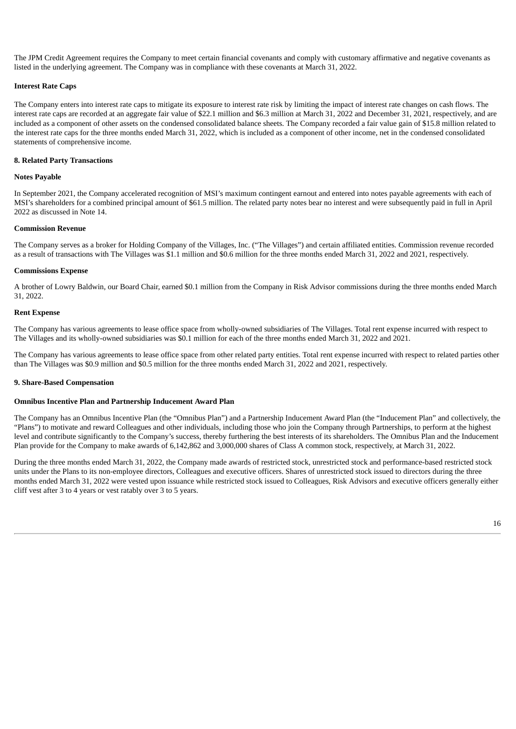The JPM Credit Agreement requires the Company to meet certain financial covenants and comply with customary affirmative and negative covenants as listed in the underlying agreement. The Company was in compliance with these covenants at March 31, 2022.

**Interest Rate Caps**

The Company enters into interest rate caps to mitigate its exposure to interest rate risk by limiting the impact of interest rate changes on cash flows. The interest rate caps are recorded at an aggregate fair value of $22.1 million and $6.3 million at March 31, 2022 and December 31, 2021, respectively, and are included as a component of other assets on the condensed consolidated balance sheets. The Company recorded a fair value gain of $15.8 million related to the interest rate caps for the three months ended March 31, 2022, which is included as a component of other income, net in the condensed consolidated statements of comprehensive income.

**8. Related Party Transactions**

**Notes Payable**

In September 2021, the Company accelerated recognition of MSI's maximum contingent earnout and entered into notes payable agreements with each of MSI's shareholders for a combined principal amount of $61.5 million. The related party notes bear no interest and were subsequently paid in full in April 2022 as discussed in Note 14.

**Commission Revenue**

The Company serves as a broker for Holding Company of the Villages, Inc. ("The Villages") and certain affiliated entities. Commission revenue recorded as a result of transactions with The Villages was $1.1 million and $0.6 million for the three months ended March 31, 2022 and 2021, respectively.

**Commissions Expense**

A brother of Lowry Baldwin, our Board Chair, earned $0.1 million from the Company in Risk Advisor commissions during the three months ended March 31, 2022.

**Rent Expense**

The Company has various agreements to lease office space from wholly-owned subsidiaries of The Villages. Total rent expense incurred with respect to The Villages and its wholly-owned subsidiaries was $0.1 million for each of the three months ended March 31, 2022 and 2021.

The Company has various agreements to lease office space from other related party entities. Total rent expense incurred with respect to related parties other than The Villages was $0.9 million and $0.5 million for the three months ended March 31, 2022 and 2021, respectively.

**9. Share-Based Compensation**

**Omnibus Incentive Plan and Partnership Inducement Award Plan**

The Company has an Omnibus Incentive Plan (the "Omnibus Plan") and a Partnership Inducement Award Plan (the "Inducement Plan" and collectively, the "Plans") to motivate and reward Colleagues and other individuals, including those who join the Company through Partnerships, to perform at the highest level and contribute significantly to the Company's success, thereby furthering the best interests of its shareholders. The Omnibus Plan and the Inducement Plan provide for the Company to make awards of 6,142,862 and 3,000,000 shares of Class A common stock, respectively, at March 31, 2022.

During the three months ended March 31, 2022, the Company made awards of restricted stock, unrestricted stock and performance-based restricted stock units under the Plans to its non-employee directors, Colleagues and executive officers. Shares of unrestricted stock issued to directors during the three months ended March 31, 2022 were vested upon issuance while restricted stock issued to Colleagues, Risk Advisors and executive officers generally either cliff vest after 3 to 4 years or vest ratably over 3 to 5 years.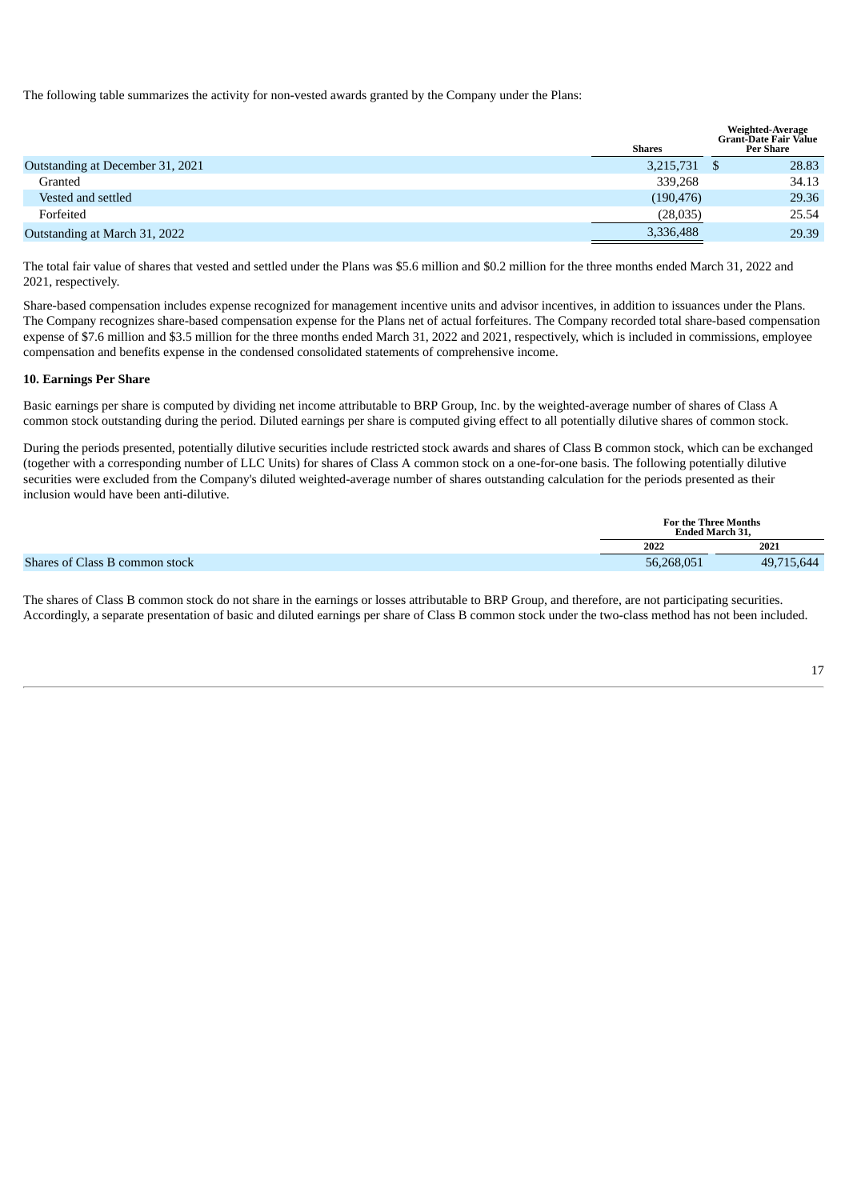The following table summarizes the activity for non-vested awards granted by the Company under the Plans:

| | Shares | Weighted-Average Grant-Date Fair Value Per Share |
|---|---|---|
| Outstanding at December 31, 2021 | 3,215,731 | $ 28.83 |
| Granted | 339,268 | 34.13 |
| Vested and settled | (190,476) | 29.36 |
| Forfeited | (28,035) | 25.54 |
| Outstanding at March 31, 2022 | 3,336,488 | 29.39 |

The total fair value of shares that vested and settled under the Plans was $5.6 million and $0.2 million for the three months ended March 31, 2022 and 2021, respectively.

Share-based compensation includes expense recognized for management incentive units and advisor incentives, in addition to issuances under the Plans. The Company recognizes share-based compensation expense for the Plans net of actual forfeitures. The Company recorded total share-based compensation expense of $7.6 million and $3.5 million for the three months ended March 31, 2022 and 2021, respectively, which is included in commissions, employee compensation and benefits expense in the condensed consolidated statements of comprehensive income.

**10. Earnings Per Share**

Basic earnings per share is computed by dividing net income attributable to BRP Group, Inc. by the weighted-average number of shares of Class A common stock outstanding during the period. Diluted earnings per share is computed giving effect to all potentially dilutive shares of common stock.

During the periods presented, potentially dilutive securities include restricted stock awards and shares of Class B common stock, which can be exchanged (together with a corresponding number of LLC Units) for shares of Class A common stock on a one-for-one basis. The following potentially dilutive securities were excluded from the Company's diluted weighted-average number of shares outstanding calculation for the periods presented as their inclusion would have been anti-dilutive.

| | For the Three Months Ended March 31, | |
|---|---|---|
| | 2022 | 2021 |
| Shares of Class B common stock | 56,268,051 | 49,715,644 |

The shares of Class B common stock do not share in the earnings or losses attributable to BRP Group, and therefore, are not participating securities. Accordingly, a separate presentation of basic and diluted earnings per share of Class B common stock under the two-class method has not been included.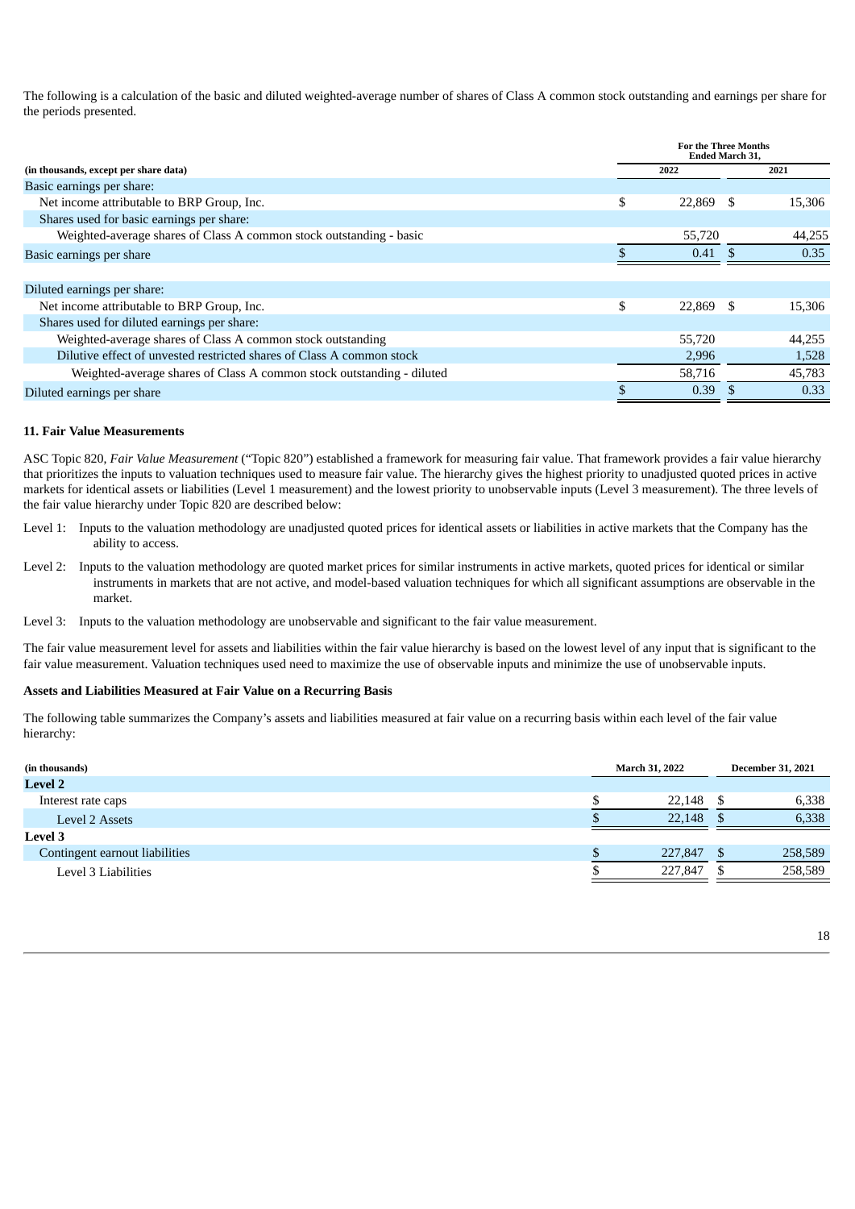The following is a calculation of the basic and diluted weighted-average number of shares of Class A common stock outstanding and earnings per share for the periods presented.

| (in thousands, except per share data) | For the Three Months Ended March 31, 2022 | 2021 |
|---|---|---|
| Basic earnings per share: | | |
| Net income attributable to BRP Group, Inc. | $ 22,869 | $ 15,306 |
| Shares used for basic earnings per share: | | |
| Weighted-average shares of Class A common stock outstanding - basic | 55,720 | 44,255 |
| Basic earnings per share | $ 0.41 | $ 0.35 |
| | | |
| Diluted earnings per share: | | |
| Net income attributable to BRP Group, Inc. | $ 22,869 | $ 15,306 |
| Shares used for diluted earnings per share: | | |
| Weighted-average shares of Class A common stock outstanding | 55,720 | 44,255 |
| Dilutive effect of unvested restricted shares of Class A common stock | 2,996 | 1,528 |
| Weighted-average shares of Class A common stock outstanding - diluted | 58,716 | 45,783 |
| Diluted earnings per share | $ 0.39 | $ 0.33 |

### 11. Fair Value Measurements

ASC Topic 820, *Fair Value Measurement* ("Topic 820") established a framework for measuring fair value. That framework provides a fair value hierarchy that prioritizes the inputs to valuation techniques used to measure fair value. The hierarchy gives the highest priority to unadjusted quoted prices in active markets for identical assets or liabilities (Level 1 measurement) and the lowest priority to unobservable inputs (Level 3 measurement). The three levels of the fair value hierarchy under Topic 820 are described below:

Level 1: Inputs to the valuation methodology are unadjusted quoted prices for identical assets or liabilities in active markets that the Company has the ability to access.

Level 2: Inputs to the valuation methodology are quoted market prices for similar instruments in active markets, quoted prices for identical or similar instruments in markets that are not active, and model-based valuation techniques for which all significant assumptions are observable in the market.

Level 3: Inputs to the valuation methodology are unobservable and significant to the fair value measurement.

The fair value measurement level for assets and liabilities within the fair value hierarchy is based on the lowest level of any input that is significant to the fair value measurement. Valuation techniques used need to maximize the use of observable inputs and minimize the use of unobservable inputs.

#### Assets and Liabilities Measured at Fair Value on a Recurring Basis

The following table summarizes the Company's assets and liabilities measured at fair value on a recurring basis within each level of the fair value hierarchy:

| (in thousands) | March 31, 2022 | December 31, 2021 |
|---|---|---|
| **Level 2** | | |
| Interest rate caps | $ 22,148 | $ 6,338 |
| Level 2 Assets | $ 22,148 | $ 6,338 |
| **Level 3** | | |
| Contingent earnout liabilities | $ 227,847 | $ 258,589 |
| Level 3 Liabilities | $ 227,847 | $ 258,589 |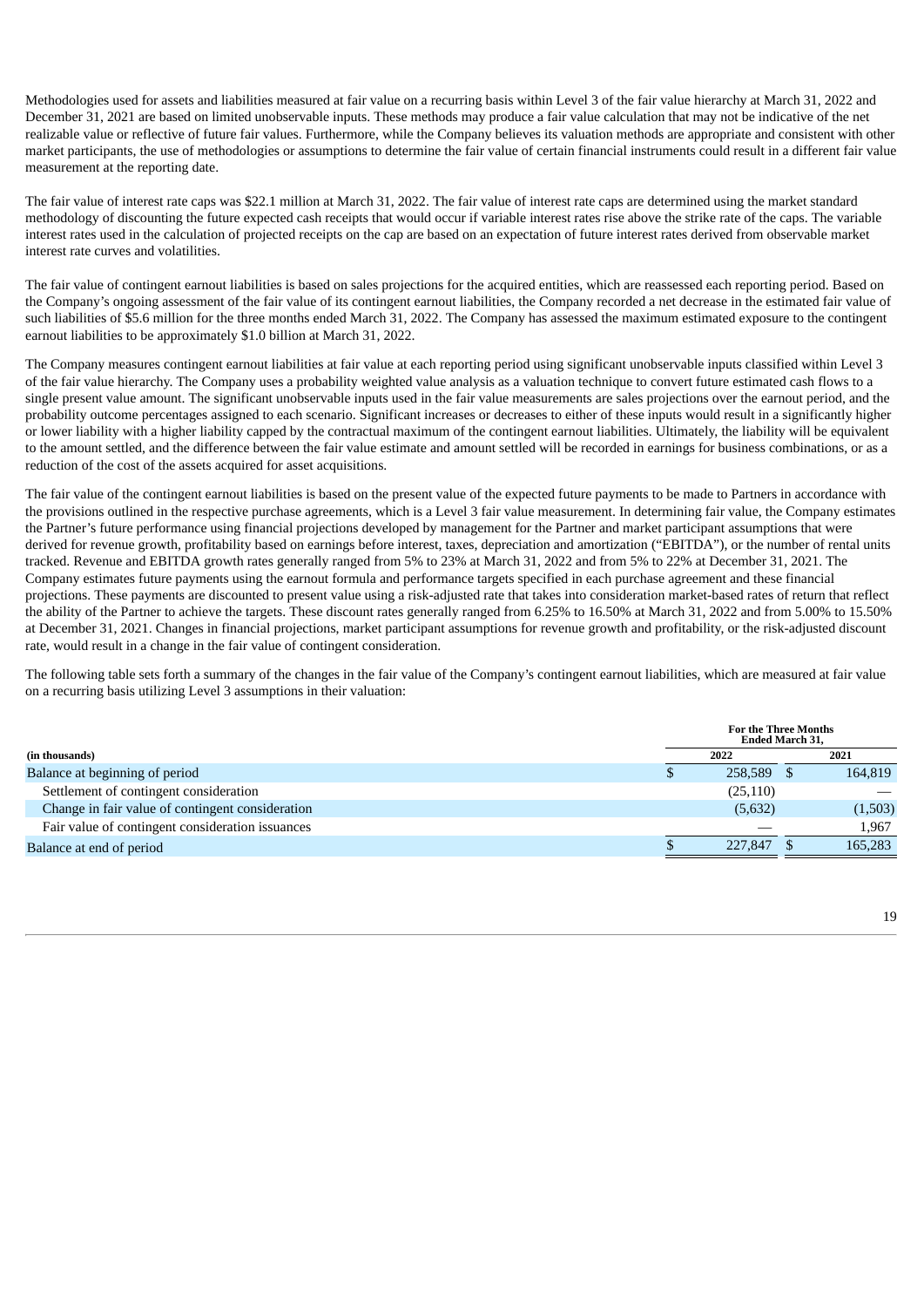Methodologies used for assets and liabilities measured at fair value on a recurring basis within Level 3 of the fair value hierarchy at March 31, 2022 and December 31, 2021 are based on limited unobservable inputs. These methods may produce a fair value calculation that may not be indicative of the net realizable value or reflective of future fair values. Furthermore, while the Company believes its valuation methods are appropriate and consistent with other market participants, the use of methodologies or assumptions to determine the fair value of certain financial instruments could result in a different fair value measurement at the reporting date.

The fair value of interest rate caps was $22.1 million at March 31, 2022. The fair value of interest rate caps are determined using the market standard methodology of discounting the future expected cash receipts that would occur if variable interest rates rise above the strike rate of the caps. The variable interest rates used in the calculation of projected receipts on the cap are based on an expectation of future interest rates derived from observable market interest rate curves and volatilities.

The fair value of contingent earnout liabilities is based on sales projections for the acquired entities, which are reassessed each reporting period. Based on the Company's ongoing assessment of the fair value of its contingent earnout liabilities, the Company recorded a net decrease in the estimated fair value of such liabilities of $5.6 million for the three months ended March 31, 2022. The Company has assessed the maximum estimated exposure to the contingent earnout liabilities to be approximately $1.0 billion at March 31, 2022.

The Company measures contingent earnout liabilities at fair value at each reporting period using significant unobservable inputs classified within Level 3 of the fair value hierarchy. The Company uses a probability weighted value analysis as a valuation technique to convert future estimated cash flows to a single present value amount. The significant unobservable inputs used in the fair value measurements are sales projections over the earnout period, and the probability outcome percentages assigned to each scenario. Significant increases or decreases to either of these inputs would result in a significantly higher or lower liability with a higher liability capped by the contractual maximum of the contingent earnout liabilities. Ultimately, the liability will be equivalent to the amount settled, and the difference between the fair value estimate and amount settled will be recorded in earnings for business combinations, or as a reduction of the cost of the assets acquired for asset acquisitions.

The fair value of the contingent earnout liabilities is based on the present value of the expected future payments to be made to Partners in accordance with the provisions outlined in the respective purchase agreements, which is a Level 3 fair value measurement. In determining fair value, the Company estimates the Partner's future performance using financial projections developed by management for the Partner and market participant assumptions that were derived for revenue growth, profitability based on earnings before interest, taxes, depreciation and amortization ("EBITDA"), or the number of rental units tracked. Revenue and EBITDA growth rates generally ranged from 5% to 23% at March 31, 2022 and from 5% to 22% at December 31, 2021. The Company estimates future payments using the earnout formula and performance targets specified in each purchase agreement and these financial projections. These payments are discounted to present value using a risk-adjusted rate that takes into consideration market-based rates of return that reflect the ability of the Partner to achieve the targets. These discount rates generally ranged from 6.25% to 16.50% at March 31, 2022 and from 5.00% to 15.50% at December 31, 2021. Changes in financial projections, market participant assumptions for revenue growth and profitability, or the risk-adjusted discount rate, would result in a change in the fair value of contingent consideration.

The following table sets forth a summary of the changes in the fair value of the Company's contingent earnout liabilities, which are measured at fair value on a recurring basis utilizing Level 3 assumptions in their valuation:

| (in thousands) | For the Three Months Ended March 31, 2022 | For the Three Months Ended March 31, 2021 |
|---|---|---|
| Balance at beginning of period | $ 258,589 | $ 164,819 |
| Settlement of contingent consideration | (25,110) | — |
| Change in fair value of contingent consideration | (5,632) | (1,503) |
| Fair value of contingent consideration issuances | — | 1,967 |
| Balance at end of period | $ 227,847 | $ 165,283 |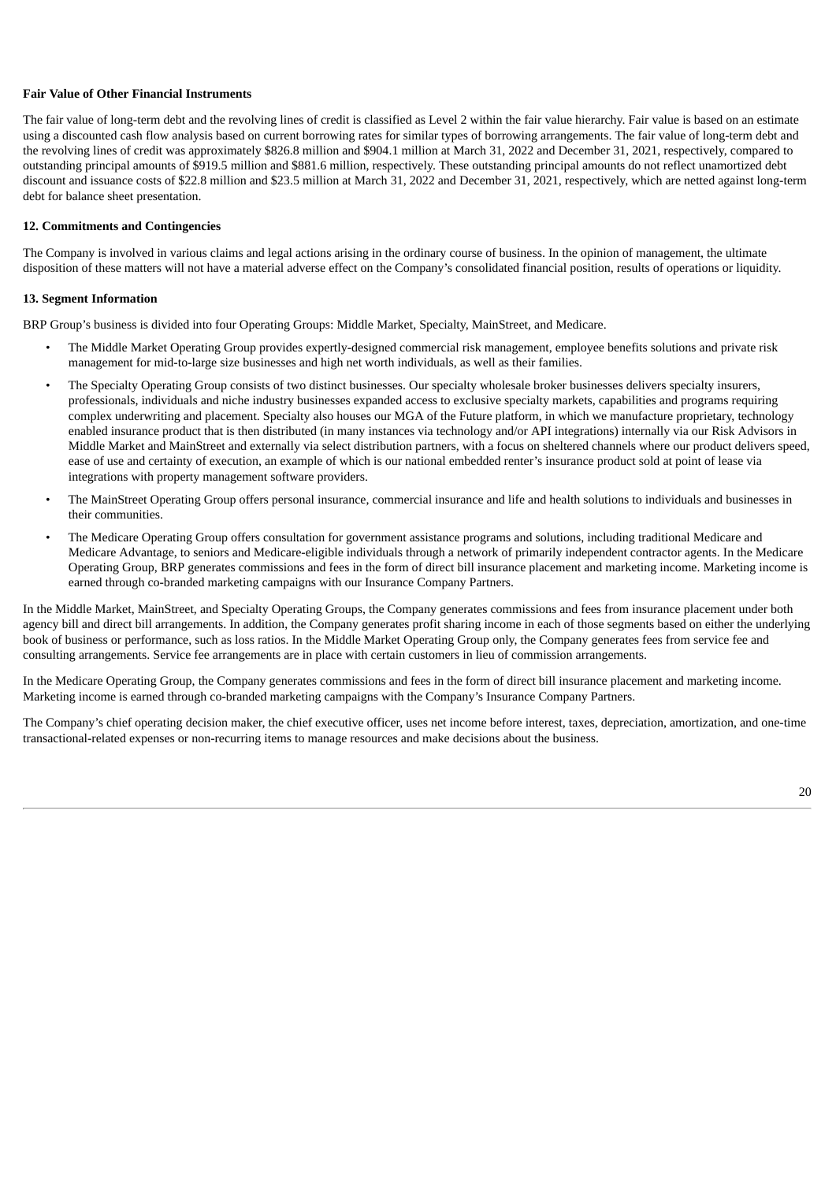**Fair Value of Other Financial Instruments**

The fair value of long-term debt and the revolving lines of credit is classified as Level 2 within the fair value hierarchy. Fair value is based on an estimate using a discounted cash flow analysis based on current borrowing rates for similar types of borrowing arrangements. The fair value of long-term debt and the revolving lines of credit was approximately $826.8 million and $904.1 million at March 31, 2022 and December 31, 2021, respectively, compared to outstanding principal amounts of $919.5 million and $881.6 million, respectively. These outstanding principal amounts do not reflect unamortized debt discount and issuance costs of $22.8 million and $23.5 million at March 31, 2022 and December 31, 2021, respectively, which are netted against long-term debt for balance sheet presentation.

**12. Commitments and Contingencies**

The Company is involved in various claims and legal actions arising in the ordinary course of business. In the opinion of management, the ultimate disposition of these matters will not have a material adverse effect on the Company's consolidated financial position, results of operations or liquidity.

**13. Segment Information**

BRP Group's business is divided into four Operating Groups: Middle Market, Specialty, MainStreet, and Medicare.

- The Middle Market Operating Group provides expertly-designed commercial risk management, employee benefits solutions and private risk management for mid-to-large size businesses and high net worth individuals, as well as their families.
- The Specialty Operating Group consists of two distinct businesses. Our specialty wholesale broker businesses delivers specialty insurers, professionals, individuals and niche industry businesses expanded access to exclusive specialty markets, capabilities and programs requiring complex underwriting and placement. Specialty also houses our MGA of the Future platform, in which we manufacture proprietary, technology enabled insurance product that is then distributed (in many instances via technology and/or API integrations) internally via our Risk Advisors in Middle Market and MainStreet and externally via select distribution partners, with a focus on sheltered channels where our product delivers speed, ease of use and certainty of execution, an example of which is our national embedded renter's insurance product sold at point of lease via integrations with property management software providers.
- The MainStreet Operating Group offers personal insurance, commercial insurance and life and health solutions to individuals and businesses in their communities.
- The Medicare Operating Group offers consultation for government assistance programs and solutions, including traditional Medicare and Medicare Advantage, to seniors and Medicare-eligible individuals through a network of primarily independent contractor agents. In the Medicare Operating Group, BRP generates commissions and fees in the form of direct bill insurance placement and marketing income. Marketing income is earned through co-branded marketing campaigns with our Insurance Company Partners.

In the Middle Market, MainStreet, and Specialty Operating Groups, the Company generates commissions and fees from insurance placement under both agency bill and direct bill arrangements. In addition, the Company generates profit sharing income in each of those segments based on either the underlying book of business or performance, such as loss ratios. In the Middle Market Operating Group only, the Company generates fees from service fee and consulting arrangements. Service fee arrangements are in place with certain customers in lieu of commission arrangements.

In the Medicare Operating Group, the Company generates commissions and fees in the form of direct bill insurance placement and marketing income. Marketing income is earned through co-branded marketing campaigns with the Company's Insurance Company Partners.

The Company's chief operating decision maker, the chief executive officer, uses net income before interest, taxes, depreciation, amortization, and one-time transactional-related expenses or non-recurring items to manage resources and make decisions about the business.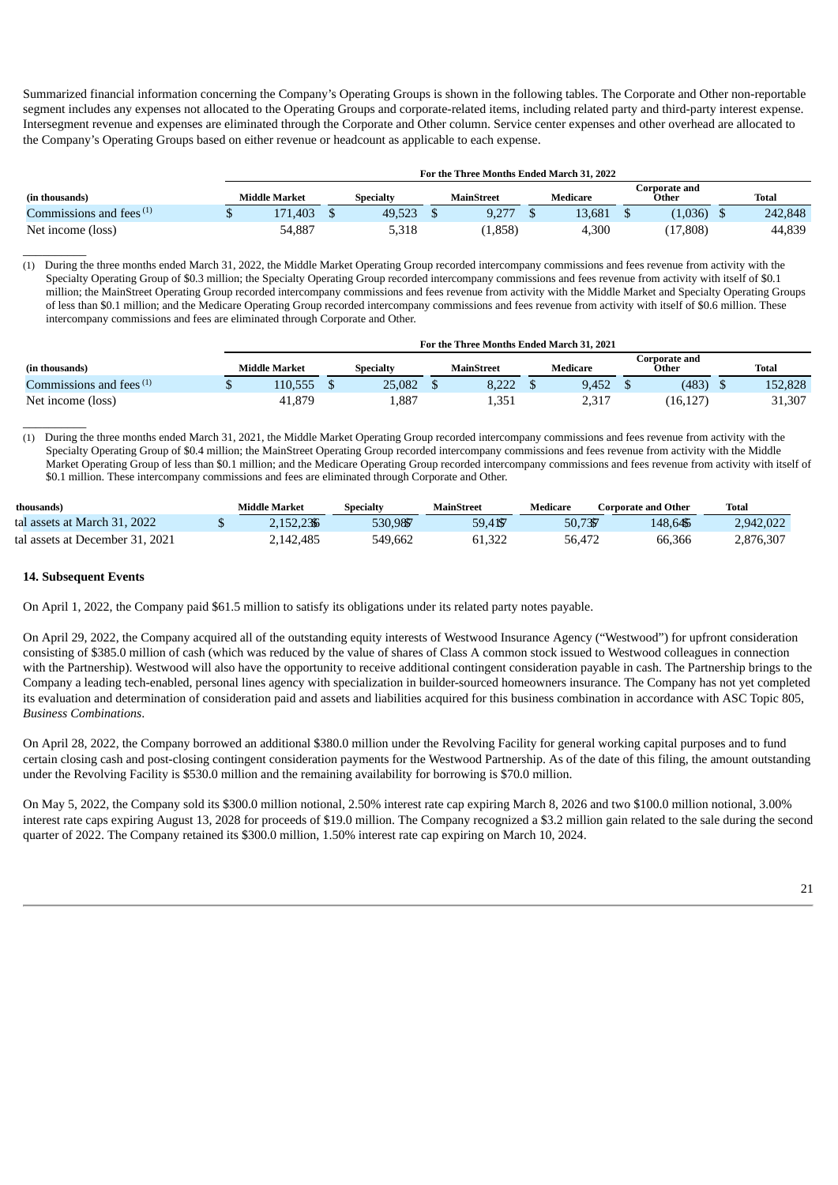Summarized financial information concerning the Company's Operating Groups is shown in the following tables. The Corporate and Other non-reportable segment includes any expenses not allocated to the Operating Groups and corporate-related items, including related party and third-party interest expense. Intersegment revenue and expenses are eliminated through the Corporate and Other column. Service center expenses and other overhead are allocated to the Company's Operating Groups based on either revenue or headcount as applicable to each expense.

| | For the Three Months Ended March 31, 2022 | | | | | |
|---|---|---|---|---|---|---|
| (in thousands) | Middle Market | Specialty | MainStreet | Medicare | Corporate and Other | Total |
| Commissions and fees [(1)] | $ 171,403 | $ 49,523 | $ 9,277 | $ 13,681 | $ (1,036) | $ 242,848 |
| Net income (loss) | 54,887 | 5,318 | (1,858) | 4,300 | (17,808) | 44,839 |

(1) During the three months ended March 31, 2022, the Middle Market Operating Group recorded intercompany commissions and fees revenue from activity with the Specialty Operating Group of $0.3 million; the Specialty Operating Group recorded intercompany commissions and fees revenue from activity with itself of $0.1 million; the MainStreet Operating Group recorded intercompany commissions and fees revenue from activity with the Middle Market and Specialty Operating Groups of less than $0.1 million; and the Medicare Operating Group recorded intercompany commissions and fees revenue from activity with itself of $0.6 million. These intercompany commissions and fees are eliminated through Corporate and Other.

| | For the Three Months Ended March 31, 2021 | | | | | |
|---|---|---|---|---|---|---|
| (in thousands) | Middle Market | Specialty | MainStreet | Medicare | Corporate and Other | Total |
| Commissions and fees [(1)] | $ 110,555 | $ 25,082 | $ 8,222 | $ 9,452 | $ (483) | $ 152,828 |
| Net income (loss) | 41,879 | 1,887 | 1,351 | 2,317 | (16,127) | 31,307 |

(1) During the three months ended March 31, 2021, the Middle Market Operating Group recorded intercompany commissions and fees revenue from activity with the Specialty Operating Group of $0.4 million; the MainStreet Operating Group recorded intercompany commissions and fees revenue from activity with the Middle Market Operating Group of less than $0.1 million; and the Medicare Operating Group recorded intercompany commissions and fees revenue from activity with itself of $0.1 million. These intercompany commissions and fees are eliminated through Corporate and Other.

| thousands) | Middle Market | Specialty | MainStreet | Medicare | Corporate and Other | Total |
|---|---|---|---|---|---|---|
| tal assets at March 31, 2022 | $ 2,152,236 | 530,987 | 59,417 | 50,737 | 148,645 | 2,942,022 |
| tal assets at December 31, 2021 | 2,142,485 | 549,662 | 61,322 | 56,472 | 66,366 | 2,876,307 |

**14. Subsequent Events**

On April 1, 2022, the Company paid $61.5 million to satisfy its obligations under its related party notes payable.

On April 29, 2022, the Company acquired all of the outstanding equity interests of Westwood Insurance Agency ("Westwood") for upfront consideration consisting of $385.0 million of cash (which was reduced by the value of shares of Class A common stock issued to Westwood colleagues in connection with the Partnership). Westwood will also have the opportunity to receive additional contingent consideration payable in cash. The Partnership brings to the Company a leading tech-enabled, personal lines agency with specialization in builder-sourced homeowners insurance. The Company has not yet completed its evaluation and determination of consideration paid and assets and liabilities acquired for this business combination in accordance with ASC Topic 805, *Business Combinations*.

On April 28, 2022, the Company borrowed an additional $380.0 million under the Revolving Facility for general working capital purposes and to fund certain closing cash and post-closing contingent consideration payments for the Westwood Partnership. As of the date of this filing, the amount outstanding under the Revolving Facility is $530.0 million and the remaining availability for borrowing is $70.0 million.

On May 5, 2022, the Company sold its $300.0 million notional, 2.50% interest rate cap expiring March 8, 2026 and two $100.0 million notional, 3.00% interest rate caps expiring August 13, 2028 for proceeds of $19.0 million. The Company recognized a $3.2 million gain related to the sale during the second quarter of 2022. The Company retained its $300.0 million, 1.50% interest rate cap expiring on March 10, 2024.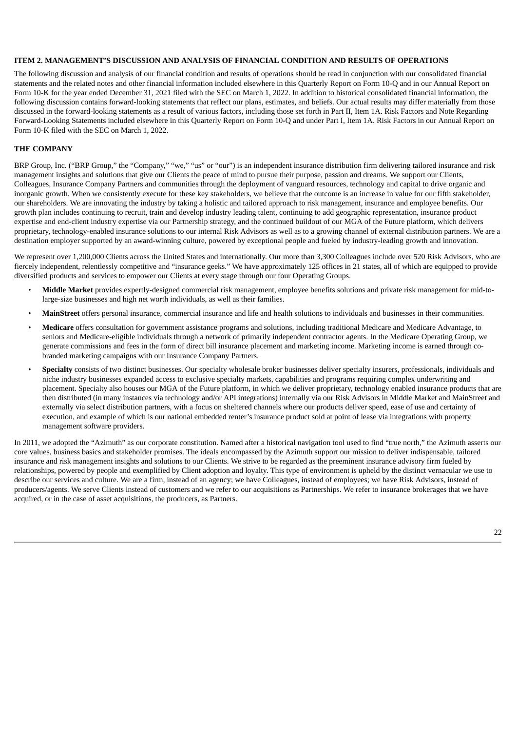## ITEM 2. MANAGEMENT'S DISCUSSION AND ANALYSIS OF FINANCIAL CONDITION AND RESULTS OF OPERATIONS

The following discussion and analysis of our financial condition and results of operations should be read in conjunction with our consolidated financial statements and the related notes and other financial information included elsewhere in this Quarterly Report on Form 10-Q and in our Annual Report on Form 10-K for the year ended December 31, 2021 filed with the SEC on March 1, 2022. In addition to historical consolidated financial information, the following discussion contains forward-looking statements that reflect our plans, estimates, and beliefs. Our actual results may differ materially from those discussed in the forward-looking statements as a result of various factors, including those set forth in Part II, Item 1A. Risk Factors and Note Regarding Forward-Looking Statements included elsewhere in this Quarterly Report on Form 10-Q and under Part I, Item 1A. Risk Factors in our Annual Report on Form 10-K filed with the SEC on March 1, 2022.

### THE COMPANY

BRP Group, Inc. ("BRP Group," the "Company," "we," "us" or "our") is an independent insurance distribution firm delivering tailored insurance and risk management insights and solutions that give our Clients the peace of mind to pursue their purpose, passion and dreams. We support our Clients, Colleagues, Insurance Company Partners and communities through the deployment of vanguard resources, technology and capital to drive organic and inorganic growth. When we consistently execute for these key stakeholders, we believe that the outcome is an increase in value for our fifth stakeholder, our shareholders. We are innovating the industry by taking a holistic and tailored approach to risk management, insurance and employee benefits. Our growth plan includes continuing to recruit, train and develop industry leading talent, continuing to add geographic representation, insurance product expertise and end-client industry expertise via our Partnership strategy, and the continued buildout of our MGA of the Future platform, which delivers proprietary, technology-enabled insurance solutions to our internal Risk Advisors as well as to a growing channel of external distribution partners. We are a destination employer supported by an award-winning culture, powered by exceptional people and fueled by industry-leading growth and innovation.

We represent over 1,200,000 Clients across the United States and internationally. Our more than 3,300 Colleagues include over 520 Risk Advisors, who are fiercely independent, relentlessly competitive and "insurance geeks." We have approximately 125 offices in 21 states, all of which are equipped to provide diversified products and services to empower our Clients at every stage through our four Operating Groups.

- **Middle Market** provides expertly-designed commercial risk management, employee benefits solutions and private risk management for mid-to-large-size businesses and high net worth individuals, as well as their families.
- **MainStreet** offers personal insurance, commercial insurance and life and health solutions to individuals and businesses in their communities.
- **Medicare** offers consultation for government assistance programs and solutions, including traditional Medicare and Medicare Advantage, to seniors and Medicare-eligible individuals through a network of primarily independent contractor agents. In the Medicare Operating Group, we generate commissions and fees in the form of direct bill insurance placement and marketing income. Marketing income is earned through co-branded marketing campaigns with our Insurance Company Partners.
- **Specialty** consists of two distinct businesses. Our specialty wholesale broker businesses deliver specialty insurers, professionals, individuals and niche industry businesses expanded access to exclusive specialty markets, capabilities and programs requiring complex underwriting and placement. Specialty also houses our MGA of the Future platform, in which we deliver proprietary, technology enabled insurance products that are then distributed (in many instances via technology and/or API integrations) internally via our Risk Advisors in Middle Market and MainStreet and externally via select distribution partners, with a focus on sheltered channels where our products deliver speed, ease of use and certainty of execution, and example of which is our national embedded renter's insurance product sold at point of lease via integrations with property management software providers.

In 2011, we adopted the "Azimuth" as our corporate constitution. Named after a historical navigation tool used to find "true north," the Azimuth asserts our core values, business basics and stakeholder promises. The ideals encompassed by the Azimuth support our mission to deliver indispensable, tailored insurance and risk management insights and solutions to our Clients. We strive to be regarded as the preeminent insurance advisory firm fueled by relationships, powered by people and exemplified by Client adoption and loyalty. This type of environment is upheld by the distinct vernacular we use to describe our services and culture. We are a firm, instead of an agency; we have Colleagues, instead of employees; we have Risk Advisors, instead of producers/agents. We serve Clients instead of customers and we refer to our acquisitions as Partnerships. We refer to insurance brokerages that we have acquired, or in the case of asset acquisitions, the producers, as Partners.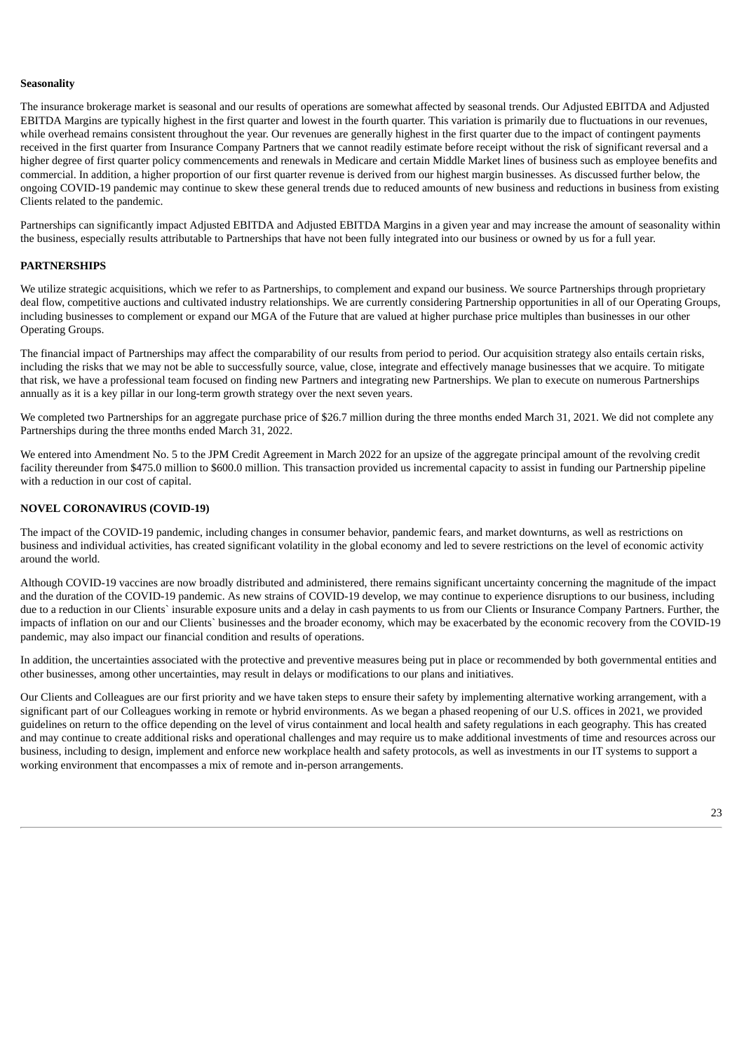**Seasonality**

The insurance brokerage market is seasonal and our results of operations are somewhat affected by seasonal trends. Our Adjusted EBITDA and Adjusted EBITDA Margins are typically highest in the first quarter and lowest in the fourth quarter. This variation is primarily due to fluctuations in our revenues, while overhead remains consistent throughout the year. Our revenues are generally highest in the first quarter due to the impact of contingent payments received in the first quarter from Insurance Company Partners that we cannot readily estimate before receipt without the risk of significant reversal and a higher degree of first quarter policy commencements and renewals in Medicare and certain Middle Market lines of business such as employee benefits and commercial. In addition, a higher proportion of our first quarter revenue is derived from our highest margin businesses. As discussed further below, the ongoing COVID-19 pandemic may continue to skew these general trends due to reduced amounts of new business and reductions in business from existing Clients related to the pandemic.

Partnerships can significantly impact Adjusted EBITDA and Adjusted EBITDA Margins in a given year and may increase the amount of seasonality within the business, especially results attributable to Partnerships that have not been fully integrated into our business or owned by us for a full year.

## PARTNERSHIPS

We utilize strategic acquisitions, which we refer to as Partnerships, to complement and expand our business. We source Partnerships through proprietary deal flow, competitive auctions and cultivated industry relationships. We are currently considering Partnership opportunities in all of our Operating Groups, including businesses to complement or expand our MGA of the Future that are valued at higher purchase price multiples than businesses in our other Operating Groups.

The financial impact of Partnerships may affect the comparability of our results from period to period. Our acquisition strategy also entails certain risks, including the risks that we may not be able to successfully source, value, close, integrate and effectively manage businesses that we acquire. To mitigate that risk, we have a professional team focused on finding new Partners and integrating new Partnerships. We plan to execute on numerous Partnerships annually as it is a key pillar in our long-term growth strategy over the next seven years.

We completed two Partnerships for an aggregate purchase price of $26.7 million during the three months ended March 31, 2021. We did not complete any Partnerships during the three months ended March 31, 2022.

We entered into Amendment No. 5 to the JPM Credit Agreement in March 2022 for an upsize of the aggregate principal amount of the revolving credit facility thereunder from $475.0 million to $600.0 million. This transaction provided us incremental capacity to assist in funding our Partnership pipeline with a reduction in our cost of capital.

## NOVEL CORONAVIRUS (COVID-19)

The impact of the COVID-19 pandemic, including changes in consumer behavior, pandemic fears, and market downturns, as well as restrictions on business and individual activities, has created significant volatility in the global economy and led to severe restrictions on the level of economic activity around the world.

Although COVID-19 vaccines are now broadly distributed and administered, there remains significant uncertainty concerning the magnitude of the impact and the duration of the COVID-19 pandemic. As new strains of COVID-19 develop, we may continue to experience disruptions to our business, including due to a reduction in our Clients` insurable exposure units and a delay in cash payments to us from our Clients or Insurance Company Partners. Further, the impacts of inflation on our and our Clients` businesses and the broader economy, which may be exacerbated by the economic recovery from the COVID-19 pandemic, may also impact our financial condition and results of operations.

In addition, the uncertainties associated with the protective and preventive measures being put in place or recommended by both governmental entities and other businesses, among other uncertainties, may result in delays or modifications to our plans and initiatives.

Our Clients and Colleagues are our first priority and we have taken steps to ensure their safety by implementing alternative working arrangement, with a significant part of our Colleagues working in remote or hybrid environments. As we began a phased reopening of our U.S. offices in 2021, we provided guidelines on return to the office depending on the level of virus containment and local health and safety regulations in each geography. This has created and may continue to create additional risks and operational challenges and may require us to make additional investments of time and resources across our business, including to design, implement and enforce new workplace health and safety protocols, as well as investments in our IT systems to support a working environment that encompasses a mix of remote and in-person arrangements.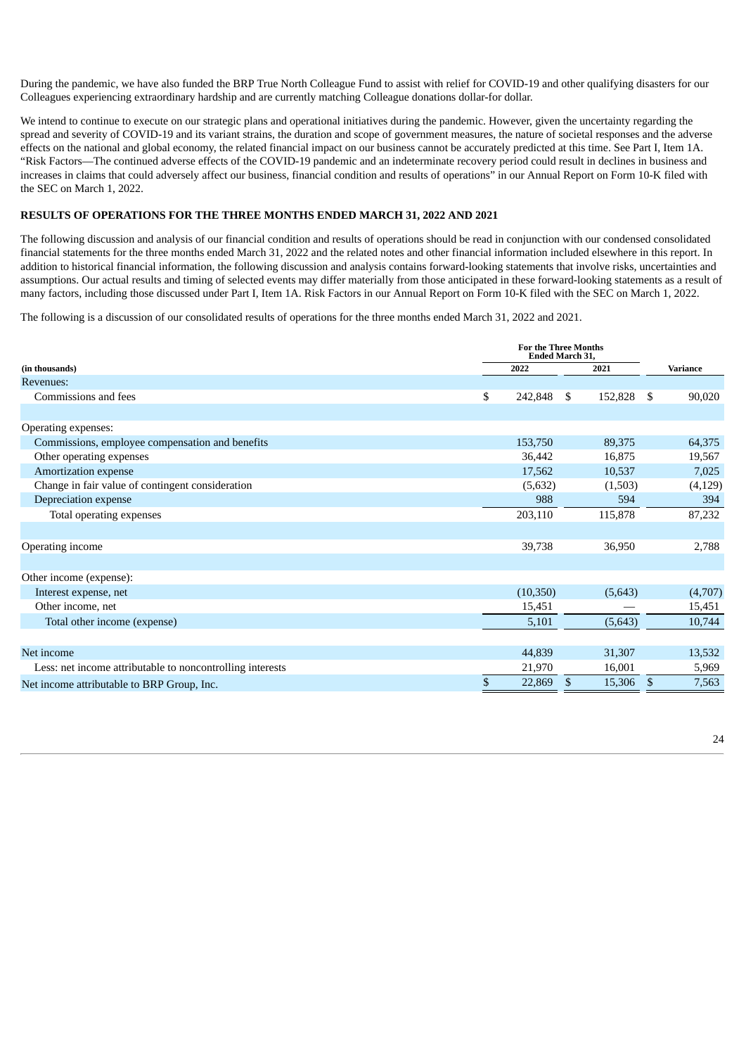During the pandemic, we have also funded the BRP True North Colleague Fund to assist with relief for COVID-19 and other qualifying disasters for our Colleagues experiencing extraordinary hardship and are currently matching Colleague donations dollar-for dollar.

We intend to continue to execute on our strategic plans and operational initiatives during the pandemic. However, given the uncertainty regarding the spread and severity of COVID-19 and its variant strains, the duration and scope of government measures, the nature of societal responses and the adverse effects on the national and global economy, the related financial impact on our business cannot be accurately predicted at this time. See Part I, Item 1A. "Risk Factors—The continued adverse effects of the COVID-19 pandemic and an indeterminate recovery period could result in declines in business and increases in claims that could adversely affect our business, financial condition and results of operations" in our Annual Report on Form 10-K filed with the SEC on March 1, 2022.

**RESULTS OF OPERATIONS FOR THE THREE MONTHS ENDED MARCH 31, 2022 AND 2021**

The following discussion and analysis of our financial condition and results of operations should be read in conjunction with our condensed consolidated financial statements for the three months ended March 31, 2022 and the related notes and other financial information included elsewhere in this report. In addition to historical financial information, the following discussion and analysis contains forward-looking statements that involve risks, uncertainties and assumptions. Our actual results and timing of selected events may differ materially from those anticipated in these forward-looking statements as a result of many factors, including those discussed under Part I, Item 1A. Risk Factors in our Annual Report on Form 10-K filed with the SEC on March 1, 2022.

The following is a discussion of our consolidated results of operations for the three months ended March 31, 2022 and 2021.

| | For the Three Months Ended March 31, | | |
|---|---|---|---|
| (in thousands) | 2022 | 2021 | Variance |
| Revenues: | | | |
| Commissions and fees | $ 242,848 | $ 152,828 | $ 90,020 |
| Operating expenses: | | | |
| Commissions, employee compensation and benefits | 153,750 | 89,375 | 64,375 |
| Other operating expenses | 36,442 | 16,875 | 19,567 |
| Amortization expense | 17,562 | 10,537 | 7,025 |
| Change in fair value of contingent consideration | (5,632) | (1,503) | (4,129) |
| Depreciation expense | 988 | 594 | 394 |
| Total operating expenses | 203,110 | 115,878 | 87,232 |
| Operating income | 39,738 | 36,950 | 2,788 |
| Other income (expense): | | | |
| Interest expense, net | (10,350) | (5,643) | (4,707) |
| Other income, net | 15,451 | — | 15,451 |
| Total other income (expense) | 5,101 | (5,643) | 10,744 |
| Net income | 44,839 | 31,307 | 13,532 |
| Less: net income attributable to noncontrolling interests | 21,970 | 16,001 | 5,969 |
| Net income attributable to BRP Group, Inc. | $ 22,869 | $ 15,306 | $ 7,563 |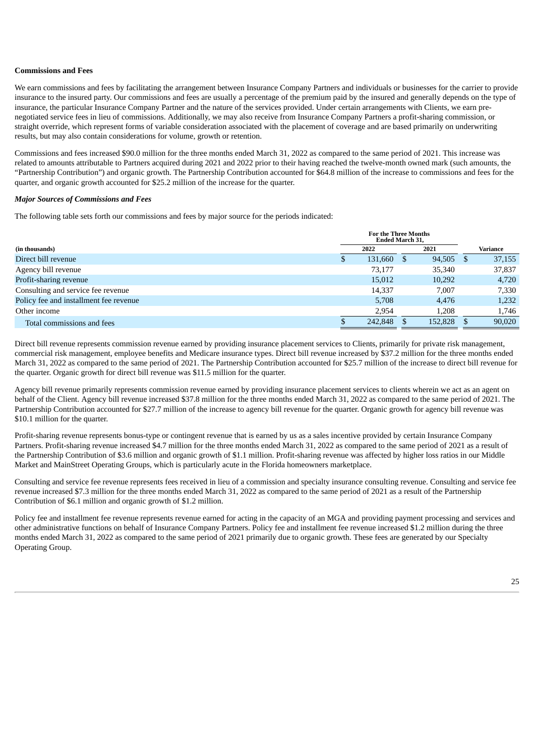**Commissions and Fees**

We earn commissions and fees by facilitating the arrangement between Insurance Company Partners and individuals or businesses for the carrier to provide insurance to the insured party. Our commissions and fees are usually a percentage of the premium paid by the insured and generally depends on the type of insurance, the particular Insurance Company Partner and the nature of the services provided. Under certain arrangements with Clients, we earn pre-negotiated service fees in lieu of commissions. Additionally, we may also receive from Insurance Company Partners a profit-sharing commission, or straight override, which represent forms of variable consideration associated with the placement of coverage and are based primarily on underwriting results, but may also contain considerations for volume, growth or retention.

Commissions and fees increased $90.0 million for the three months ended March 31, 2022 as compared to the same period of 2021. This increase was related to amounts attributable to Partners acquired during 2021 and 2022 prior to their having reached the twelve-month owned mark (such amounts, the "Partnership Contribution") and organic growth. The Partnership Contribution accounted for $64.8 million of the increase to commissions and fees for the quarter, and organic growth accounted for $25.2 million of the increase for the quarter.

***Major Sources of Commissions and Fees***

The following table sets forth our commissions and fees by major source for the periods indicated:

| (in thousands) | For the Three Months Ended March 31, 2022 | For the Three Months Ended March 31, 2021 | Variance |
|---|---|---|---|
| Direct bill revenue | $ 131,660 | $ 94,505 | $ 37,155 |
| Agency bill revenue | 73,177 | 35,340 | 37,837 |
| Profit-sharing revenue | 15,012 | 10,292 | 4,720 |
| Consulting and service fee revenue | 14,337 | 7,007 | 7,330 |
| Policy fee and installment fee revenue | 5,708 | 4,476 | 1,232 |
| Other income | 2,954 | 1,208 | 1,746 |
| Total commissions and fees | $ 242,848 | $ 152,828 | $ 90,020 |

Direct bill revenue represents commission revenue earned by providing insurance placement services to Clients, primarily for private risk management, commercial risk management, employee benefits and Medicare insurance types. Direct bill revenue increased by $37.2 million for the three months ended March 31, 2022 as compared to the same period of 2021. The Partnership Contribution accounted for $25.7 million of the increase to direct bill revenue for the quarter. Organic growth for direct bill revenue was $11.5 million for the quarter.

Agency bill revenue primarily represents commission revenue earned by providing insurance placement services to clients wherein we act as an agent on behalf of the Client. Agency bill revenue increased $37.8 million for the three months ended March 31, 2022 as compared to the same period of 2021. The Partnership Contribution accounted for $27.7 million of the increase to agency bill revenue for the quarter. Organic growth for agency bill revenue was $10.1 million for the quarter.

Profit-sharing revenue represents bonus-type or contingent revenue that is earned by us as a sales incentive provided by certain Insurance Company Partners. Profit-sharing revenue increased $4.7 million for the three months ended March 31, 2022 as compared to the same period of 2021 as a result of the Partnership Contribution of $3.6 million and organic growth of $1.1 million. Profit-sharing revenue was affected by higher loss ratios in our Middle Market and MainStreet Operating Groups, which is particularly acute in the Florida homeowners marketplace.

Consulting and service fee revenue represents fees received in lieu of a commission and specialty insurance consulting revenue. Consulting and service fee revenue increased $7.3 million for the three months ended March 31, 2022 as compared to the same period of 2021 as a result of the Partnership Contribution of $6.1 million and organic growth of $1.2 million.

Policy fee and installment fee revenue represents revenue earned for acting in the capacity of an MGA and providing payment processing and services and other administrative functions on behalf of Insurance Company Partners. Policy fee and installment fee revenue increased $1.2 million during the three months ended March 31, 2022 as compared to the same period of 2021 primarily due to organic growth. These fees are generated by our Specialty Operating Group.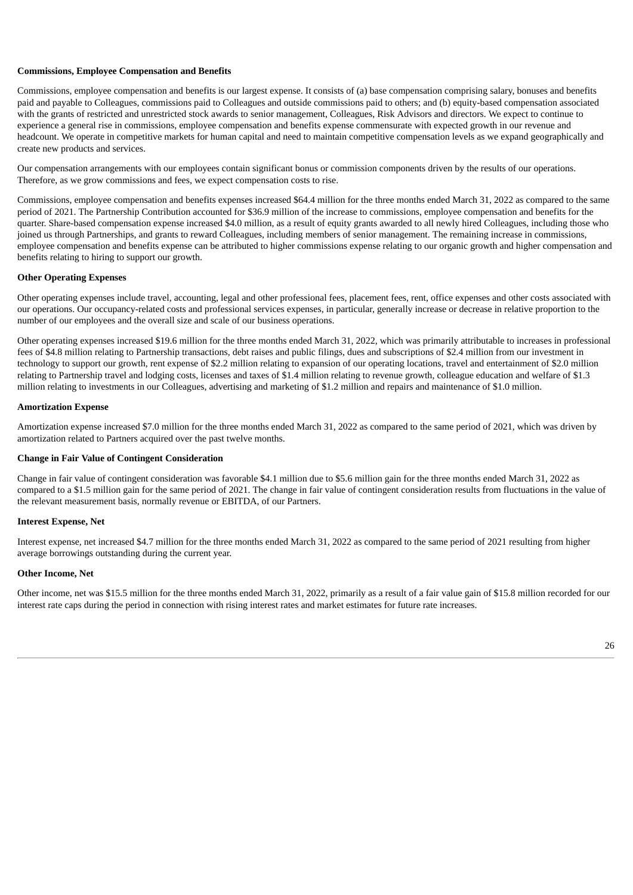**Commissions, Employee Compensation and Benefits**

Commissions, employee compensation and benefits is our largest expense. It consists of (a) base compensation comprising salary, bonuses and benefits paid and payable to Colleagues, commissions paid to Colleagues and outside commissions paid to others; and (b) equity-based compensation associated with the grants of restricted and unrestricted stock awards to senior management, Colleagues, Risk Advisors and directors. We expect to continue to experience a general rise in commissions, employee compensation and benefits expense commensurate with expected growth in our revenue and headcount. We operate in competitive markets for human capital and need to maintain competitive compensation levels as we expand geographically and create new products and services.

Our compensation arrangements with our employees contain significant bonus or commission components driven by the results of our operations. Therefore, as we grow commissions and fees, we expect compensation costs to rise.

Commissions, employee compensation and benefits expenses increased $64.4 million for the three months ended March 31, 2022 as compared to the same period of 2021. The Partnership Contribution accounted for $36.9 million of the increase to commissions, employee compensation and benefits for the quarter. Share-based compensation expense increased $4.0 million, as a result of equity grants awarded to all newly hired Colleagues, including those who joined us through Partnerships, and grants to reward Colleagues, including members of senior management. The remaining increase in commissions, employee compensation and benefits expense can be attributed to higher commissions expense relating to our organic growth and higher compensation and benefits relating to hiring to support our growth.

**Other Operating Expenses**

Other operating expenses include travel, accounting, legal and other professional fees, placement fees, rent, office expenses and other costs associated with our operations. Our occupancy-related costs and professional services expenses, in particular, generally increase or decrease in relative proportion to the number of our employees and the overall size and scale of our business operations.

Other operating expenses increased $19.6 million for the three months ended March 31, 2022, which was primarily attributable to increases in professional fees of $4.8 million relating to Partnership transactions, debt raises and public filings, dues and subscriptions of $2.4 million from our investment in technology to support our growth, rent expense of $2.2 million relating to expansion of our operating locations, travel and entertainment of $2.0 million relating to Partnership travel and lodging costs, licenses and taxes of $1.4 million relating to revenue growth, colleague education and welfare of $1.3 million relating to investments in our Colleagues, advertising and marketing of $1.2 million and repairs and maintenance of $1.0 million.

**Amortization Expense**

Amortization expense increased $7.0 million for the three months ended March 31, 2022 as compared to the same period of 2021, which was driven by amortization related to Partners acquired over the past twelve months.

**Change in Fair Value of Contingent Consideration**

Change in fair value of contingent consideration was favorable $4.1 million due to $5.6 million gain for the three months ended March 31, 2022 as compared to a $1.5 million gain for the same period of 2021. The change in fair value of contingent consideration results from fluctuations in the value of the relevant measurement basis, normally revenue or EBITDA, of our Partners.

**Interest Expense, Net**

Interest expense, net increased $4.7 million for the three months ended March 31, 2022 as compared to the same period of 2021 resulting from higher average borrowings outstanding during the current year.

**Other Income, Net**

Other income, net was $15.5 million for the three months ended March 31, 2022, primarily as a result of a fair value gain of $15.8 million recorded for our interest rate caps during the period in connection with rising interest rates and market estimates for future rate increases.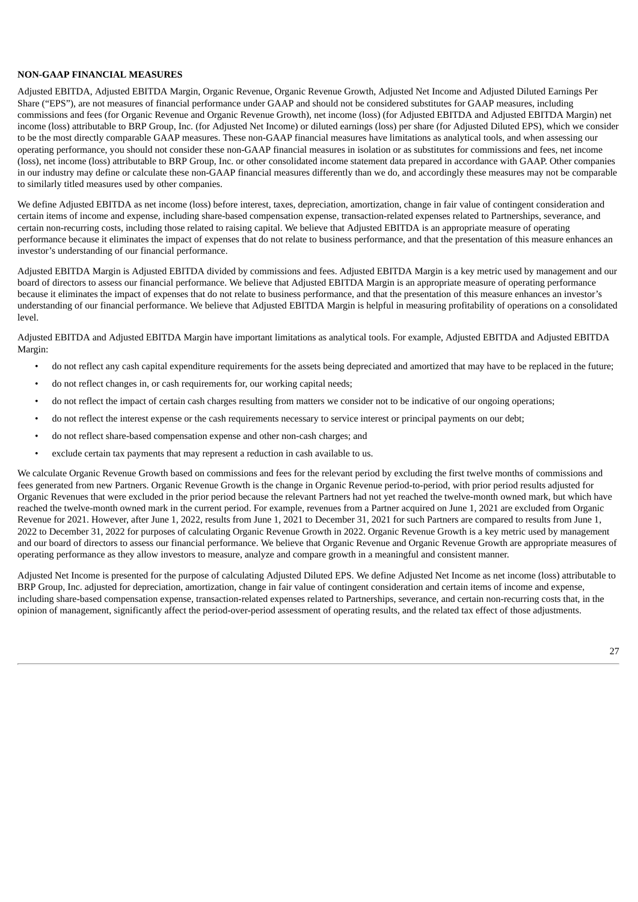**NON-GAAP FINANCIAL MEASURES**

Adjusted EBITDA, Adjusted EBITDA Margin, Organic Revenue, Organic Revenue Growth, Adjusted Net Income and Adjusted Diluted Earnings Per Share ("EPS"), are not measures of financial performance under GAAP and should not be considered substitutes for GAAP measures, including commissions and fees (for Organic Revenue and Organic Revenue Growth), net income (loss) (for Adjusted EBITDA and Adjusted EBITDA Margin) net income (loss) attributable to BRP Group, Inc. (for Adjusted Net Income) or diluted earnings (loss) per share (for Adjusted Diluted EPS), which we consider to be the most directly comparable GAAP measures. These non-GAAP financial measures have limitations as analytical tools, and when assessing our operating performance, you should not consider these non-GAAP financial measures in isolation or as substitutes for commissions and fees, net income (loss), net income (loss) attributable to BRP Group, Inc. or other consolidated income statement data prepared in accordance with GAAP. Other companies in our industry may define or calculate these non-GAAP financial measures differently than we do, and accordingly these measures may not be comparable to similarly titled measures used by other companies.

We define Adjusted EBITDA as net income (loss) before interest, taxes, depreciation, amortization, change in fair value of contingent consideration and certain items of income and expense, including share-based compensation expense, transaction-related expenses related to Partnerships, severance, and certain non-recurring costs, including those related to raising capital. We believe that Adjusted EBITDA is an appropriate measure of operating performance because it eliminates the impact of expenses that do not relate to business performance, and that the presentation of this measure enhances an investor's understanding of our financial performance.

Adjusted EBITDA Margin is Adjusted EBITDA divided by commissions and fees. Adjusted EBITDA Margin is a key metric used by management and our board of directors to assess our financial performance. We believe that Adjusted EBITDA Margin is an appropriate measure of operating performance because it eliminates the impact of expenses that do not relate to business performance, and that the presentation of this measure enhances an investor's understanding of our financial performance. We believe that Adjusted EBITDA Margin is helpful in measuring profitability of operations on a consolidated level.

Adjusted EBITDA and Adjusted EBITDA Margin have important limitations as analytical tools. For example, Adjusted EBITDA and Adjusted EBITDA Margin:

- do not reflect any cash capital expenditure requirements for the assets being depreciated and amortized that may have to be replaced in the future;
- do not reflect changes in, or cash requirements for, our working capital needs;
- do not reflect the impact of certain cash charges resulting from matters we consider not to be indicative of our ongoing operations;
- do not reflect the interest expense or the cash requirements necessary to service interest or principal payments on our debt;
- do not reflect share-based compensation expense and other non-cash charges; and
- exclude certain tax payments that may represent a reduction in cash available to us.

We calculate Organic Revenue Growth based on commissions and fees for the relevant period by excluding the first twelve months of commissions and fees generated from new Partners. Organic Revenue Growth is the change in Organic Revenue period-to-period, with prior period results adjusted for Organic Revenues that were excluded in the prior period because the relevant Partners had not yet reached the twelve-month owned mark, but which have reached the twelve-month owned mark in the current period. For example, revenues from a Partner acquired on June 1, 2021 are excluded from Organic Revenue for 2021. However, after June 1, 2022, results from June 1, 2021 to December 31, 2021 for such Partners are compared to results from June 1, 2022 to December 31, 2022 for purposes of calculating Organic Revenue Growth in 2022. Organic Revenue Growth is a key metric used by management and our board of directors to assess our financial performance. We believe that Organic Revenue and Organic Revenue Growth are appropriate measures of operating performance as they allow investors to measure, analyze and compare growth in a meaningful and consistent manner.

Adjusted Net Income is presented for the purpose of calculating Adjusted Diluted EPS. We define Adjusted Net Income as net income (loss) attributable to BRP Group, Inc. adjusted for depreciation, amortization, change in fair value of contingent consideration and certain items of income and expense, including share-based compensation expense, transaction-related expenses related to Partnerships, severance, and certain non-recurring costs that, in the opinion of management, significantly affect the period-over-period assessment of operating results, and the related tax effect of those adjustments.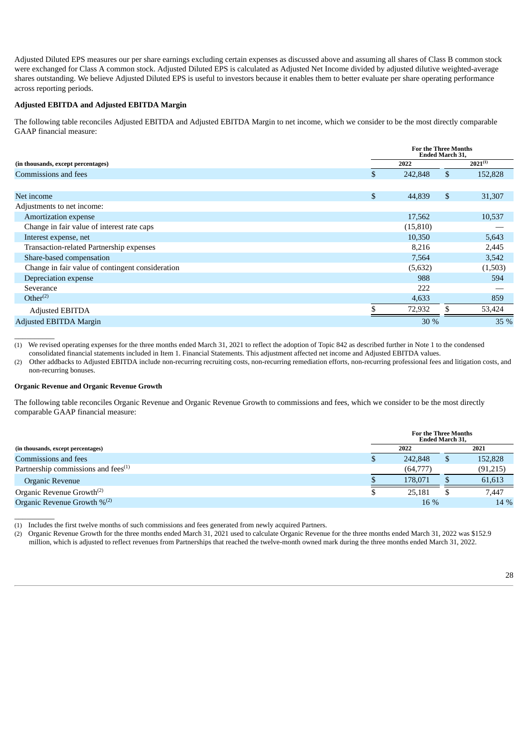Adjusted Diluted EPS measures our per share earnings excluding certain expenses as discussed above and assuming all shares of Class B common stock were exchanged for Class A common stock. Adjusted Diluted EPS is calculated as Adjusted Net Income divided by adjusted dilutive weighted-average shares outstanding. We believe Adjusted Diluted EPS is useful to investors because it enables them to better evaluate per share operating performance across reporting periods.

**Adjusted EBITDA and Adjusted EBITDA Margin**

The following table reconciles Adjusted EBITDA and Adjusted EBITDA Margin to net income, which we consider to be the most directly comparable GAAP financial measure:

| (in thousands, except percentages) | For the Three Months Ended March 31, 2022 | For the Three Months Ended March 31, 2021[(1)] |
|---|---|---|
| Commissions and fees | $ 242,848 | $ 152,828 |
| | | |
| Net income | $ 44,839 | $ 31,307 |
| Adjustments to net income: | | |
| Amortization expense | 17,562 | 10,537 |
| Change in fair value of interest rate caps | (15,810) | — |
| Interest expense, net | 10,350 | 5,643 |
| Transaction-related Partnership expenses | 8,216 | 2,445 |
| Share-based compensation | 7,564 | 3,542 |
| Change in fair value of contingent consideration | (5,632) | (1,503) |
| Depreciation expense | 988 | 594 |
| Severance | 222 | — |
| Other[(2)] | 4,633 | 859 |
| Adjusted EBITDA | $ 72,932 | $ 53,424 |
| Adjusted EBITDA Margin | 30 % | 35 % |

(1) We revised operating expenses for the three months ended March 31, 2021 to reflect the adoption of Topic 842 as described further in Note 1 to the condensed consolidated financial statements included in Item 1. Financial Statements. This adjustment affected net income and Adjusted EBITDA values.

(2) Other addbacks to Adjusted EBITDA include non-recurring recruiting costs, non-recurring remediation efforts, non-recurring professional fees and litigation costs, and non-recurring bonuses.

**Organic Revenue and Organic Revenue Growth**

The following table reconciles Organic Revenue and Organic Revenue Growth to commissions and fees, which we consider to be the most directly comparable GAAP financial measure:

| (in thousands, except percentages) | For the Three Months Ended March 31, 2022 | For the Three Months Ended March 31, 2021 |
|---|---|---|
| Commissions and fees | $ 242,848 | $ 152,828 |
| Partnership commissions and fees[(1)] | (64,777) | (91,215) |
| Organic Revenue | $ 178,071 | $ 61,613 |
| Organic Revenue Growth[(2)] | $ 25,181 | $ 7,447 |
| Organic Revenue Growth %[(2)] | 16 % | 14 % |

(1) Includes the first twelve months of such commissions and fees generated from newly acquired Partners.

(2) Organic Revenue Growth for the three months ended March 31, 2021 used to calculate Organic Revenue for the three months ended March 31, 2022 was $152.9 million, which is adjusted to reflect revenues from Partnerships that reached the twelve-month owned mark during the three months ended March 31, 2022.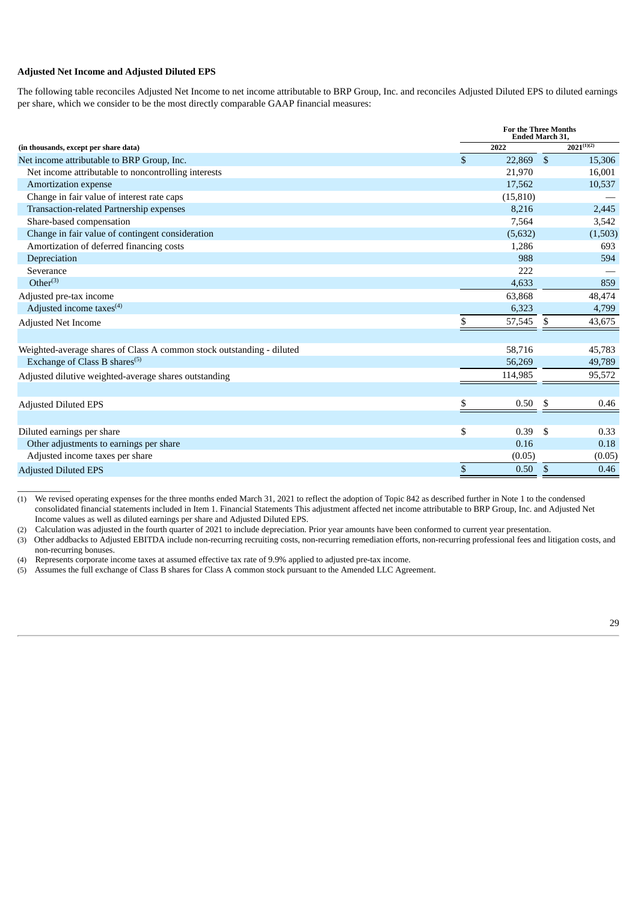**Adjusted Net Income and Adjusted Diluted EPS**

The following table reconciles Adjusted Net Income to net income attributable to BRP Group, Inc. and reconciles Adjusted Diluted EPS to diluted earnings per share, which we consider to be the most directly comparable GAAP financial measures:

| (in thousands, except per share data) | For the Three Months Ended March 31, 2022 | 2021[(1)(2)] |
|---|---|---|
| Net income attributable to BRP Group, Inc. | $ 22,869 | $ 15,306 |
| Net income attributable to noncontrolling interests | 21,970 | 16,001 |
| Amortization expense | 17,562 | 10,537 |
| Change in fair value of interest rate caps | (15,810) | — |
| Transaction-related Partnership expenses | 8,216 | 2,445 |
| Share-based compensation | 7,564 | 3,542 |
| Change in fair value of contingent consideration | (5,632) | (1,503) |
| Amortization of deferred financing costs | 1,286 | 693 |
| Depreciation | 988 | 594 |
| Severance | 222 | — |
| Other[(3)] | 4,633 | 859 |
| Adjusted pre-tax income | 63,868 | 48,474 |
| Adjusted income taxes[(4)] | 6,323 | 4,799 |
| Adjusted Net Income | $ 57,545 | $ 43,675 |
| | | |
| Weighted-average shares of Class A common stock outstanding - diluted | 58,716 | 45,783 |
| Exchange of Class B shares[(5)] | 56,269 | 49,789 |
| Adjusted dilutive weighted-average shares outstanding | 114,985 | 95,572 |
| | | |
| Adjusted Diluted EPS | $ 0.50 | $ 0.46 |
| | | |
| Diluted earnings per share | $ 0.39 | $ 0.33 |
| Other adjustments to earnings per share | 0.16 | 0.18 |
| Adjusted income taxes per share | (0.05) | (0.05) |
| Adjusted Diluted EPS | $ 0.50 | $ 0.46 |

(1) We revised operating expenses for the three months ended March 31, 2021 to reflect the adoption of Topic 842 as described further in Note 1 to the condensed consolidated financial statements included in Item 1. Financial Statements This adjustment affected net income attributable to BRP Group, Inc. and Adjusted Net Income values as well as diluted earnings per share and Adjusted Diluted EPS.

(2) Calculation was adjusted in the fourth quarter of 2021 to include depreciation. Prior year amounts have been conformed to current year presentation.

(3) Other addbacks to Adjusted EBITDA include non-recurring recruiting costs, non-recurring remediation efforts, non-recurring professional fees and litigation costs, and non-recurring bonuses.

(4) Represents corporate income taxes at assumed effective tax rate of 9.9% applied to adjusted pre-tax income.

(5) Assumes the full exchange of Class B shares for Class A common stock pursuant to the Amended LLC Agreement.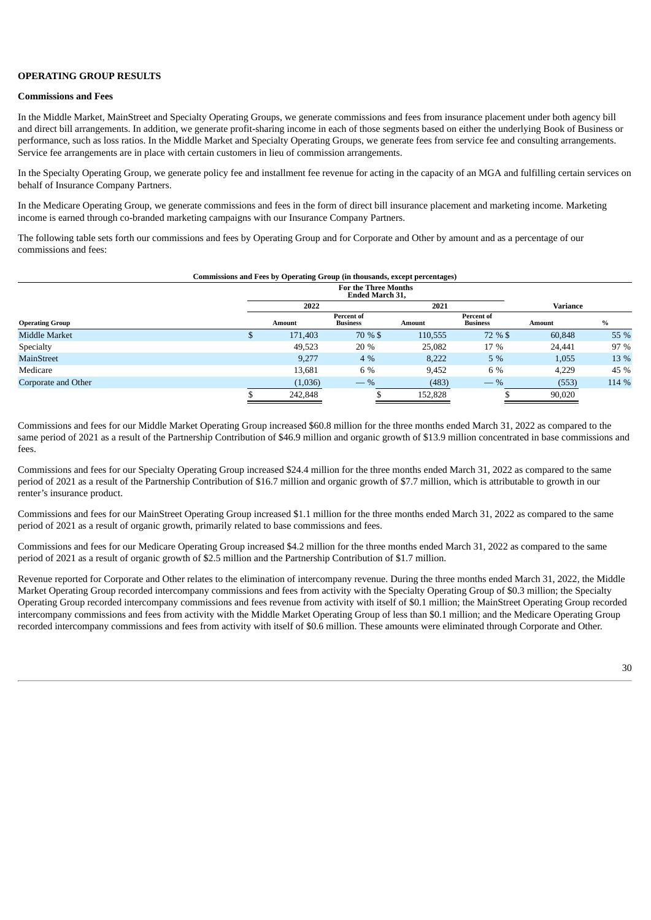**OPERATING GROUP RESULTS**

**Commissions and Fees**

In the Middle Market, MainStreet and Specialty Operating Groups, we generate commissions and fees from insurance placement under both agency bill and direct bill arrangements. In addition, we generate profit-sharing income in each of those segments based on either the underlying Book of Business or performance, such as loss ratios. In the Middle Market and Specialty Operating Groups, we generate fees from service fee and consulting arrangements. Service fee arrangements are in place with certain customers in lieu of commission arrangements.

In the Specialty Operating Group, we generate policy fee and installment fee revenue for acting in the capacity of an MGA and fulfilling certain services on behalf of Insurance Company Partners.

In the Medicare Operating Group, we generate commissions and fees in the form of direct bill insurance placement and marketing income. Marketing income is earned through co-branded marketing campaigns with our Insurance Company Partners.

The following table sets forth our commissions and fees by Operating Group and for Corporate and Other by amount and as a percentage of our commissions and fees:

**Commissions and Fees by Operating Group (in thousands, except percentages)**

| | For the Three Months Ended March 31, | | | | | |
|---|---|---|---|---|---|---|
| | 2022 | | 2021 | | Variance | |
| **Operating Group** | **Amount** | **Percent of Business** | **Amount** | **Percent of Business** | **Amount** | **%** |
| Middle Market | $ 171,403 | 70 % | $ 110,555 | 72 % | $ 60,848 | 55 % |
| Specialty | 49,523 | 20 % | 25,082 | 17 % | 24,441 | 97 % |
| MainStreet | 9,277 | 4 % | 8,222 | 5 % | 1,055 | 13 % |
| Medicare | 13,681 | 6 % | 9,452 | 6 % | 4,229 | 45 % |
| Corporate and Other | (1,036) | — % | (483) | — % | (553) | 114 % |
| | $ 242,848 | | $ 152,828 | | $ 90,020 | |

Commissions and fees for our Middle Market Operating Group increased $60.8 million for the three months ended March 31, 2022 as compared to the same period of 2021 as a result of the Partnership Contribution of $46.9 million and organic growth of $13.9 million concentrated in base commissions and fees.

Commissions and fees for our Specialty Operating Group increased $24.4 million for the three months ended March 31, 2022 as compared to the same period of 2021 as a result of the Partnership Contribution of $16.7 million and organic growth of $7.7 million, which is attributable to growth in our renter's insurance product.

Commissions and fees for our MainStreet Operating Group increased $1.1 million for the three months ended March 31, 2022 as compared to the same period of 2021 as a result of organic growth, primarily related to base commissions and fees.

Commissions and fees for our Medicare Operating Group increased $4.2 million for the three months ended March 31, 2022 as compared to the same period of 2021 as a result of organic growth of $2.5 million and the Partnership Contribution of $1.7 million.

Revenue reported for Corporate and Other relates to the elimination of intercompany revenue. During the three months ended March 31, 2022, the Middle Market Operating Group recorded intercompany commissions and fees from activity with the Specialty Operating Group of $0.3 million; the Specialty Operating Group recorded intercompany commissions and fees revenue from activity with itself of $0.1 million; the MainStreet Operating Group recorded intercompany commissions and fees from activity with the Middle Market Operating Group of less than $0.1 million; and the Medicare Operating Group recorded intercompany commissions and fees from activity with itself of $0.6 million. These amounts were eliminated through Corporate and Other.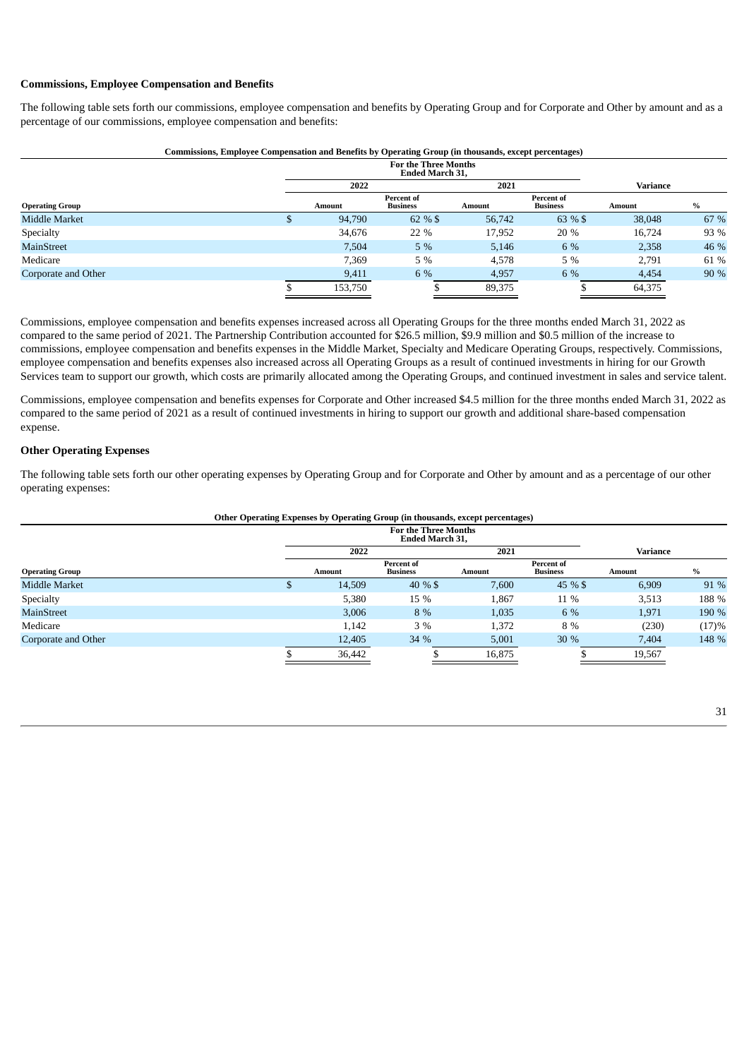**Commissions, Employee Compensation and Benefits**

The following table sets forth our commissions, employee compensation and benefits by Operating Group and for Corporate and Other by amount and as a percentage of our commissions, employee compensation and benefits:

**Commissions, Employee Compensation and Benefits by Operating Group (in thousands, except percentages)**

| | For the Three Months Ended March 31, | | | | | |
|---|---|---|---|---|---|---|
| | 2022 | | 2021 | | Variance | |
| Operating Group | Amount | Percent of Business | Amount | Percent of Business | Amount | % |
| Middle Market | $ 94,790 | 62 % | $ 56,742 | 63 % | $ 38,048 | 67 % |
| Specialty | 34,676 | 22 % | 17,952 | 20 % | 16,724 | 93 % |
| MainStreet | 7,504 | 5 % | 5,146 | 6 % | 2,358 | 46 % |
| Medicare | 7,369 | 5 % | 4,578 | 5 % | 2,791 | 61 % |
| Corporate and Other | 9,411 | 6 % | 4,957 | 6 % | 4,454 | 90 % |
| | $ 153,750 | | $ 89,375 | | $ 64,375 | |

Commissions, employee compensation and benefits expenses increased across all Operating Groups for the three months ended March 31, 2022 as compared to the same period of 2021. The Partnership Contribution accounted for $26.5 million, $9.9 million and $0.5 million of the increase to commissions, employee compensation and benefits expenses in the Middle Market, Specialty and Medicare Operating Groups, respectively. Commissions, employee compensation and benefits expenses also increased across all Operating Groups as a result of continued investments in hiring for our Growth Services team to support our growth, which costs are primarily allocated among the Operating Groups, and continued investment in sales and service talent.

Commissions, employee compensation and benefits expenses for Corporate and Other increased $4.5 million for the three months ended March 31, 2022 as compared to the same period of 2021 as a result of continued investments in hiring to support our growth and additional share-based compensation expense.

**Other Operating Expenses**

The following table sets forth our other operating expenses by Operating Group and for Corporate and Other by amount and as a percentage of our other operating expenses:

**Other Operating Expenses by Operating Group (in thousands, except percentages)**

| | For the Three Months Ended March 31, | | | | | |
|---|---|---|---|---|---|---|
| | 2022 | | 2021 | | Variance | |
| Operating Group | Amount | Percent of Business | Amount | Percent of Business | Amount | % |
| Middle Market | $ 14,509 | 40 % | $ 7,600 | 45 % | $ 6,909 | 91 % |
| Specialty | 5,380 | 15 % | 1,867 | 11 % | 3,513 | 188 % |
| MainStreet | 3,006 | 8 % | 1,035 | 6 % | 1,971 | 190 % |
| Medicare | 1,142 | 3 % | 1,372 | 8 % | (230) | (17)% |
| Corporate and Other | 12,405 | 34 % | 5,001 | 30 % | 7,404 | 148 % |
| | $ 36,442 | | $ 16,875 | | $ 19,567 | |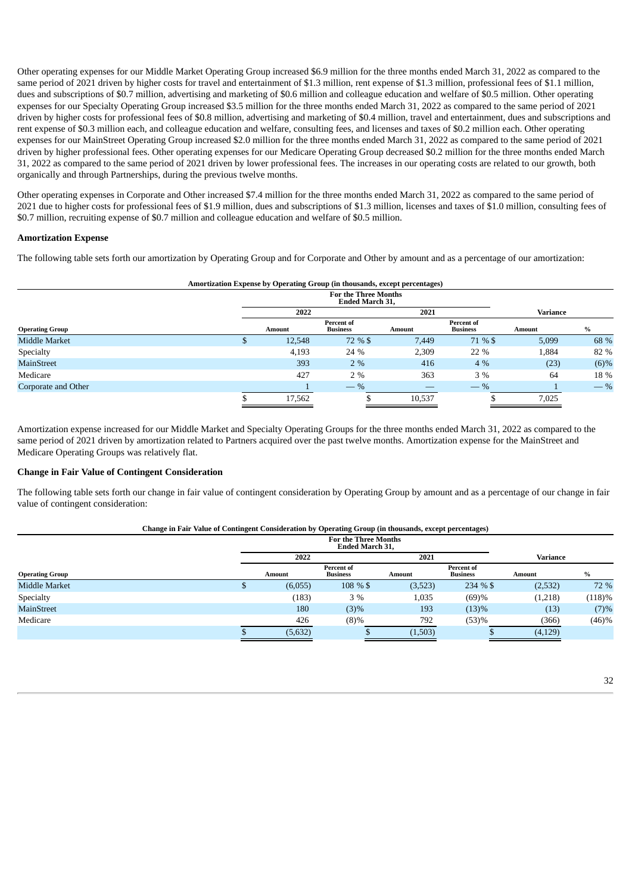Other operating expenses for our Middle Market Operating Group increased $6.9 million for the three months ended March 31, 2022 as compared to the same period of 2021 driven by higher costs for travel and entertainment of $1.3 million, rent expense of $1.3 million, professional fees of $1.1 million, dues and subscriptions of $0.7 million, advertising and marketing of $0.6 million and colleague education and welfare of $0.5 million. Other operating expenses for our Specialty Operating Group increased $3.5 million for the three months ended March 31, 2022 as compared to the same period of 2021 driven by higher costs for professional fees of $0.8 million, advertising and marketing of $0.4 million, travel and entertainment, dues and subscriptions and rent expense of $0.3 million each, and colleague education and welfare, consulting fees, and licenses and taxes of $0.2 million each. Other operating expenses for our MainStreet Operating Group increased $2.0 million for the three months ended March 31, 2022 as compared to the same period of 2021 driven by higher professional fees. Other operating expenses for our Medicare Operating Group decreased $0.2 million for the three months ended March 31, 2022 as compared to the same period of 2021 driven by lower professional fees. The increases in our operating costs are related to our growth, both organically and through Partnerships, during the previous twelve months.

Other operating expenses in Corporate and Other increased $7.4 million for the three months ended March 31, 2022 as compared to the same period of 2021 due to higher costs for professional fees of $1.9 million, dues and subscriptions of $1.3 million, licenses and taxes of $1.0 million, consulting fees of $0.7 million, recruiting expense of $0.7 million and colleague education and welfare of $0.5 million.

### Amortization Expense

The following table sets forth our amortization by Operating Group and for Corporate and Other by amount and as a percentage of our amortization:

**Amortization Expense by Operating Group (in thousands, except percentages)**

| | For the Three Months Ended March 31, | | | | | |
|---|---|---|---|---|---|---|
| | 2022 | | 2021 | | Variance | |
| **Operating Group** | **Amount** | **Percent of Business** | **Amount** | **Percent of Business** | **Amount** | **%** |
| Middle Market | $ 12,548 | 72 % | $ 7,449 | 71 % | $ 5,099 | 68 % |
| Specialty | 4,193 | 24 % | 2,309 | 22 % | 1,884 | 82 % |
| MainStreet | 393 | 2 % | 416 | 4 % | (23) | (6)% |
| Medicare | 427 | 2 % | 363 | 3 % | 64 | 18 % |
| Corporate and Other | 1 | — % | — | — % | 1 | — % |
| | $ 17,562 | | $ 10,537 | | $ 7,025 | |

Amortization expense increased for our Middle Market and Specialty Operating Groups for the three months ended March 31, 2022 as compared to the same period of 2021 driven by amortization related to Partners acquired over the past twelve months. Amortization expense for the MainStreet and Medicare Operating Groups was relatively flat.

### Change in Fair Value of Contingent Consideration

The following table sets forth our change in fair value of contingent consideration by Operating Group by amount and as a percentage of our change in fair value of contingent consideration:

**Change in Fair Value of Contingent Consideration by Operating Group (in thousands, except percentages)**

| | For the Three Months Ended March 31, | | | | | |
|---|---|---|---|---|---|---|
| | 2022 | | 2021 | | Variance | |
| **Operating Group** | **Amount** | **Percent of Business** | **Amount** | **Percent of Business** | **Amount** | **%** |
| Middle Market | $ (6,055) | 108 % | $ (3,523) | 234 % | $ (2,532) | 72 % |
| Specialty | (183) | 3 % | 1,035 | (69)% | (1,218) | (118)% |
| MainStreet | 180 | (3)% | 193 | (13)% | (13) | (7)% |
| Medicare | 426 | (8)% | 792 | (53)% | (366) | (46)% |
| | $ (5,632) | | $ (1,503) | | $ (4,129) | |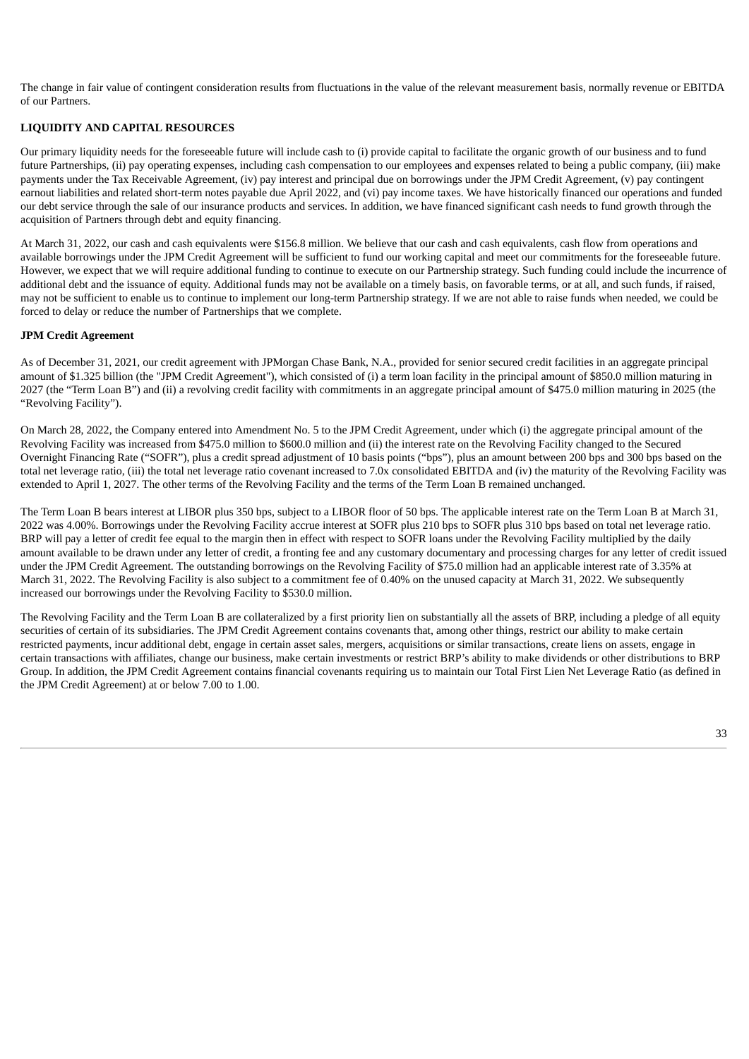The change in fair value of contingent consideration results from fluctuations in the value of the relevant measurement basis, normally revenue or EBITDA of our Partners.

## LIQUIDITY AND CAPITAL RESOURCES

Our primary liquidity needs for the foreseeable future will include cash to (i) provide capital to facilitate the organic growth of our business and to fund future Partnerships, (ii) pay operating expenses, including cash compensation to our employees and expenses related to being a public company, (iii) make payments under the Tax Receivable Agreement, (iv) pay interest and principal due on borrowings under the JPM Credit Agreement, (v) pay contingent earnout liabilities and related short-term notes payable due April 2022, and (vi) pay income taxes. We have historically financed our operations and funded our debt service through the sale of our insurance products and services. In addition, we have financed significant cash needs to fund growth through the acquisition of Partners through debt and equity financing.

At March 31, 2022, our cash and cash equivalents were $156.8 million. We believe that our cash and cash equivalents, cash flow from operations and available borrowings under the JPM Credit Agreement will be sufficient to fund our working capital and meet our commitments for the foreseeable future. However, we expect that we will require additional funding to continue to execute on our Partnership strategy. Such funding could include the incurrence of additional debt and the issuance of equity. Additional funds may not be available on a timely basis, on favorable terms, or at all, and such funds, if raised, may not be sufficient to enable us to continue to implement our long-term Partnership strategy. If we are not able to raise funds when needed, we could be forced to delay or reduce the number of Partnerships that we complete.

### JPM Credit Agreement

As of December 31, 2021, our credit agreement with JPMorgan Chase Bank, N.A., provided for senior secured credit facilities in an aggregate principal amount of $1.325 billion (the "JPM Credit Agreement"), which consisted of (i) a term loan facility in the principal amount of $850.0 million maturing in 2027 (the “Term Loan B”) and (ii) a revolving credit facility with commitments in an aggregate principal amount of $475.0 million maturing in 2025 (the “Revolving Facility”).

On March 28, 2022, the Company entered into Amendment No. 5 to the JPM Credit Agreement, under which (i) the aggregate principal amount of the Revolving Facility was increased from $475.0 million to $600.0 million and (ii) the interest rate on the Revolving Facility changed to the Secured Overnight Financing Rate (“SOFR”), plus a credit spread adjustment of 10 basis points (“bps”), plus an amount between 200 bps and 300 bps based on the total net leverage ratio, (iii) the total net leverage ratio covenant increased to 7.0x consolidated EBITDA and (iv) the maturity of the Revolving Facility was extended to April 1, 2027. The other terms of the Revolving Facility and the terms of the Term Loan B remained unchanged.

The Term Loan B bears interest at LIBOR plus 350 bps, subject to a LIBOR floor of 50 bps. The applicable interest rate on the Term Loan B at March 31, 2022 was 4.00%. Borrowings under the Revolving Facility accrue interest at SOFR plus 210 bps to SOFR plus 310 bps based on total net leverage ratio. BRP will pay a letter of credit fee equal to the margin then in effect with respect to SOFR loans under the Revolving Facility multiplied by the daily amount available to be drawn under any letter of credit, a fronting fee and any customary documentary and processing charges for any letter of credit issued under the JPM Credit Agreement. The outstanding borrowings on the Revolving Facility of $75.0 million had an applicable interest rate of 3.35% at March 31, 2022. The Revolving Facility is also subject to a commitment fee of 0.40% on the unused capacity at March 31, 2022. We subsequently increased our borrowings under the Revolving Facility to $530.0 million.

The Revolving Facility and the Term Loan B are collateralized by a first priority lien on substantially all the assets of BRP, including a pledge of all equity securities of certain of its subsidiaries. The JPM Credit Agreement contains covenants that, among other things, restrict our ability to make certain restricted payments, incur additional debt, engage in certain asset sales, mergers, acquisitions or similar transactions, create liens on assets, engage in certain transactions with affiliates, change our business, make certain investments or restrict BRP’s ability to make dividends or other distributions to BRP Group. In addition, the JPM Credit Agreement contains financial covenants requiring us to maintain our Total First Lien Net Leverage Ratio (as defined in the JPM Credit Agreement) at or below 7.00 to 1.00.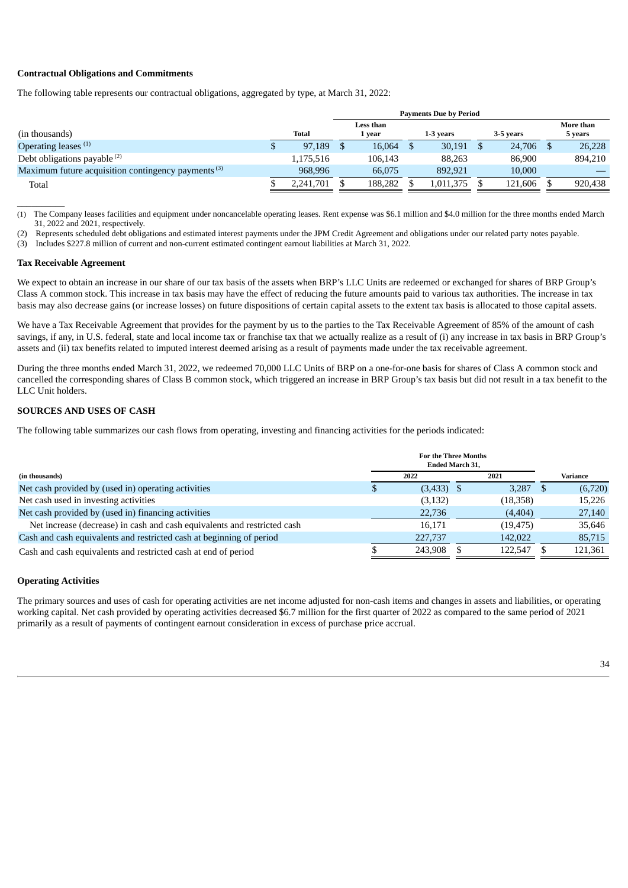**Contractual Obligations and Commitments**

The following table represents our contractual obligations, aggregated by type, at March 31, 2022:

| | | Payments Due by Period | | | |
|---|---|---|---|---|---|
| (in thousands) | Total | Less than 1 year | 1-3 years | 3-5 years | More than 5 years |
| Operating leases [(1)] | $ 97,189 | $ 16,064 | $ 30,191 | $ 24,706 | $ 26,228 |
| Debt obligations payable [(2)] | 1,175,516 | 106,143 | 88,263 | 86,900 | 894,210 |
| Maximum future acquisition contingency payments [(3)] | 968,996 | 66,075 | 892,921 | 10,000 | — |
| Total | $ 2,241,701 | $ 188,282 | $ 1,011,375 | $ 121,606 | $ 920,438 |

(1) The Company leases facilities and equipment under noncancelable operating leases. Rent expense was $6.1 million and $4.0 million for the three months ended March 31, 2022 and 2021, respectively.

(2) Represents scheduled debt obligations and estimated interest payments under the JPM Credit Agreement and obligations under our related party notes payable.

(3) Includes $227.8 million of current and non-current estimated contingent earnout liabilities at March 31, 2022.

**Tax Receivable Agreement**

We expect to obtain an increase in our share of our tax basis of the assets when BRP's LLC Units are redeemed or exchanged for shares of BRP Group's Class A common stock. This increase in tax basis may have the effect of reducing the future amounts paid to various tax authorities. The increase in tax basis may also decrease gains (or increase losses) on future dispositions of certain capital assets to the extent tax basis is allocated to those capital assets.

We have a Tax Receivable Agreement that provides for the payment by us to the parties to the Tax Receivable Agreement of 85% of the amount of cash savings, if any, in U.S. federal, state and local income tax or franchise tax that we actually realize as a result of (i) any increase in tax basis in BRP Group's assets and (ii) tax benefits related to imputed interest deemed arising as a result of payments made under the tax receivable agreement.

During the three months ended March 31, 2022, we redeemed 70,000 LLC Units of BRP on a one-for-one basis for shares of Class A common stock and cancelled the corresponding shares of Class B common stock, which triggered an increase in BRP Group's tax basis but did not result in a tax benefit to the LLC Unit holders.

## SOURCES AND USES OF CASH

The following table summarizes our cash flows from operating, investing and financing activities for the periods indicated:

| | For the Three Months Ended March 31, | | |
|---|---|---|---|
| (in thousands) | 2022 | 2021 | Variance |
| Net cash provided by (used in) operating activities | $ (3,433) | $ 3,287 | $ (6,720) |
| Net cash used in investing activities | (3,132) | (18,358) | 15,226 |
| Net cash provided by (used in) financing activities | 22,736 | (4,404) | 27,140 |
| Net increase (decrease) in cash and cash equivalents and restricted cash | 16,171 | (19,475) | 35,646 |
| Cash and cash equivalents and restricted cash at beginning of period | 227,737 | 142,022 | 85,715 |
| Cash and cash equivalents and restricted cash at end of period | $ 243,908 | $ 122,547 | $ 121,361 |

**Operating Activities**

The primary sources and uses of cash for operating activities are net income adjusted for non-cash items and changes in assets and liabilities, or operating working capital. Net cash provided by operating activities decreased $6.7 million for the first quarter of 2022 as compared to the same period of 2021 primarily as a result of payments of contingent earnout consideration in excess of purchase price accrual.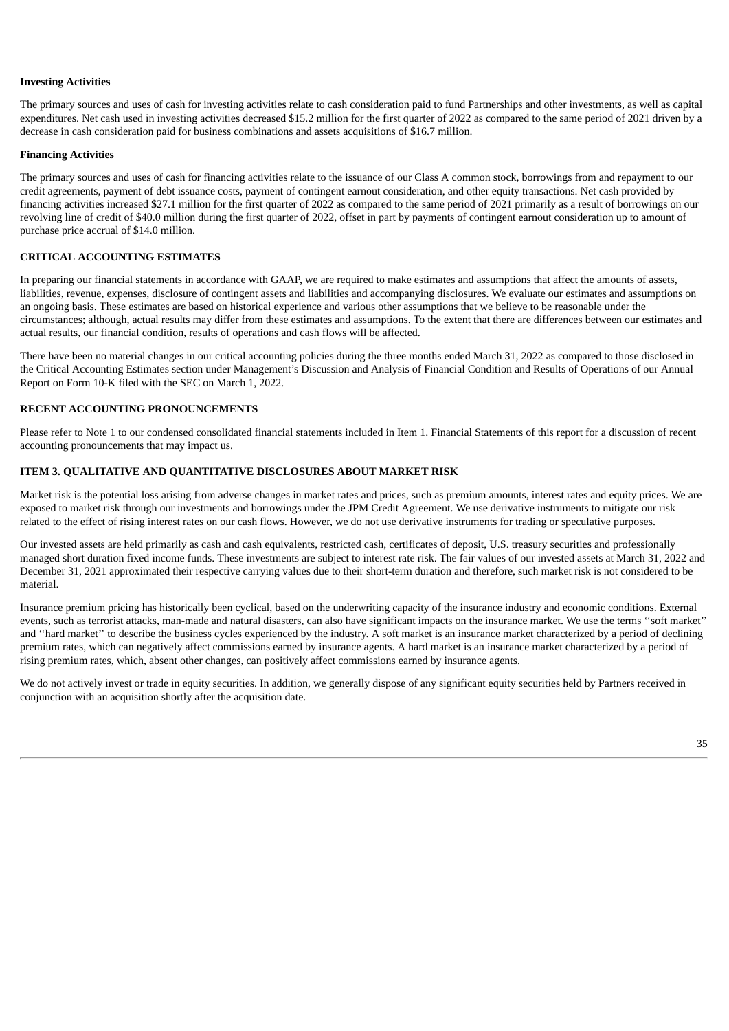**Investing Activities**

The primary sources and uses of cash for investing activities relate to cash consideration paid to fund Partnerships and other investments, as well as capital expenditures. Net cash used in investing activities decreased $15.2 million for the first quarter of 2022 as compared to the same period of 2021 driven by a decrease in cash consideration paid for business combinations and assets acquisitions of $16.7 million.

**Financing Activities**

The primary sources and uses of cash for financing activities relate to the issuance of our Class A common stock, borrowings from and repayment to our credit agreements, payment of debt issuance costs, payment of contingent earnout consideration, and other equity transactions. Net cash provided by financing activities increased $27.1 million for the first quarter of 2022 as compared to the same period of 2021 primarily as a result of borrowings on our revolving line of credit of $40.0 million during the first quarter of 2022, offset in part by payments of contingent earnout consideration up to amount of purchase price accrual of $14.0 million.

## CRITICAL ACCOUNTING ESTIMATES

In preparing our financial statements in accordance with GAAP, we are required to make estimates and assumptions that affect the amounts of assets, liabilities, revenue, expenses, disclosure of contingent assets and liabilities and accompanying disclosures. We evaluate our estimates and assumptions on an ongoing basis. These estimates are based on historical experience and various other assumptions that we believe to be reasonable under the circumstances; although, actual results may differ from these estimates and assumptions. To the extent that there are differences between our estimates and actual results, our financial condition, results of operations and cash flows will be affected.

There have been no material changes in our critical accounting policies during the three months ended March 31, 2022 as compared to those disclosed in the Critical Accounting Estimates section under Management's Discussion and Analysis of Financial Condition and Results of Operations of our Annual Report on Form 10-K filed with the SEC on March 1, 2022.

## RECENT ACCOUNTING PRONOUNCEMENTS

Please refer to Note 1 to our condensed consolidated financial statements included in Item 1. Financial Statements of this report for a discussion of recent accounting pronouncements that may impact us.

## ITEM 3. QUALITATIVE AND QUANTITATIVE DISCLOSURES ABOUT MARKET RISK

Market risk is the potential loss arising from adverse changes in market rates and prices, such as premium amounts, interest rates and equity prices. We are exposed to market risk through our investments and borrowings under the JPM Credit Agreement. We use derivative instruments to mitigate our risk related to the effect of rising interest rates on our cash flows. However, we do not use derivative instruments for trading or speculative purposes.

Our invested assets are held primarily as cash and cash equivalents, restricted cash, certificates of deposit, U.S. treasury securities and professionally managed short duration fixed income funds. These investments are subject to interest rate risk. The fair values of our invested assets at March 31, 2022 and December 31, 2021 approximated their respective carrying values due to their short-term duration and therefore, such market risk is not considered to be material.

Insurance premium pricing has historically been cyclical, based on the underwriting capacity of the insurance industry and economic conditions. External events, such as terrorist attacks, man-made and natural disasters, can also have significant impacts on the insurance market. We use the terms ''soft market'' and ''hard market'' to describe the business cycles experienced by the industry. A soft market is an insurance market characterized by a period of declining premium rates, which can negatively affect commissions earned by insurance agents. A hard market is an insurance market characterized by a period of rising premium rates, which, absent other changes, can positively affect commissions earned by insurance agents.

We do not actively invest or trade in equity securities. In addition, we generally dispose of any significant equity securities held by Partners received in conjunction with an acquisition shortly after the acquisition date.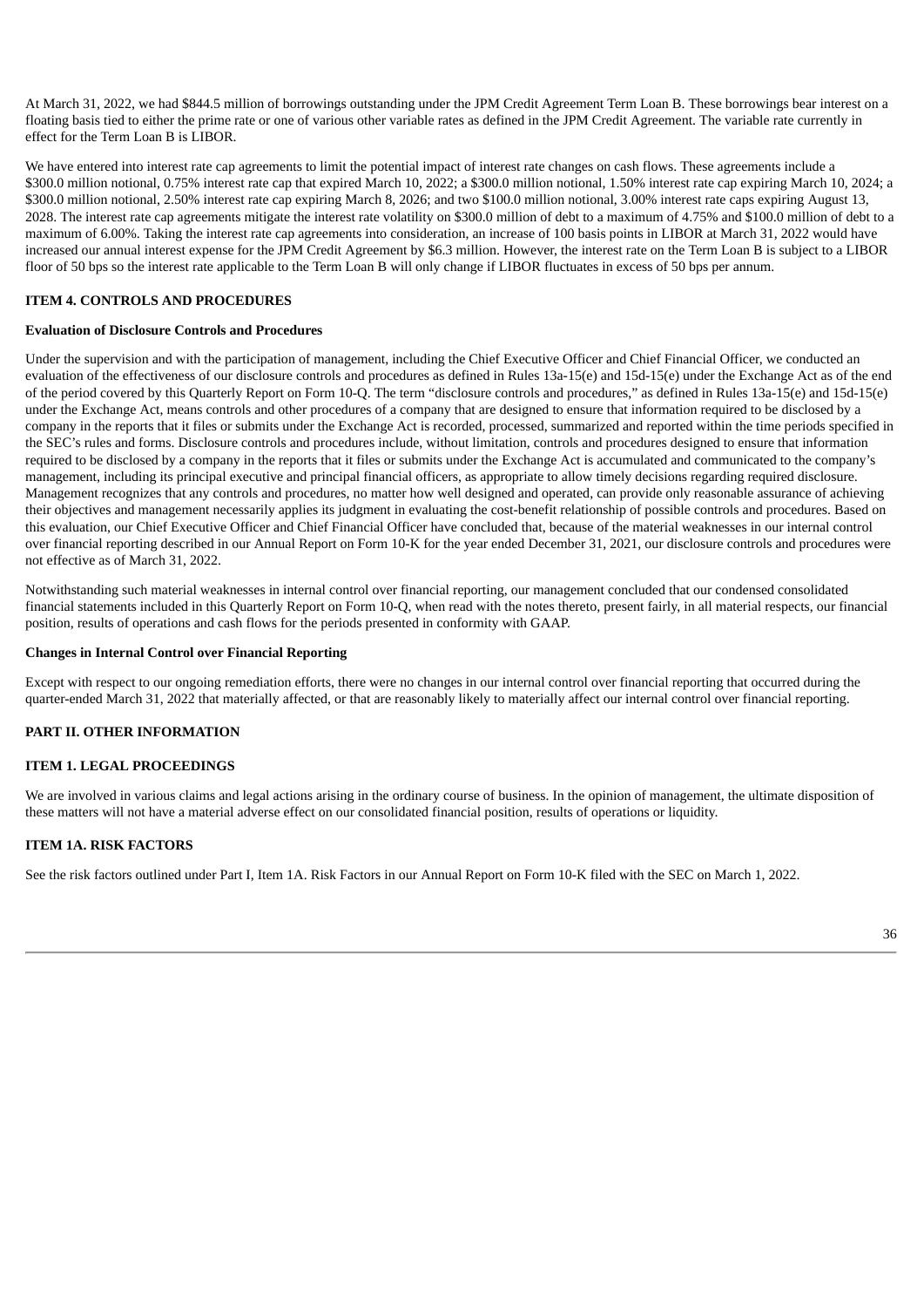At March 31, 2022, we had $844.5 million of borrowings outstanding under the JPM Credit Agreement Term Loan B. These borrowings bear interest on a floating basis tied to either the prime rate or one of various other variable rates as defined in the JPM Credit Agreement. The variable rate currently in effect for the Term Loan B is LIBOR.

We have entered into interest rate cap agreements to limit the potential impact of interest rate changes on cash flows. These agreements include a $300.0 million notional, 0.75% interest rate cap that expired March 10, 2022; a $300.0 million notional, 1.50% interest rate cap expiring March 10, 2024; a $300.0 million notional, 2.50% interest rate cap expiring March 8, 2026; and two $100.0 million notional, 3.00% interest rate caps expiring August 13, 2028. The interest rate cap agreements mitigate the interest rate volatility on $300.0 million of debt to a maximum of 4.75% and $100.0 million of debt to a maximum of 6.00%. Taking the interest rate cap agreements into consideration, an increase of 100 basis points in LIBOR at March 31, 2022 would have increased our annual interest expense for the JPM Credit Agreement by $6.3 million. However, the interest rate on the Term Loan B is subject to a LIBOR floor of 50 bps so the interest rate applicable to the Term Loan B will only change if LIBOR fluctuates in excess of 50 bps per annum.

## ITEM 4. CONTROLS AND PROCEDURES

### Evaluation of Disclosure Controls and Procedures

Under the supervision and with the participation of management, including the Chief Executive Officer and Chief Financial Officer, we conducted an evaluation of the effectiveness of our disclosure controls and procedures as defined in Rules 13a-15(e) and 15d-15(e) under the Exchange Act as of the end of the period covered by this Quarterly Report on Form 10-Q. The term "disclosure controls and procedures," as defined in Rules 13a-15(e) and 15d-15(e) under the Exchange Act, means controls and other procedures of a company that are designed to ensure that information required to be disclosed by a company in the reports that it files or submits under the Exchange Act is recorded, processed, summarized and reported within the time periods specified in the SEC's rules and forms. Disclosure controls and procedures include, without limitation, controls and procedures designed to ensure that information required to be disclosed by a company in the reports that it files or submits under the Exchange Act is accumulated and communicated to the company's management, including its principal executive and principal financial officers, as appropriate to allow timely decisions regarding required disclosure. Management recognizes that any controls and procedures, no matter how well designed and operated, can provide only reasonable assurance of achieving their objectives and management necessarily applies its judgment in evaluating the cost-benefit relationship of possible controls and procedures. Based on this evaluation, our Chief Executive Officer and Chief Financial Officer have concluded that, because of the material weaknesses in our internal control over financial reporting described in our Annual Report on Form 10-K for the year ended December 31, 2021, our disclosure controls and procedures were not effective as of March 31, 2022.

Notwithstanding such material weaknesses in internal control over financial reporting, our management concluded that our condensed consolidated financial statements included in this Quarterly Report on Form 10-Q, when read with the notes thereto, present fairly, in all material respects, our financial position, results of operations and cash flows for the periods presented in conformity with GAAP.

### Changes in Internal Control over Financial Reporting

Except with respect to our ongoing remediation efforts, there were no changes in our internal control over financial reporting that occurred during the quarter-ended March 31, 2022 that materially affected, or that are reasonably likely to materially affect our internal control over financial reporting.

# PART II. OTHER INFORMATION

## ITEM 1. LEGAL PROCEEDINGS

We are involved in various claims and legal actions arising in the ordinary course of business. In the opinion of management, the ultimate disposition of these matters will not have a material adverse effect on our consolidated financial position, results of operations or liquidity.

## ITEM 1A. RISK FACTORS

See the risk factors outlined under Part I, Item 1A. Risk Factors in our Annual Report on Form 10-K filed with the SEC on March 1, 2022.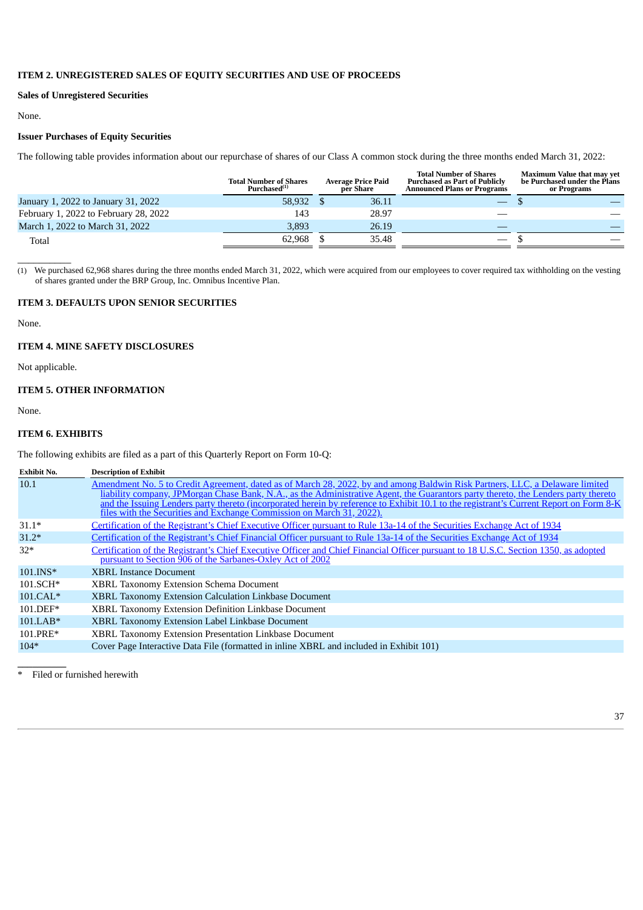## ITEM 2. UNREGISTERED SALES OF EQUITY SECURITIES AND USE OF PROCEEDS

**Sales of Unregistered Securities**

None.

**Issuer Purchases of Equity Securities**

The following table provides information about our repurchase of shares of our Class A common stock during the three months ended March 31, 2022:

| | Total Number of Shares Purchased[(1)] | Average Price Paid per Share | Total Number of Shares Purchased as Part of Publicly Announced Plans or Programs | Maximum Value that may yet be Purchased under the Plans or Programs |
|---|---|---|---|---|
| January 1, 2022 to January 31, 2022 | 58,932 | $ 36.11 | — | $ — |
| February 1, 2022 to February 28, 2022 | 143 | 28.97 | — | — |
| March 1, 2022 to March 31, 2022 | 3,893 | 26.19 | — | — |
| Total | 62,968 | $ 35.48 | — | $ — |

(1) We purchased 62,968 shares during the three months ended March 31, 2022, which were acquired from our employees to cover required tax withholding on the vesting of shares granted under the BRP Group, Inc. Omnibus Incentive Plan.

## ITEM 3. DEFAULTS UPON SENIOR SECURITIES

None.

## ITEM 4. MINE SAFETY DISCLOSURES

Not applicable.

## ITEM 5. OTHER INFORMATION

None.

## ITEM 6. EXHIBITS

The following exhibits are filed as a part of this Quarterly Report on Form 10-Q:

| Exhibit No. | Description of Exhibit |
|---|---|
| 10.1 | Amendment No. 5 to Credit Agreement, dated as of March 28, 2022, by and among Baldwin Risk Partners, LLC, a Delaware limited liability company, JPMorgan Chase Bank, N.A., as the Administrative Agent, the Guarantors party thereto, the Lenders party thereto and the Issuing Lenders party thereto (incorporated herein by reference to Exhibit 10.1 to the registrant's Current Report on Form 8-K files with the Securities and Exchange Commission on March 31, 2022). |
| 31.1* | Certification of the Registrant's Chief Executive Officer pursuant to Rule 13a-14 of the Securities Exchange Act of 1934 |
| 31.2* | Certification of the Registrant's Chief Financial Officer pursuant to Rule 13a-14 of the Securities Exchange Act of 1934 |
| 32* | Certification of the Registrant's Chief Executive Officer and Chief Financial Officer pursuant to 18 U.S.C. Section 1350, as adopted pursuant to Section 906 of the Sarbanes-Oxley Act of 2002 |
| 101.INS* | XBRL Instance Document |
| 101.SCH* | XBRL Taxonomy Extension Schema Document |
| 101.CAL* | XBRL Taxonomy Extension Calculation Linkbase Document |
| 101.DEF* | XBRL Taxonomy Extension Definition Linkbase Document |
| 101.LAB* | XBRL Taxonomy Extension Label Linkbase Document |
| 101.PRE* | XBRL Taxonomy Extension Presentation Linkbase Document |
| 104* | Cover Page Interactive Data File (formatted in inline XBRL and included in Exhibit 101) |

\* Filed or furnished herewith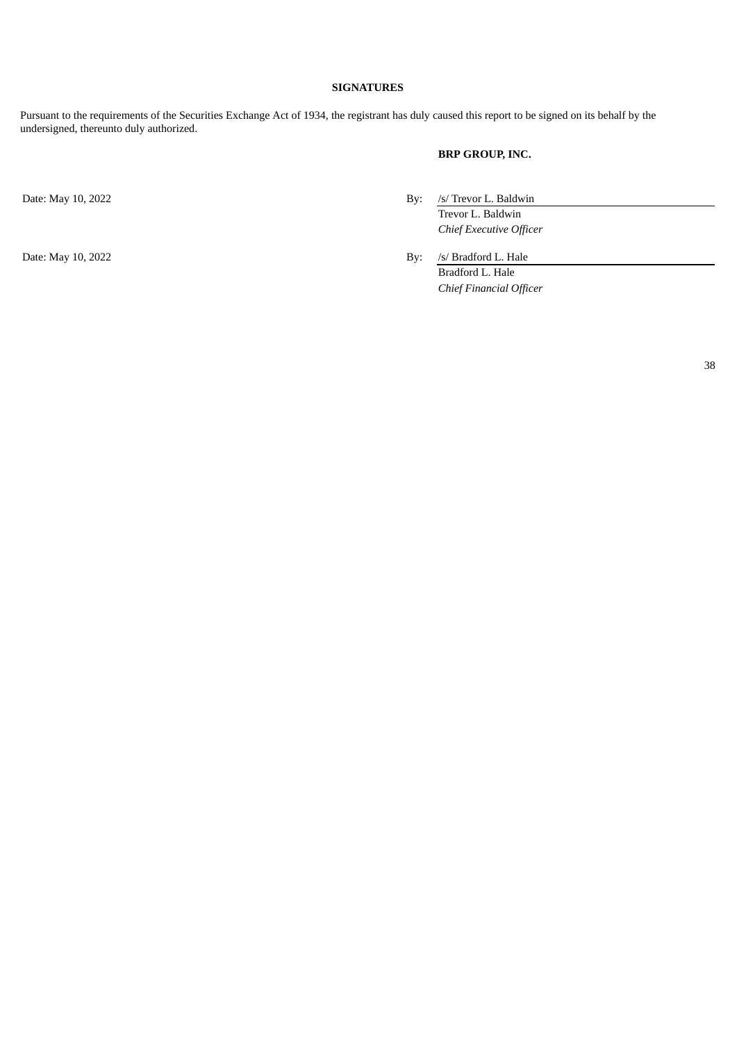**SIGNATURES**

Pursuant to the requirements of the Securities Exchange Act of 1934, the registrant has duly caused this report to be signed on its behalf by the undersigned, thereunto duly authorized.

**BRP GROUP, INC.**

Date: May 10, 2022

By: /s/ Trevor L. Baldwin
Trevor L. Baldwin
*Chief Executive Officer*

Date: May 10, 2022

By: /s/ Bradford L. Hale
Bradford L. Hale
*Chief Financial Officer*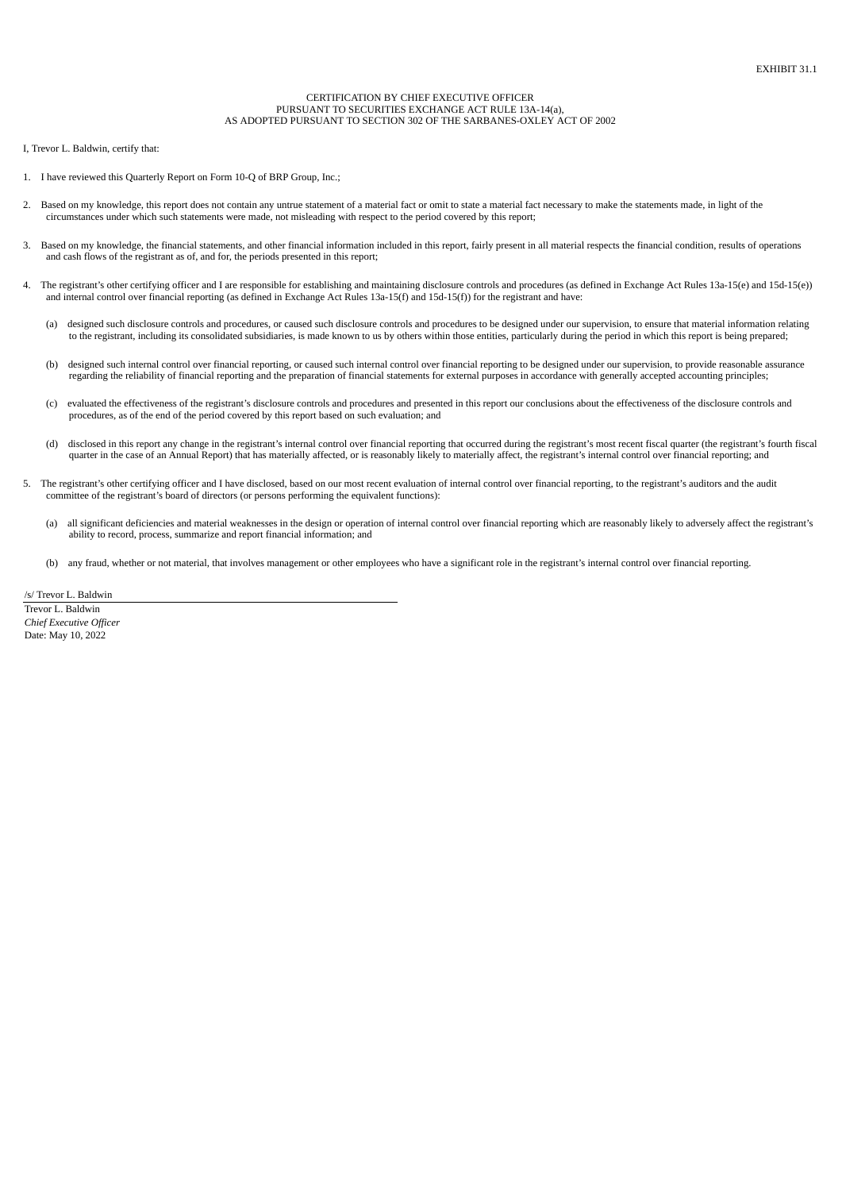EXHIBIT 31.1

CERTIFICATION BY CHIEF EXECUTIVE OFFICER
PURSUANT TO SECURITIES EXCHANGE ACT RULE 13A-14(a),
AS ADOPTED PURSUANT TO SECTION 302 OF THE SARBANES-OXLEY ACT OF 2002

I, Trevor L. Baldwin, certify that:

1. I have reviewed this Quarterly Report on Form 10-Q of BRP Group, Inc.;

2. Based on my knowledge, this report does not contain any untrue statement of a material fact or omit to state a material fact necessary to make the statements made, in light of the circumstances under which such statements were made, not misleading with respect to the period covered by this report;

3. Based on my knowledge, the financial statements, and other financial information included in this report, fairly present in all material respects the financial condition, results of operations and cash flows of the registrant as of, and for, the periods presented in this report;

4. The registrant's other certifying officer and I are responsible for establishing and maintaining disclosure controls and procedures (as defined in Exchange Act Rules 13a-15(e) and 15d-15(e)) and internal control over financial reporting (as defined in Exchange Act Rules 13a-15(f) and 15d-15(f)) for the registrant and have:

   (a) designed such disclosure controls and procedures, or caused such disclosure controls and procedures to be designed under our supervision, to ensure that material information relating to the registrant, including its consolidated subsidiaries, is made known to us by others within those entities, particularly during the period in which this report is being prepared;

   (b) designed such internal control over financial reporting, or caused such internal control over financial reporting to be designed under our supervision, to provide reasonable assurance regarding the reliability of financial reporting and the preparation of financial statements for external purposes in accordance with generally accepted accounting principles;

   (c) evaluated the effectiveness of the registrant's disclosure controls and procedures and presented in this report our conclusions about the effectiveness of the disclosure controls and procedures, as of the end of the period covered by this report based on such evaluation; and

   (d) disclosed in this report any change in the registrant's internal control over financial reporting that occurred during the registrant's most recent fiscal quarter (the registrant's fourth fiscal quarter in the case of an Annual Report) that has materially affected, or is reasonably likely to materially affect, the registrant's internal control over financial reporting; and

5. The registrant's other certifying officer and I have disclosed, based on our most recent evaluation of internal control over financial reporting, to the registrant's auditors and the audit committee of the registrant's board of directors (or persons performing the equivalent functions):

   (a) all significant deficiencies and material weaknesses in the design or operation of internal control over financial reporting which are reasonably likely to adversely affect the registrant's ability to record, process, summarize and report financial information; and

   (b) any fraud, whether or not material, that involves management or other employees who have a significant role in the registrant's internal control over financial reporting.

/s/ Trevor L. Baldwin

Trevor L. Baldwin
*Chief Executive Officer*
Date: May 10, 2022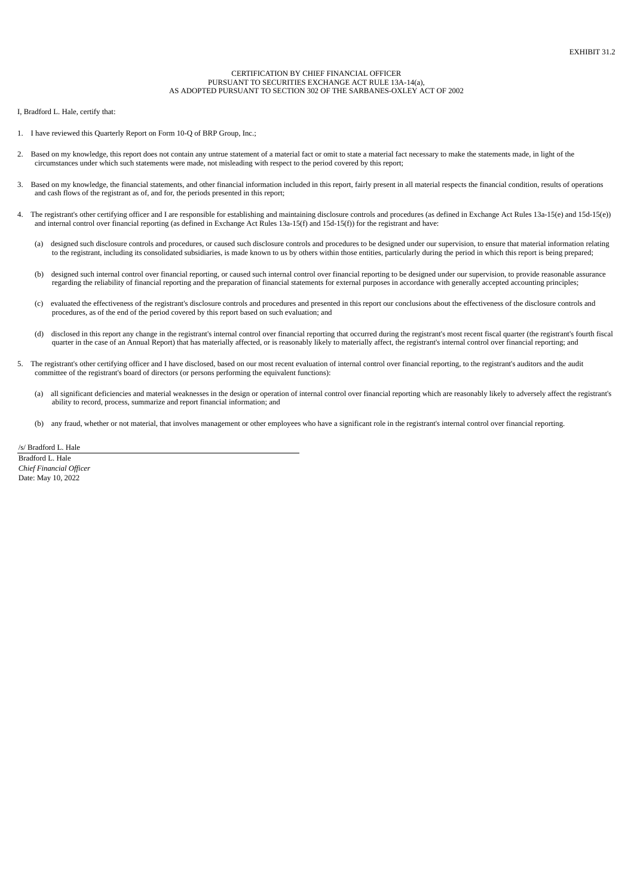EXHIBIT 31.2

CERTIFICATION BY CHIEF FINANCIAL OFFICER
PURSUANT TO SECURITIES EXCHANGE ACT RULE 13A-14(a),
AS ADOPTED PURSUANT TO SECTION 302 OF THE SARBANES-OXLEY ACT OF 2002

I, Bradford L. Hale, certify that:

1. I have reviewed this Quarterly Report on Form 10-Q of BRP Group, Inc.;

2. Based on my knowledge, this report does not contain any untrue statement of a material fact or omit to state a material fact necessary to make the statements made, in light of the circumstances under which such statements were made, not misleading with respect to the period covered by this report;

3. Based on my knowledge, the financial statements, and other financial information included in this report, fairly present in all material respects the financial condition, results of operations and cash flows of the registrant as of, and for, the periods presented in this report;

4. The registrant's other certifying officer and I are responsible for establishing and maintaining disclosure controls and procedures (as defined in Exchange Act Rules 13a-15(e) and 15d-15(e)) and internal control over financial reporting (as defined in Exchange Act Rules 13a-15(f) and 15d-15(f)) for the registrant and have:

   (a) designed such disclosure controls and procedures, or caused such disclosure controls and procedures to be designed under our supervision, to ensure that material information relating to the registrant, including its consolidated subsidiaries, is made known to us by others within those entities, particularly during the period in which this report is being prepared;

   (b) designed such internal control over financial reporting, or caused such internal control over financial reporting to be designed under our supervision, to provide reasonable assurance regarding the reliability of financial reporting and the preparation of financial statements for external purposes in accordance with generally accepted accounting principles;

   (c) evaluated the effectiveness of the registrant's disclosure controls and procedures and presented in this report our conclusions about the effectiveness of the disclosure controls and procedures, as of the end of the period covered by this report based on such evaluation; and

   (d) disclosed in this report any change in the registrant's internal control over financial reporting that occurred during the registrant's most recent fiscal quarter (the registrant's fourth fiscal quarter in the case of an Annual Report) that has materially affected, or is reasonably likely to materially affect, the registrant's internal control over financial reporting; and

5. The registrant's other certifying officer and I have disclosed, based on our most recent evaluation of internal control over financial reporting, to the registrant's auditors and the audit committee of the registrant's board of directors (or persons performing the equivalent functions):

   (a) all significant deficiencies and material weaknesses in the design or operation of internal control over financial reporting which are reasonably likely to adversely affect the registrant's ability to record, process, summarize and report financial information; and

   (b) any fraud, whether or not material, that involves management or other employees who have a significant role in the registrant's internal control over financial reporting.

/s/ Bradford L. Hale

Bradford L. Hale
*Chief Financial Officer*
Date: May 10, 2022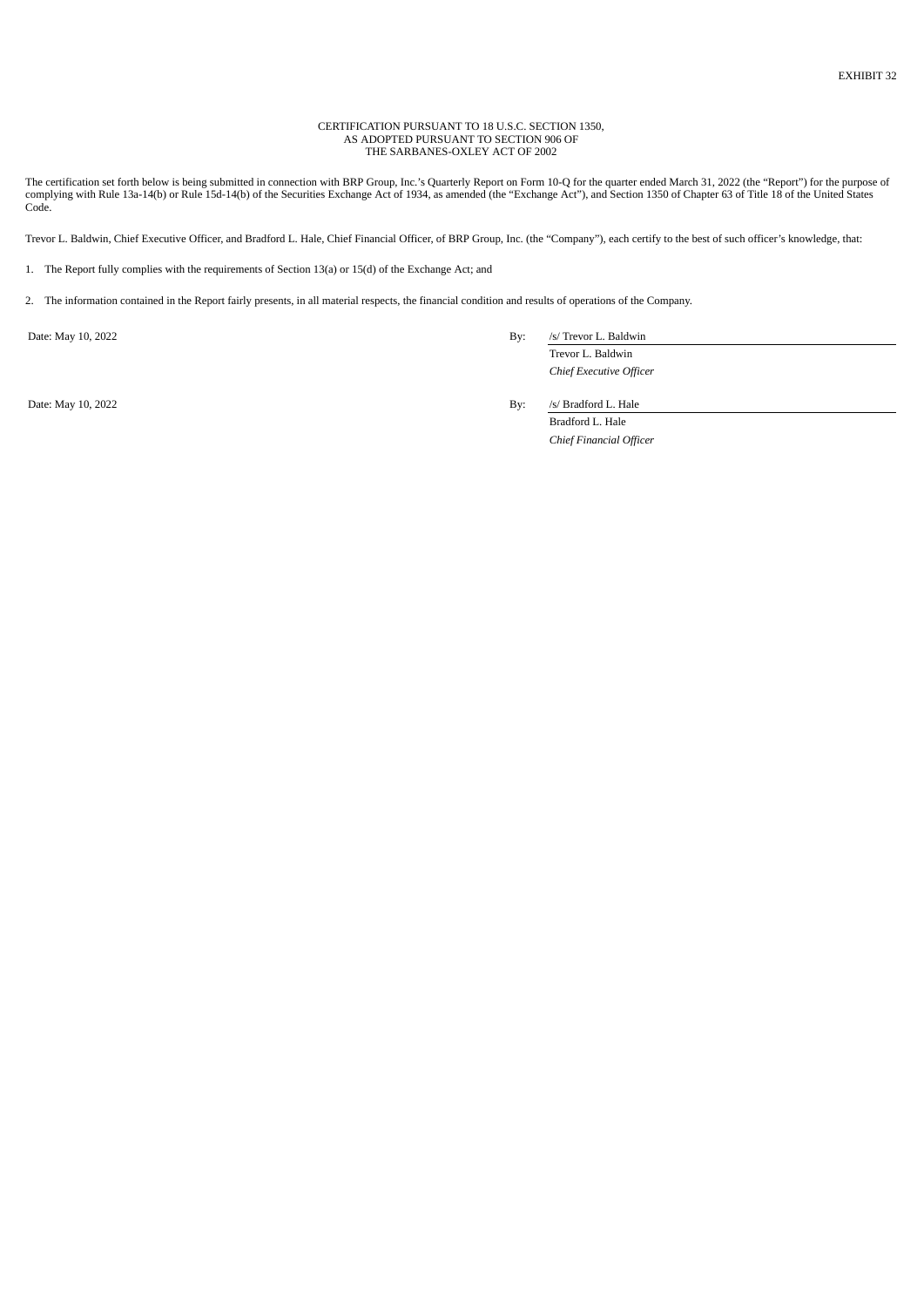EXHIBIT 32

CERTIFICATION PURSUANT TO 18 U.S.C. SECTION 1350,
AS ADOPTED PURSUANT TO SECTION 906 OF
THE SARBANES-OXLEY ACT OF 2002

The certification set forth below is being submitted in connection with BRP Group, Inc.'s Quarterly Report on Form 10-Q for the quarter ended March 31, 2022 (the "Report") for the purpose of complying with Rule 13a-14(b) or Rule 15d-14(b) of the Securities Exchange Act of 1934, as amended (the "Exchange Act"), and Section 1350 of Chapter 63 of Title 18 of the United States Code.

Trevor L. Baldwin, Chief Executive Officer, and Bradford L. Hale, Chief Financial Officer, of BRP Group, Inc. (the "Company"), each certify to the best of such officer's knowledge, that:

1. The Report fully complies with the requirements of Section 13(a) or 15(d) of the Exchange Act; and

2. The information contained in the Report fairly presents, in all material respects, the financial condition and results of operations of the Company.

| | | |
|---|---|---|
| Date: May 10, 2022 | By: | /s/ Trevor L. Baldwin |
| | | Trevor L. Baldwin |
| | | *Chief Executive Officer* |
| Date: May 10, 2022 | By: | /s/ Bradford L. Hale |
| | | Bradford L. Hale |
| | | *Chief Financial Officer* |